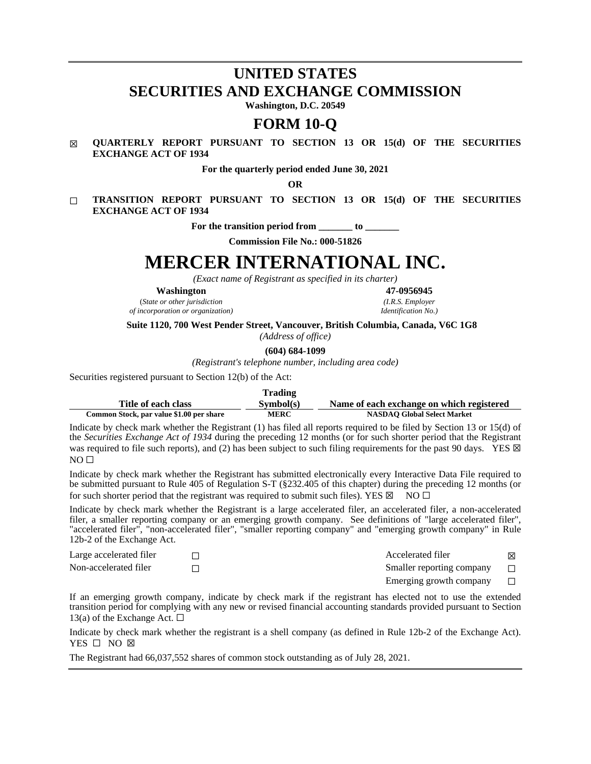# UNITED STATES
# SECURITIES AND EXCHANGE COMMISSION

**Washington, D.C. 20549**

# FORM 10-Q

☒ **QUARTERLY REPORT PURSUANT TO SECTION 13 OR 15(d) OF THE SECURITIES EXCHANGE ACT OF 1934**

**For the quarterly period ended June 30, 2021**

**OR**

☐ **TRANSITION REPORT PURSUANT TO SECTION 13 OR 15(d) OF THE SECURITIES EXCHANGE ACT OF 1934**

**For the transition period from _______ to _______**

**Commission File No.: 000-51826**

# MERCER INTERNATIONAL INC.

*(Exact name of Registrant as specified in its charter)*

| **Washington** | **47-0956945** |
|---|---|
| (*State or other jurisdiction of incorporation or organization)* | *(I.R.S. Employer Identification No.)* |

**Suite 1120, 700 West Pender Street, Vancouver, British Columbia, Canada, V6C 1G8**

*(Address of office)*

**(604) 684-1099**

*(Registrant's telephone number, including area code)*

Securities registered pursuant to Section 12(b) of the Act:

| Title of each class | Trading Symbol(s) | Name of each exchange on which registered |
|---|---|---|
| Common Stock, par value $1.00 per share | MERC | NASDAQ Global Select Market |

Indicate by check mark whether the Registrant (1) has filed all reports required to be filed by Section 13 or 15(d) of the *Securities Exchange Act of 1934* during the preceding 12 months (or for such shorter period that the Registrant was required to file such reports), and (2) has been subject to such filing requirements for the past 90 days. YES ☒ NO ☐

Indicate by check mark whether the Registrant has submitted electronically every Interactive Data File required to be submitted pursuant to Rule 405 of Regulation S-T (§232.405 of this chapter) during the preceding 12 months (or for such shorter period that the registrant was required to submit such files). YES ☒ NO ☐

Indicate by check mark whether the Registrant is a large accelerated filer, an accelerated filer, a non-accelerated filer, a smaller reporting company or an emerging growth company. See definitions of "large accelerated filer", "accelerated filer", "non-accelerated filer", "smaller reporting company" and "emerging growth company" in Rule 12b-2 of the Exchange Act.

| | | | |
|---|---|---|---|
| Large accelerated filer | ☐ | Accelerated filer | ☒ |
| Non-accelerated filer | ☐ | Smaller reporting company | ☐ |
| | | Emerging growth company | ☐ |

If an emerging growth company, indicate by check mark if the registrant has elected not to use the extended transition period for complying with any new or revised financial accounting standards provided pursuant to Section 13(a) of the Exchange Act. ☐

Indicate by check mark whether the registrant is a shell company (as defined in Rule 12b-2 of the Exchange Act). YES ☐ NO ☒

The Registrant had 66,037,552 shares of common stock outstanding as of July 28, 2021.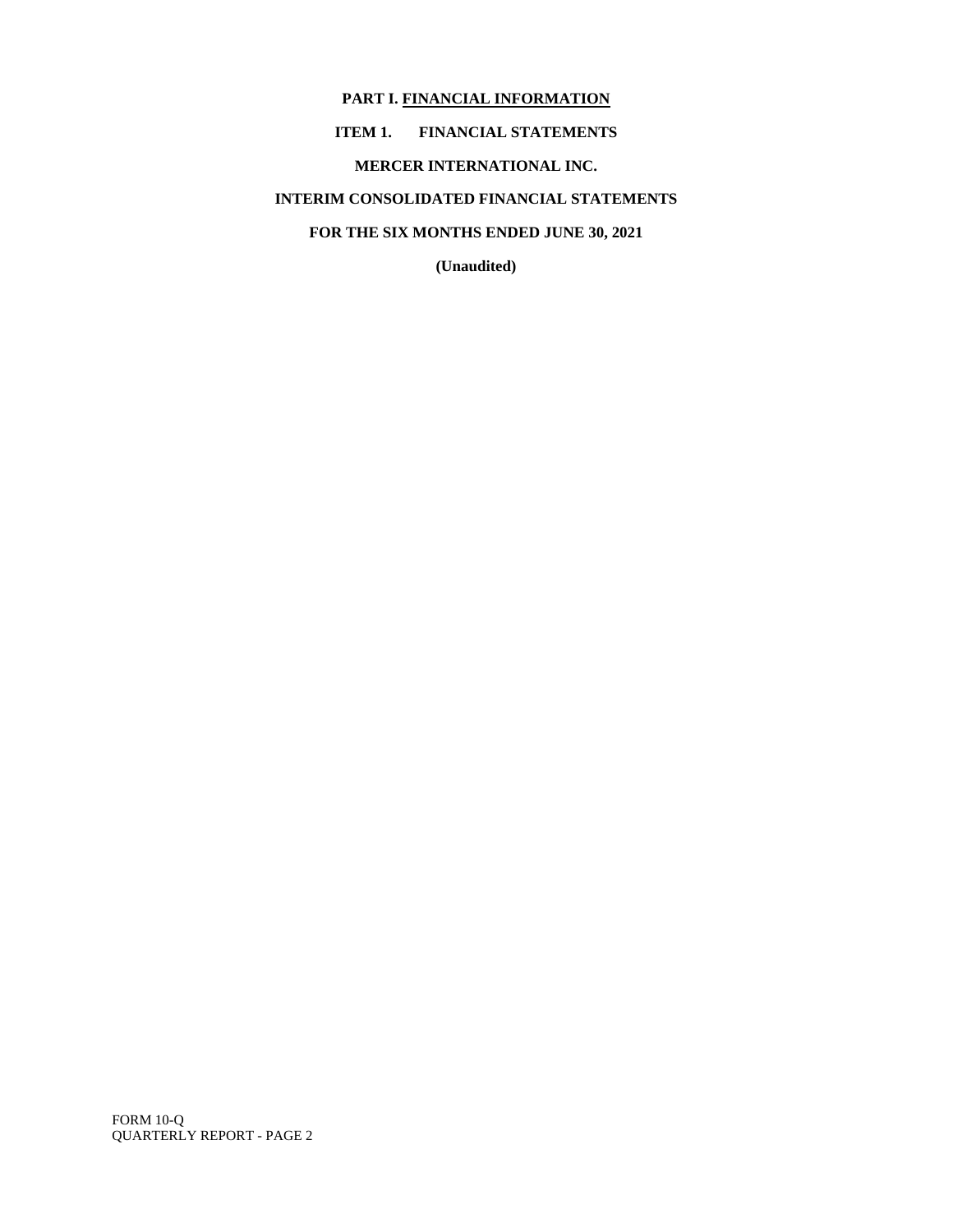# PART I. FINANCIAL INFORMATION

## ITEM 1. FINANCIAL STATEMENTS

**MERCER INTERNATIONAL INC.**

**INTERIM CONSOLIDATED FINANCIAL STATEMENTS**

**FOR THE SIX MONTHS ENDED JUNE 30, 2021**

**(Unaudited)**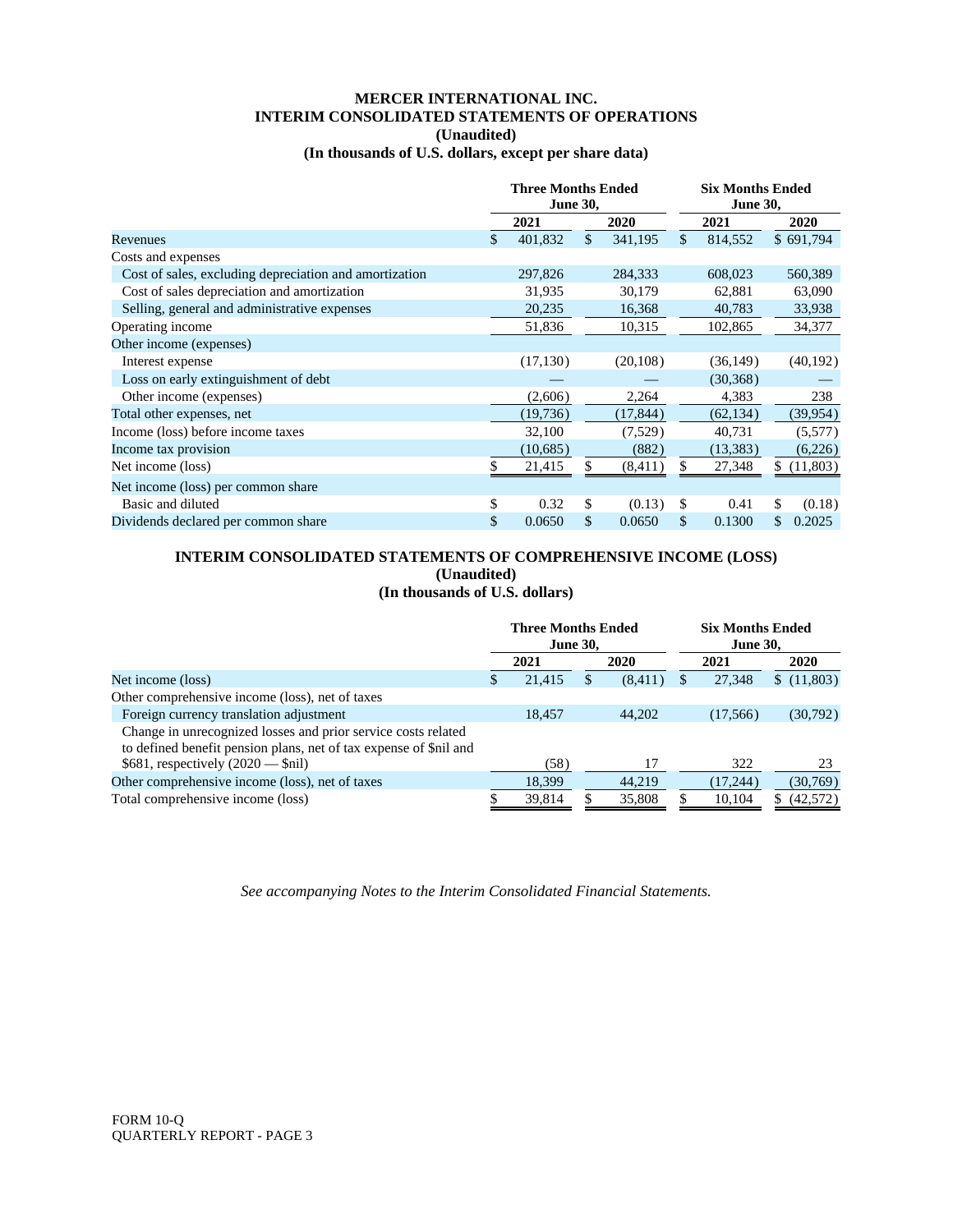# MERCER INTERNATIONAL INC.

## INTERIM CONSOLIDATED STATEMENTS OF OPERATIONS

**(Unaudited)**

**(In thousands of U.S. dollars, except per share data)**

| | Three Months Ended June 30, | | Six Months Ended June 30, | |
|---|---|---|---|---|
| | 2021 | 2020 | 2021 | 2020 |
| Revenues | $ 401,832 | $ 341,195 | $ 814,552 | $ 691,794 |
| Costs and expenses | | | | |
| Cost of sales, excluding depreciation and amortization | 297,826 | 284,333 | 608,023 | 560,389 |
| Cost of sales depreciation and amortization | 31,935 | 30,179 | 62,881 | 63,090 |
| Selling, general and administrative expenses | 20,235 | 16,368 | 40,783 | 33,938 |
| Operating income | 51,836 | 10,315 | 102,865 | 34,377 |
| Other income (expenses) | | | | |
| Interest expense | (17,130) | (20,108) | (36,149) | (40,192) |
| Loss on early extinguishment of debt | — | — | (30,368) | — |
| Other income (expenses) | (2,606) | 2,264 | 4,383 | 238 |
| Total other expenses, net | (19,736) | (17,844) | (62,134) | (39,954) |
| Income (loss) before income taxes | 32,100 | (7,529) | 40,731 | (5,577) |
| Income tax provision | (10,685) | (882) | (13,383) | (6,226) |
| Net income (loss) | $ 21,415 | $ (8,411) | $ 27,348 | $ (11,803) |
| Net income (loss) per common share | | | | |
| Basic and diluted | $ 0.32 | $ (0.13) | $ 0.41 | $ (0.18) |
| Dividends declared per common share | $ 0.0650 | $ 0.0650 | $ 0.1300 | $ 0.2025 |

## INTERIM CONSOLIDATED STATEMENTS OF COMPREHENSIVE INCOME (LOSS)

**(Unaudited)**

**(In thousands of U.S. dollars)**

| | Three Months Ended June 30, | | Six Months Ended June 30, | |
|---|---|---|---|---|
| | 2021 | 2020 | 2021 | 2020 |
| Net income (loss) | $ 21,415 | $ (8,411) | $ 27,348 | $ (11,803) |
| Other comprehensive income (loss), net of taxes | | | | |
| Foreign currency translation adjustment | 18,457 | 44,202 | (17,566) | (30,792) |
| Change in unrecognized losses and prior service costs related to defined benefit pension plans, net of tax expense of $nil and $681, respectively (2020 — $nil) | (58) | 17 | 322 | 23 |
| Other comprehensive income (loss), net of taxes | 18,399 | 44,219 | (17,244) | (30,769) |
| Total comprehensive income (loss) | $ 39,814 | $ 35,808 | $ 10,104 | $ (42,572) |

*See accompanying Notes to the Interim Consolidated Financial Statements.*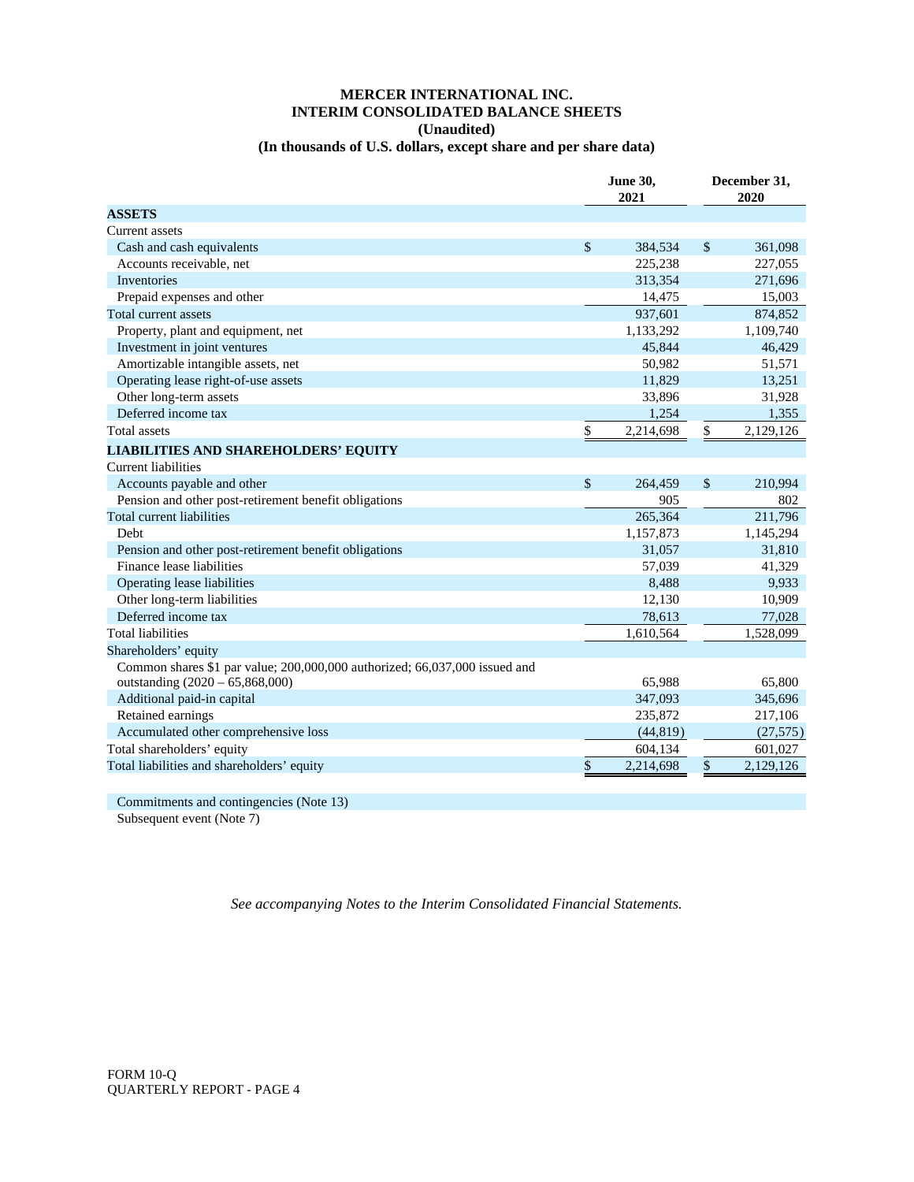# MERCER INTERNATIONAL INC.
## INTERIM CONSOLIDATED BALANCE SHEETS
### (Unaudited)
### (In thousands of U.S. dollars, except share and per share data)

| | June 30, 2021 | December 31, 2020 |
|---|---|---|
| **ASSETS** | | |
| Current assets | | |
| Cash and cash equivalents | $ 384,534 | $ 361,098 |
| Accounts receivable, net | 225,238 | 227,055 |
| Inventories | 313,354 | 271,696 |
| Prepaid expenses and other | 14,475 | 15,003 |
| Total current assets | 937,601 | 874,852 |
| Property, plant and equipment, net | 1,133,292 | 1,109,740 |
| Investment in joint ventures | 45,844 | 46,429 |
| Amortizable intangible assets, net | 50,982 | 51,571 |
| Operating lease right-of-use assets | 11,829 | 13,251 |
| Other long-term assets | 33,896 | 31,928 |
| Deferred income tax | 1,254 | 1,355 |
| Total assets | $ 2,214,698 | $ 2,129,126 |
| **LIABILITIES AND SHAREHOLDERS' EQUITY** | | |
| Current liabilities | | |
| Accounts payable and other | $ 264,459 | $ 210,994 |
| Pension and other post-retirement benefit obligations | 905 | 802 |
| Total current liabilities | 265,364 | 211,796 |
| Debt | 1,157,873 | 1,145,294 |
| Pension and other post-retirement benefit obligations | 31,057 | 31,810 |
| Finance lease liabilities | 57,039 | 41,329 |
| Operating lease liabilities | 8,488 | 9,933 |
| Other long-term liabilities | 12,130 | 10,909 |
| Deferred income tax | 78,613 | 77,028 |
| Total liabilities | 1,610,564 | 1,528,099 |
| Shareholders' equity | | |
| Common shares $1 par value; 200,000,000 authorized; 66,037,000 issued and outstanding (2020 – 65,868,000) | 65,988 | 65,800 |
| Additional paid-in capital | 347,093 | 345,696 |
| Retained earnings | 235,872 | 217,106 |
| Accumulated other comprehensive loss | (44,819) | (27,575) |
| Total shareholders' equity | 604,134 | 601,027 |
| Total liabilities and shareholders' equity | $ 2,214,698 | $ 2,129,126 |

Commitments and contingencies (Note 13)

Subsequent event (Note 7)

*See accompanying Notes to the Interim Consolidated Financial Statements.*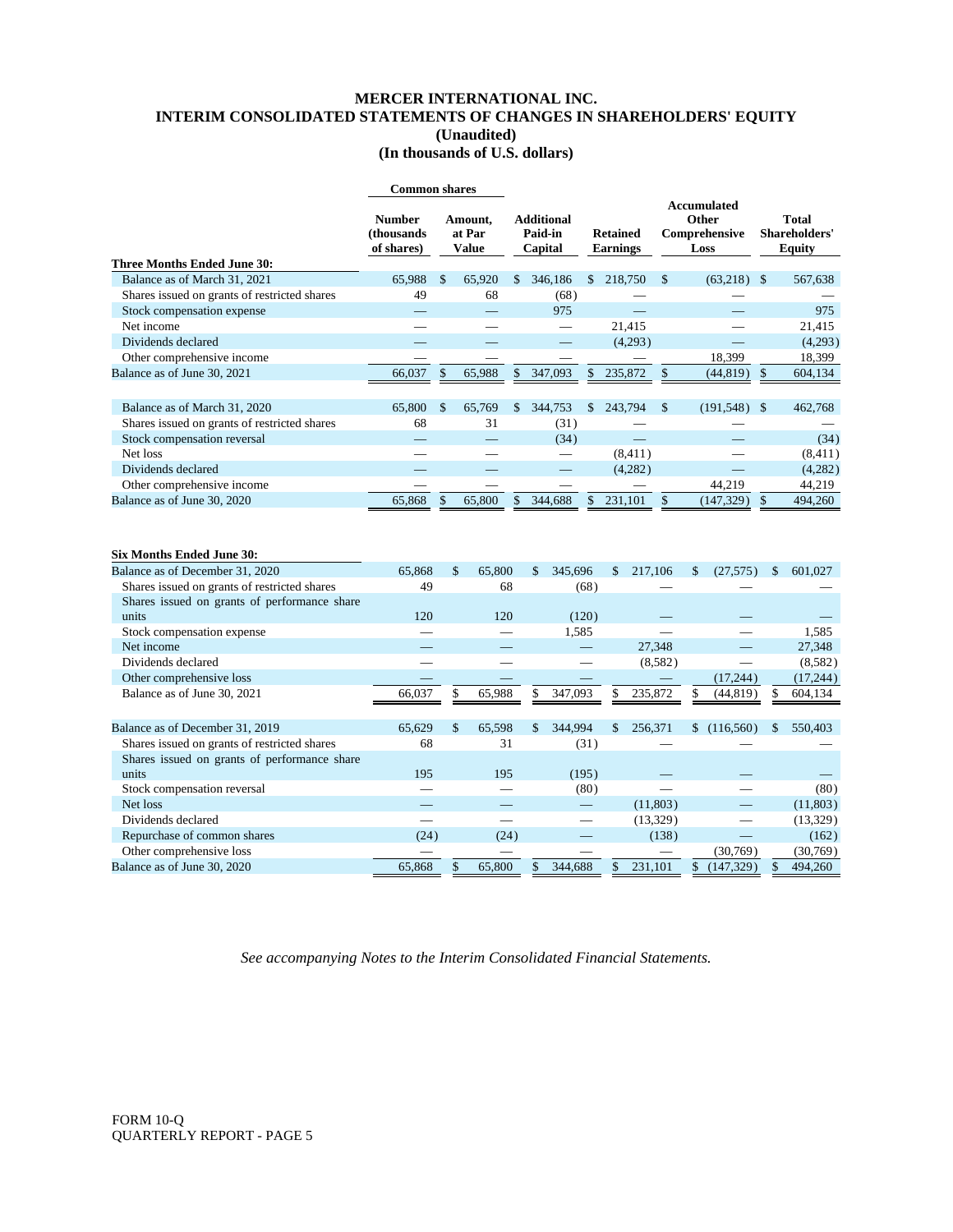# MERCER INTERNATIONAL INC.
## INTERIM CONSOLIDATED STATEMENTS OF CHANGES IN SHAREHOLDERS' EQUITY
### (Unaudited)
### (In thousands of U.S. dollars)

| | Common shares | | | | | |
|---|---|---|---|---|---|---|
| | Number (thousands of shares) | Amount, at Par Value | Additional Paid-in Capital | Retained Earnings | Accumulated Other Comprehensive Loss | Total Shareholders' Equity |
| **Three Months Ended June 30:** | | | | | | |
| Balance as of March 31, 2021 | 65,988 | $ 65,920 | $ 346,186 | $ 218,750 | $ (63,218) | $ 567,638 |
| Shares issued on grants of restricted shares | 49 | 68 | (68) | — | — | — |
| Stock compensation expense | — | — | 975 | — | — | 975 |
| Net income | — | — | — | 21,415 | — | 21,415 |
| Dividends declared | — | — | — | (4,293) | — | (4,293) |
| Other comprehensive income | — | — | — | — | 18,399 | 18,399 |
| Balance as of June 30, 2021 | 66,037 | $ 65,988 | $ 347,093 | $ 235,872 | $ (44,819) | $ 604,134 |
| | | | | | | |
| Balance as of March 31, 2020 | 65,800 | $ 65,769 | $ 344,753 | $ 243,794 | $ (191,548) | $ 462,768 |
| Shares issued on grants of restricted shares | 68 | 31 | (31) | — | — | — |
| Stock compensation reversal | — | — | (34) | — | — | (34) |
| Net loss | — | — | — | (8,411) | — | (8,411) |
| Dividends declared | — | — | — | (4,282) | — | (4,282) |
| Other comprehensive income | — | — | — | — | 44,219 | 44,219 |
| Balance as of June 30, 2020 | 65,868 | $ 65,800 | $ 344,688 | $ 231,101 | $ (147,329) | $ 494,260 |
| | | | | | | |
| **Six Months Ended June 30:** | | | | | | |
| Balance as of December 31, 2020 | 65,868 | $ 65,800 | $ 345,696 | $ 217,106 | $ (27,575) | $ 601,027 |
| Shares issued on grants of restricted shares | 49 | 68 | (68) | — | — | — |
| Shares issued on grants of performance share units | 120 | 120 | (120) | — | — | — |
| Stock compensation expense | — | — | 1,585 | — | — | 1,585 |
| Net income | — | — | — | 27,348 | — | 27,348 |
| Dividends declared | — | — | — | (8,582) | — | (8,582) |
| Other comprehensive loss | — | — | — | — | (17,244) | (17,244) |
| Balance as of June 30, 2021 | 66,037 | $ 65,988 | $ 347,093 | $ 235,872 | $ (44,819) | $ 604,134 |
| | | | | | | |
| Balance as of December 31, 2019 | 65,629 | $ 65,598 | $ 344,994 | $ 256,371 | $ (116,560) | $ 550,403 |
| Shares issued on grants of restricted shares | 68 | 31 | (31) | — | — | — |
| Shares issued on grants of performance share units | 195 | 195 | (195) | — | — | — |
| Stock compensation reversal | — | — | (80) | — | — | (80) |
| Net loss | — | — | — | (11,803) | — | (11,803) |
| Dividends declared | — | — | — | (13,329) | — | (13,329) |
| Repurchase of common shares | (24) | (24) | — | (138) | — | (162) |
| Other comprehensive loss | — | — | — | — | (30,769) | (30,769) |
| Balance as of June 30, 2020 | 65,868 | $ 65,800 | $ 344,688 | $ 231,101 | $ (147,329) | $ 494,260 |

*See accompanying Notes to the Interim Consolidated Financial Statements.*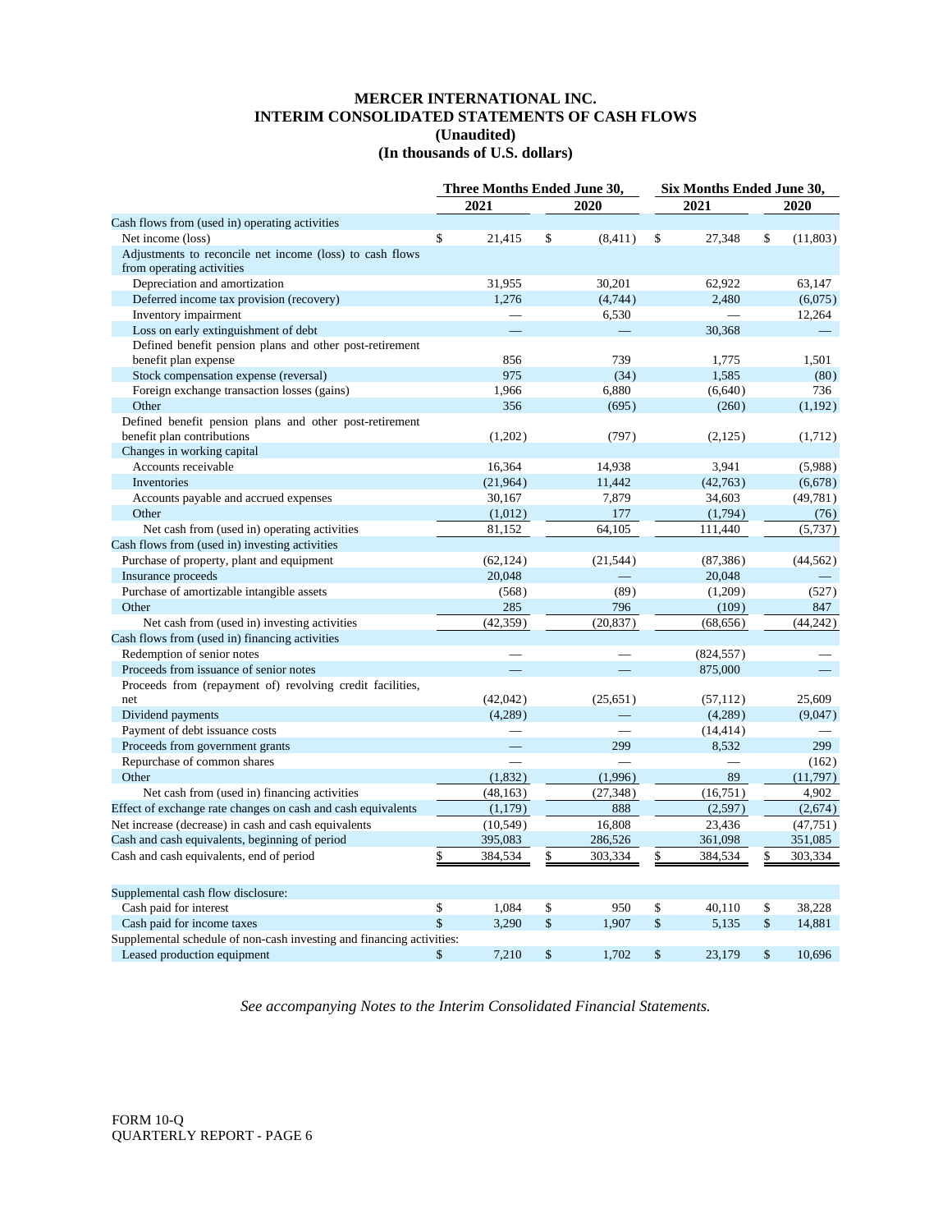# MERCER INTERNATIONAL INC.
## INTERIM CONSOLIDATED STATEMENTS OF CASH FLOWS
### (Unaudited)
### (In thousands of U.S. dollars)

| | Three Months Ended June 30, | | Six Months Ended June 30, | |
|---|---|---|---|---|
| | 2021 | 2020 | 2021 | 2020 |
| Cash flows from (used in) operating activities | | | | |
| Net income (loss) | $ 21,415 | $ (8,411) | $ 27,348 | $ (11,803) |
| Adjustments to reconcile net income (loss) to cash flows from operating activities | | | | |
| Depreciation and amortization | 31,955 | 30,201 | 62,922 | 63,147 |
| Deferred income tax provision (recovery) | 1,276 | (4,744) | 2,480 | (6,075) |
| Inventory impairment | — | 6,530 | — | 12,264 |
| Loss on early extinguishment of debt | — | — | 30,368 | — |
| Defined benefit pension plans and other post-retirement benefit plan expense | 856 | 739 | 1,775 | 1,501 |
| Stock compensation expense (reversal) | 975 | (34) | 1,585 | (80) |
| Foreign exchange transaction losses (gains) | 1,966 | 6,880 | (6,640) | 736 |
| Other | 356 | (695) | (260) | (1,192) |
| Defined benefit pension plans and other post-retirement benefit plan contributions | (1,202) | (797) | (2,125) | (1,712) |
| Changes in working capital | | | | |
| Accounts receivable | 16,364 | 14,938 | 3,941 | (5,988) |
| Inventories | (21,964) | 11,442 | (42,763) | (6,678) |
| Accounts payable and accrued expenses | 30,167 | 7,879 | 34,603 | (49,781) |
| Other | (1,012) | 177 | (1,794) | (76) |
| Net cash from (used in) operating activities | 81,152 | 64,105 | 111,440 | (5,737) |
| Cash flows from (used in) investing activities | | | | |
| Purchase of property, plant and equipment | (62,124) | (21,544) | (87,386) | (44,562) |
| Insurance proceeds | 20,048 | — | 20,048 | — |
| Purchase of amortizable intangible assets | (568) | (89) | (1,209) | (527) |
| Other | 285 | 796 | (109) | 847 |
| Net cash from (used in) investing activities | (42,359) | (20,837) | (68,656) | (44,242) |
| Cash flows from (used in) financing activities | | | | |
| Redemption of senior notes | — | — | (824,557) | — |
| Proceeds from issuance of senior notes | — | — | 875,000 | — |
| Proceeds from (repayment of) revolving credit facilities, net | (42,042) | (25,651) | (57,112) | 25,609 |
| Dividend payments | (4,289) | — | (4,289) | (9,047) |
| Payment of debt issuance costs | — | — | (14,414) | — |
| Proceeds from government grants | — | 299 | 8,532 | 299 |
| Repurchase of common shares | — | — | — | (162) |
| Other | (1,832) | (1,996) | 89 | (11,797) |
| Net cash from (used in) financing activities | (48,163) | (27,348) | (16,751) | 4,902 |
| Effect of exchange rate changes on cash and cash equivalents | (1,179) | 888 | (2,597) | (2,674) |
| Net increase (decrease) in cash and cash equivalents | (10,549) | 16,808 | 23,436 | (47,751) |
| Cash and cash equivalents, beginning of period | 395,083 | 286,526 | 361,098 | 351,085 |
| Cash and cash equivalents, end of period | $ 384,534 | $ 303,334 | $ 384,534 | $ 303,334 |
| | | | | |
| Supplemental cash flow disclosure: | | | | |
| Cash paid for interest | $ 1,084 | $ 950 | $ 40,110 | $ 38,228 |
| Cash paid for income taxes | $ 3,290 | $ 1,907 | $ 5,135 | $ 14,881 |
| Supplemental schedule of non-cash investing and financing activities: | | | | |
| Leased production equipment | $ 7,210 | $ 1,702 | $ 23,179 | $ 10,696 |

*See accompanying Notes to the Interim Consolidated Financial Statements.*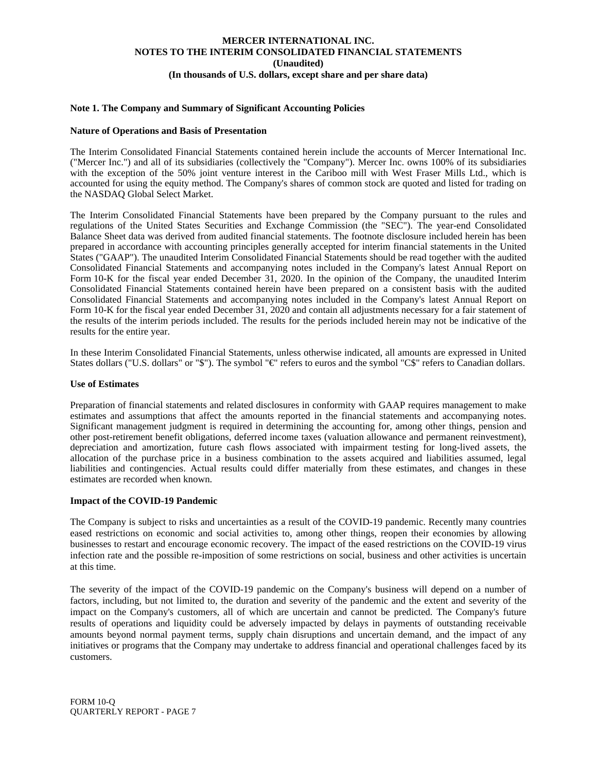**MERCER INTERNATIONAL INC.**
**NOTES TO THE INTERIM CONSOLIDATED FINANCIAL STATEMENTS**
**(Unaudited)**
**(In thousands of U.S. dollars, except share and per share data)**

### Note 1. The Company and Summary of Significant Accounting Policies

#### Nature of Operations and Basis of Presentation

The Interim Consolidated Financial Statements contained herein include the accounts of Mercer International Inc. ("Mercer Inc.") and all of its subsidiaries (collectively the "Company"). Mercer Inc. owns 100% of its subsidiaries with the exception of the 50% joint venture interest in the Cariboo mill with West Fraser Mills Ltd., which is accounted for using the equity method. The Company's shares of common stock are quoted and listed for trading on the NASDAQ Global Select Market.

The Interim Consolidated Financial Statements have been prepared by the Company pursuant to the rules and regulations of the United States Securities and Exchange Commission (the "SEC"). The year-end Consolidated Balance Sheet data was derived from audited financial statements. The footnote disclosure included herein has been prepared in accordance with accounting principles generally accepted for interim financial statements in the United States ("GAAP"). The unaudited Interim Consolidated Financial Statements should be read together with the audited Consolidated Financial Statements and accompanying notes included in the Company's latest Annual Report on Form 10-K for the fiscal year ended December 31, 2020. In the opinion of the Company, the unaudited Interim Consolidated Financial Statements contained herein have been prepared on a consistent basis with the audited Consolidated Financial Statements and accompanying notes included in the Company's latest Annual Report on Form 10-K for the fiscal year ended December 31, 2020 and contain all adjustments necessary for a fair statement of the results of the interim periods included. The results for the periods included herein may not be indicative of the results for the entire year.

In these Interim Consolidated Financial Statements, unless otherwise indicated, all amounts are expressed in United States dollars ("U.S. dollars" or "$"). The symbol "€" refers to euros and the symbol "C$" refers to Canadian dollars.

#### Use of Estimates

Preparation of financial statements and related disclosures in conformity with GAAP requires management to make estimates and assumptions that affect the amounts reported in the financial statements and accompanying notes. Significant management judgment is required in determining the accounting for, among other things, pension and other post-retirement benefit obligations, deferred income taxes (valuation allowance and permanent reinvestment), depreciation and amortization, future cash flows associated with impairment testing for long-lived assets, the allocation of the purchase price in a business combination to the assets acquired and liabilities assumed, legal liabilities and contingencies. Actual results could differ materially from these estimates, and changes in these estimates are recorded when known.

#### Impact of the COVID-19 Pandemic

The Company is subject to risks and uncertainties as a result of the COVID-19 pandemic. Recently many countries eased restrictions on economic and social activities to, among other things, reopen their economies by allowing businesses to restart and encourage economic recovery. The impact of the eased restrictions on the COVID-19 virus infection rate and the possible re-imposition of some restrictions on social, business and other activities is uncertain at this time.

The severity of the impact of the COVID-19 pandemic on the Company's business will depend on a number of factors, including, but not limited to, the duration and severity of the pandemic and the extent and severity of the impact on the Company's customers, all of which are uncertain and cannot be predicted. The Company's future results of operations and liquidity could be adversely impacted by delays in payments of outstanding receivable amounts beyond normal payment terms, supply chain disruptions and uncertain demand, and the impact of any initiatives or programs that the Company may undertake to address financial and operational challenges faced by its customers.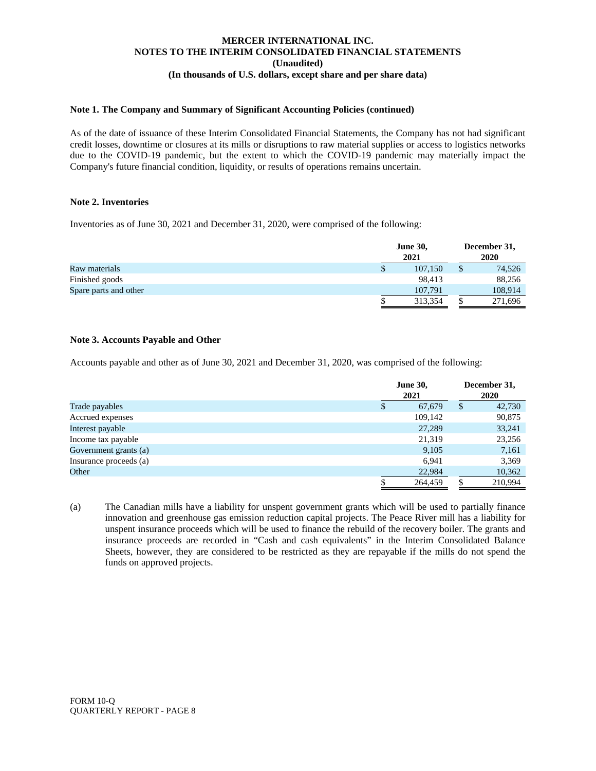## Note 1. The Company and Summary of Significant Accounting Policies (continued)

As of the date of issuance of these Interim Consolidated Financial Statements, the Company has not had significant credit losses, downtime or closures at its mills or disruptions to raw material supplies or access to logistics networks due to the COVID-19 pandemic, but the extent to which the COVID-19 pandemic may materially impact the Company's future financial condition, liquidity, or results of operations remains uncertain.

## Note 2. Inventories

Inventories as of June 30, 2021 and December 31, 2020, were comprised of the following:

| | June 30, 2021 | December 31, 2020 |
|---|---|---|
| Raw materials | $ 107,150 | $ 74,526 |
| Finished goods | 98,413 | 88,256 |
| Spare parts and other | 107,791 | 108,914 |
| | $ 313,354 | $ 271,696 |

## Note 3. Accounts Payable and Other

Accounts payable and other as of June 30, 2021 and December 31, 2020, was comprised of the following:

| | June 30, 2021 | December 31, 2020 |
|---|---|---|
| Trade payables | $ 67,679 | $ 42,730 |
| Accrued expenses | 109,142 | 90,875 |
| Interest payable | 27,289 | 33,241 |
| Income tax payable | 21,319 | 23,256 |
| Government grants (a) | 9,105 | 7,161 |
| Insurance proceeds (a) | 6,941 | 3,369 |
| Other | 22,984 | 10,362 |
| | $ 264,459 | $ 210,994 |

(a) The Canadian mills have a liability for unspent government grants which will be used to partially finance innovation and greenhouse gas emission reduction capital projects. The Peace River mill has a liability for unspent insurance proceeds which will be used to finance the rebuild of the recovery boiler. The grants and insurance proceeds are recorded in "Cash and cash equivalents" in the Interim Consolidated Balance Sheets, however, they are considered to be restricted as they are repayable if the mills do not spend the funds on approved projects.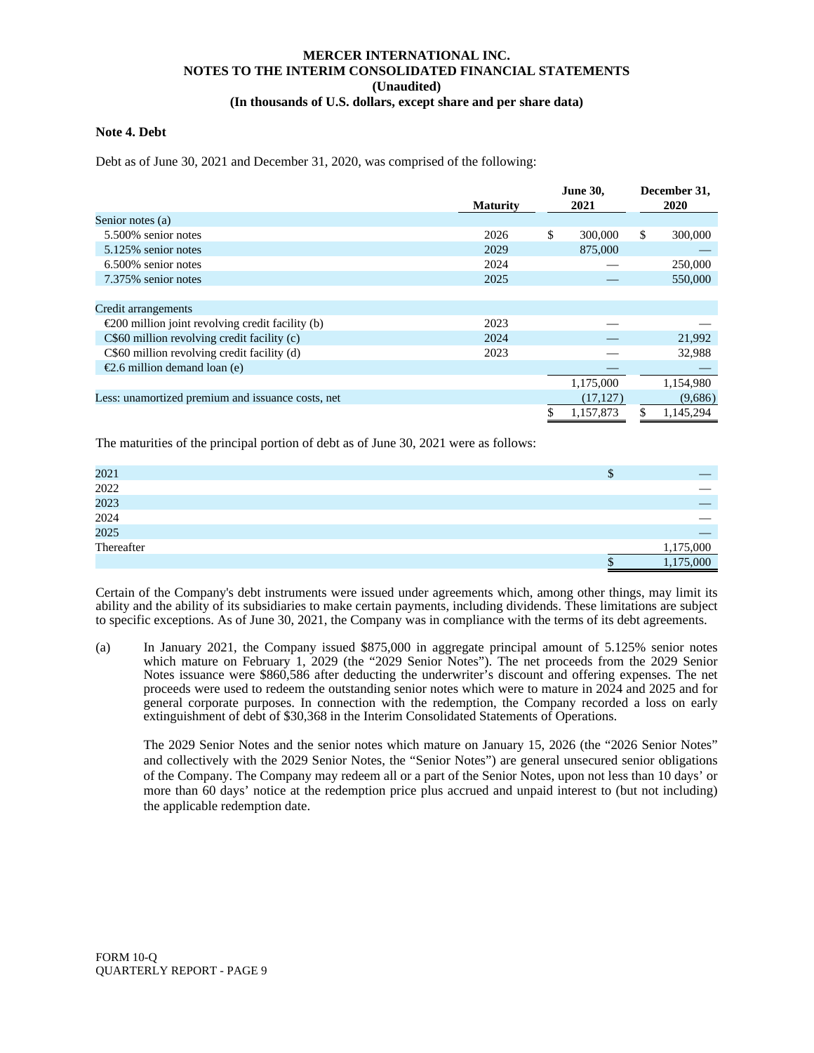**MERCER INTERNATIONAL INC.**
**NOTES TO THE INTERIM CONSOLIDATED FINANCIAL STATEMENTS**
**(Unaudited)**
**(In thousands of U.S. dollars, except share and per share data)**

**Note 4. Debt**

Debt as of June 30, 2021 and December 31, 2020, was comprised of the following:

| | Maturity | June 30, 2021 | December 31, 2020 |
|---|---|---|---|
| Senior notes (a) | | | |
| 5.500% senior notes | 2026 | $ 300,000 | $ 300,000 |
| 5.125% senior notes | 2029 | 875,000 | — |
| 6.500% senior notes | 2024 | — | 250,000 |
| 7.375% senior notes | 2025 | — | 550,000 |
| | | | |
| Credit arrangements | | | |
| €200 million joint revolving credit facility (b) | 2023 | — | — |
| C$60 million revolving credit facility (c) | 2024 | — | 21,992 |
| C$60 million revolving credit facility (d) | 2023 | — | 32,988 |
| €2.6 million demand loan (e) | | — | — |
| | | 1,175,000 | 1,154,980 |
| Less: unamortized premium and issuance costs, net | | (17,127) | (9,686) |
| | | $ 1,157,873 | $ 1,145,294 |

The maturities of the principal portion of debt as of June 30, 2021 were as follows:

| | |
|---|---|
| 2021 | $ — |
| 2022 | — |
| 2023 | — |
| 2024 | — |
| 2025 | — |
| Thereafter | 1,175,000 |
| | $ 1,175,000 |

Certain of the Company's debt instruments were issued under agreements which, among other things, may limit its ability and the ability of its subsidiaries to make certain payments, including dividends. These limitations are subject to specific exceptions. As of June 30, 2021, the Company was in compliance with the terms of its debt agreements.

(a) In January 2021, the Company issued $875,000 in aggregate principal amount of 5.125% senior notes which mature on February 1, 2029 (the "2029 Senior Notes"). The net proceeds from the 2029 Senior Notes issuance were $860,586 after deducting the underwriter's discount and offering expenses. The net proceeds were used to redeem the outstanding senior notes which were to mature in 2024 and 2025 and for general corporate purposes. In connection with the redemption, the Company recorded a loss on early extinguishment of debt of $30,368 in the Interim Consolidated Statements of Operations.

The 2029 Senior Notes and the senior notes which mature on January 15, 2026 (the "2026 Senior Notes" and collectively with the 2029 Senior Notes, the "Senior Notes") are general unsecured senior obligations of the Company. The Company may redeem all or a part of the Senior Notes, upon not less than 10 days' or more than 60 days' notice at the redemption price plus accrued and unpaid interest to (but not including) the applicable redemption date.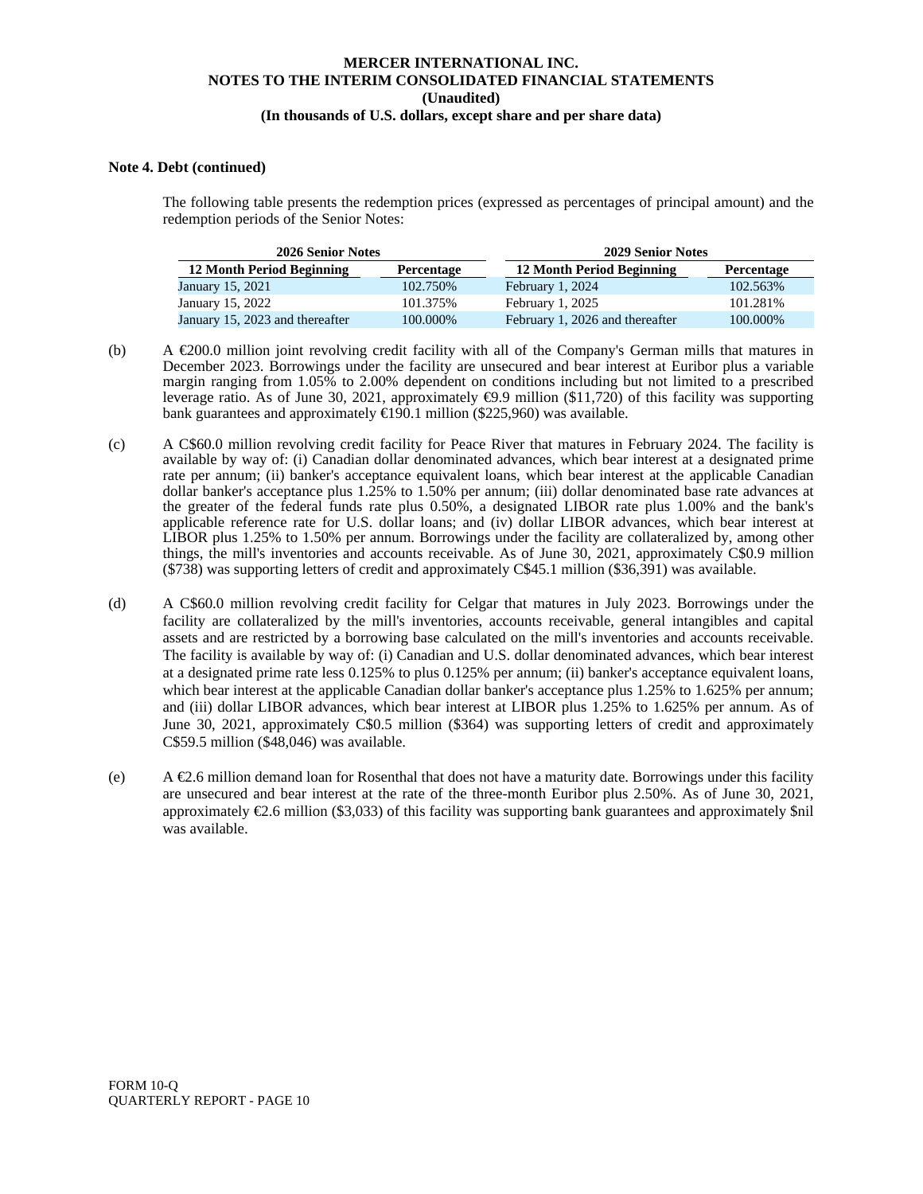**Note 4. Debt (continued)**

The following table presents the redemption prices (expressed as percentages of principal amount) and the redemption periods of the Senior Notes:

| 2026 Senior Notes | | 2029 Senior Notes | |
|---|---|---|---|
| **12 Month Period Beginning** | **Percentage** | **12 Month Period Beginning** | **Percentage** |
| January 15, 2021 | 102.750% | February 1, 2024 | 102.563% |
| January 15, 2022 | 101.375% | February 1, 2025 | 101.281% |
| January 15, 2023 and thereafter | 100.000% | February 1, 2026 and thereafter | 100.000% |

(b) A €200.0 million joint revolving credit facility with all of the Company's German mills that matures in December 2023. Borrowings under the facility are unsecured and bear interest at Euribor plus a variable margin ranging from 1.05% to 2.00% dependent on conditions including but not limited to a prescribed leverage ratio. As of June 30, 2021, approximately €9.9 million ($11,720) of this facility was supporting bank guarantees and approximately €190.1 million ($225,960) was available.

(c) A C$60.0 million revolving credit facility for Peace River that matures in February 2024. The facility is available by way of: (i) Canadian dollar denominated advances, which bear interest at a designated prime rate per annum; (ii) banker's acceptance equivalent loans, which bear interest at the applicable Canadian dollar banker's acceptance plus 1.25% to 1.50% per annum; (iii) dollar denominated base rate advances at the greater of the federal funds rate plus 0.50%, a designated LIBOR rate plus 1.00% and the bank's applicable reference rate for U.S. dollar loans; and (iv) dollar LIBOR advances, which bear interest at LIBOR plus 1.25% to 1.50% per annum. Borrowings under the facility are collateralized by, among other things, the mill's inventories and accounts receivable. As of June 30, 2021, approximately C$0.9 million ($738) was supporting letters of credit and approximately C$45.1 million ($36,391) was available.

(d) A C$60.0 million revolving credit facility for Celgar that matures in July 2023. Borrowings under the facility are collateralized by the mill's inventories, accounts receivable, general intangibles and capital assets and are restricted by a borrowing base calculated on the mill's inventories and accounts receivable. The facility is available by way of: (i) Canadian and U.S. dollar denominated advances, which bear interest at a designated prime rate less 0.125% to plus 0.125% per annum; (ii) banker's acceptance equivalent loans, which bear interest at the applicable Canadian dollar banker's acceptance plus 1.25% to 1.625% per annum; and (iii) dollar LIBOR advances, which bear interest at LIBOR plus 1.25% to 1.625% per annum. As of June 30, 2021, approximately C$0.5 million ($364) was supporting letters of credit and approximately C$59.5 million ($48,046) was available.

(e) A €2.6 million demand loan for Rosenthal that does not have a maturity date. Borrowings under this facility are unsecured and bear interest at the rate of the three-month Euribor plus 2.50%. As of June 30, 2021, approximately €2.6 million ($3,033) of this facility was supporting bank guarantees and approximately $nil was available.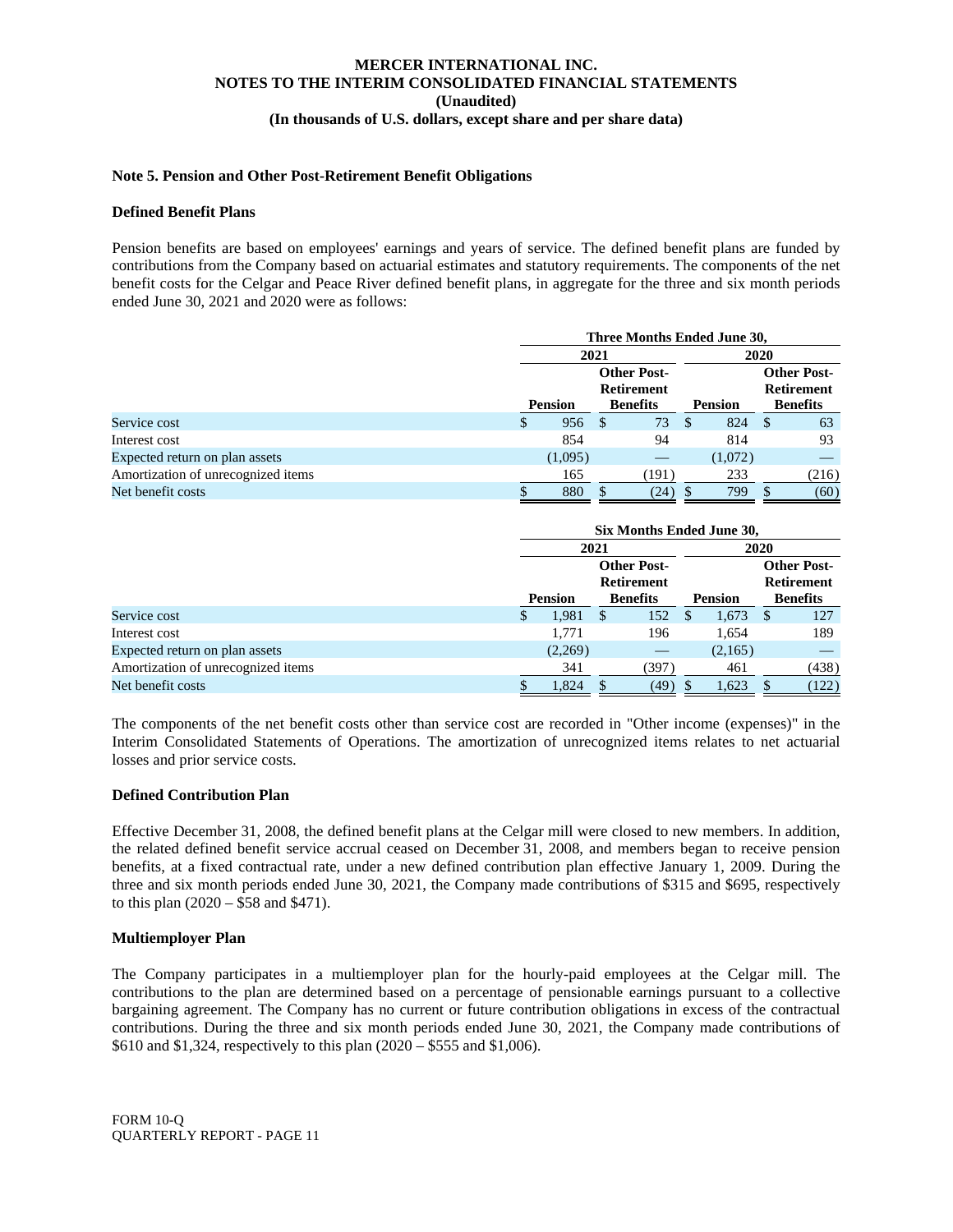**MERCER INTERNATIONAL INC.**
**NOTES TO THE INTERIM CONSOLIDATED FINANCIAL STATEMENTS**
**(Unaudited)**
**(In thousands of U.S. dollars, except share and per share data)**

### Note 5. Pension and Other Post-Retirement Benefit Obligations

#### Defined Benefit Plans

Pension benefits are based on employees' earnings and years of service. The defined benefit plans are funded by contributions from the Company based on actuarial estimates and statutory requirements. The components of the net benefit costs for the Celgar and Peace River defined benefit plans, in aggregate for the three and six month periods ended June 30, 2021 and 2020 were as follows:

| | Three Months Ended June 30, | | | |
|---|---|---|---|---|
| | 2021 | | 2020 | |
| | Pension | Other Post-Retirement Benefits | Pension | Other Post-Retirement Benefits |
| Service cost | $ 956 | $ 73 | $ 824 | $ 63 |
| Interest cost | 854 | 94 | 814 | 93 |
| Expected return on plan assets | (1,095) | — | (1,072) | — |
| Amortization of unrecognized items | 165 | (191) | 233 | (216) |
| Net benefit costs | $ 880 | $ (24) | $ 799 | $ (60) |

| | Six Months Ended June 30, | | | |
|---|---|---|---|---|
| | 2021 | | 2020 | |
| | Pension | Other Post-Retirement Benefits | Pension | Other Post-Retirement Benefits |
| Service cost | $ 1,981 | $ 152 | $ 1,673 | $ 127 |
| Interest cost | 1,771 | 196 | 1,654 | 189 |
| Expected return on plan assets | (2,269) | — | (2,165) | — |
| Amortization of unrecognized items | 341 | (397) | 461 | (438) |
| Net benefit costs | $ 1,824 | $ (49) | $ 1,623 | $ (122) |

The components of the net benefit costs other than service cost are recorded in "Other income (expenses)" in the Interim Consolidated Statements of Operations. The amortization of unrecognized items relates to net actuarial losses and prior service costs.

#### Defined Contribution Plan

Effective December 31, 2008, the defined benefit plans at the Celgar mill were closed to new members. In addition, the related defined benefit service accrual ceased on December 31, 2008, and members began to receive pension benefits, at a fixed contractual rate, under a new defined contribution plan effective January 1, 2009. During the three and six month periods ended June 30, 2021, the Company made contributions of $315 and $695, respectively to this plan (2020 – $58 and $471).

#### Multiemployer Plan

The Company participates in a multiemployer plan for the hourly-paid employees at the Celgar mill. The contributions to the plan are determined based on a percentage of pensionable earnings pursuant to a collective bargaining agreement. The Company has no current or future contribution obligations in excess of the contractual contributions. During the three and six month periods ended June 30, 2021, the Company made contributions of $610 and $1,324, respectively to this plan (2020 – $555 and $1,006).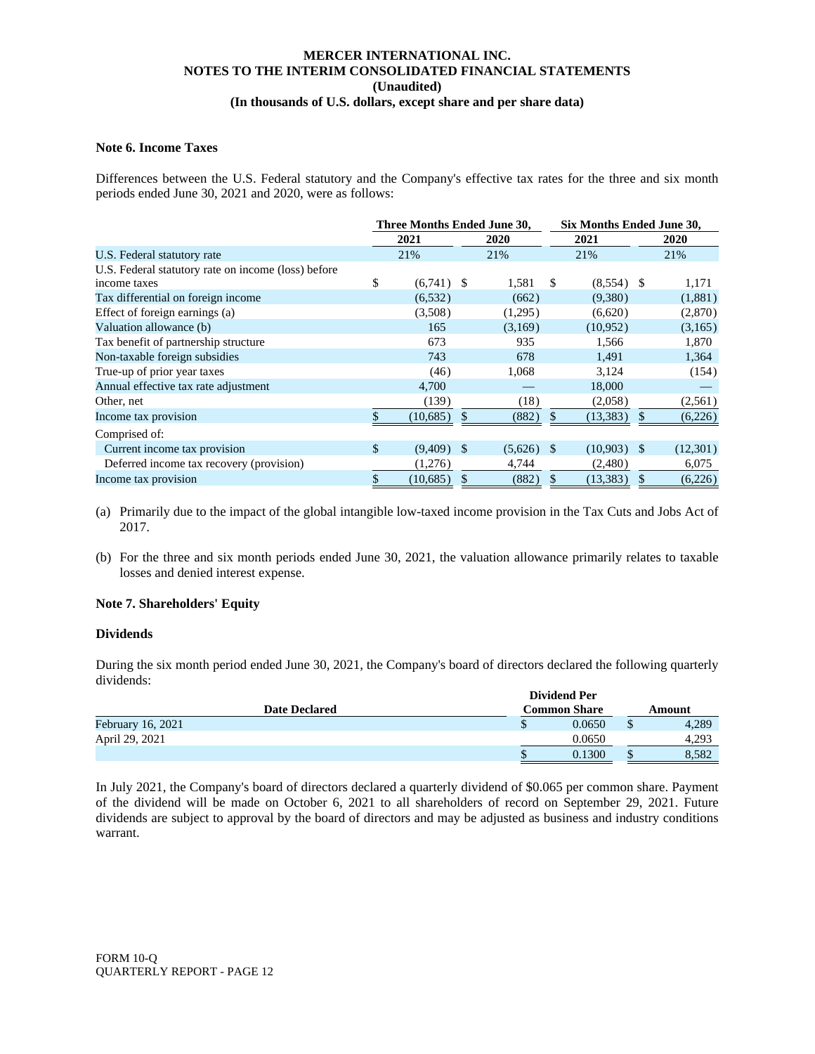**MERCER INTERNATIONAL INC.**
**NOTES TO THE INTERIM CONSOLIDATED FINANCIAL STATEMENTS**
**(Unaudited)**
**(In thousands of U.S. dollars, except share and per share data)**

**Note 6. Income Taxes**

Differences between the U.S. Federal statutory and the Company's effective tax rates for the three and six month periods ended June 30, 2021 and 2020, were as follows:

| | Three Months Ended June 30, | | Six Months Ended June 30, | |
|---|---|---|---|---|
| | 2021 | 2020 | 2021 | 2020 |
| U.S. Federal statutory rate | 21% | 21% | 21% | 21% |
| U.S. Federal statutory rate on income (loss) before income taxes | $ (6,741) | $ 1,581 | $ (8,554) | $ 1,171 |
| Tax differential on foreign income | (6,532) | (662) | (9,380) | (1,881) |
| Effect of foreign earnings (a) | (3,508) | (1,295) | (6,620) | (2,870) |
| Valuation allowance (b) | 165 | (3,169) | (10,952) | (3,165) |
| Tax benefit of partnership structure | 673 | 935 | 1,566 | 1,870 |
| Non-taxable foreign subsidies | 743 | 678 | 1,491 | 1,364 |
| True-up of prior year taxes | (46) | 1,068 | 3,124 | (154) |
| Annual effective tax rate adjustment | 4,700 | — | 18,000 | — |
| Other, net | (139) | (18) | (2,058) | (2,561) |
| Income tax provision | $ (10,685) | $ (882) | $ (13,383) | $ (6,226) |
| Comprised of: | | | | |
| Current income tax provision | $ (9,409) | $ (5,626) | $ (10,903) | $ (12,301) |
| Deferred income tax recovery (provision) | (1,276) | 4,744 | (2,480) | 6,075 |
| Income tax provision | $ (10,685) | $ (882) | $ (13,383) | $ (6,226) |

(a) Primarily due to the impact of the global intangible low-taxed income provision in the Tax Cuts and Jobs Act of 2017.

(b) For the three and six month periods ended June 30, 2021, the valuation allowance primarily relates to taxable losses and denied interest expense.

**Note 7. Shareholders' Equity**

**Dividends**

During the six month period ended June 30, 2021, the Company's board of directors declared the following quarterly dividends:

| Date Declared | Dividend Per Common Share | Amount |
|---|---|---|
| February 16, 2021 | $ 0.0650 | $ 4,289 |
| April 29, 2021 | 0.0650 | 4,293 |
| | $ 0.1300 | $ 8,582 |

In July 2021, the Company's board of directors declared a quarterly dividend of $0.065 per common share. Payment of the dividend will be made on October 6, 2021 to all shareholders of record on September 29, 2021. Future dividends are subject to approval by the board of directors and may be adjusted as business and industry conditions warrant.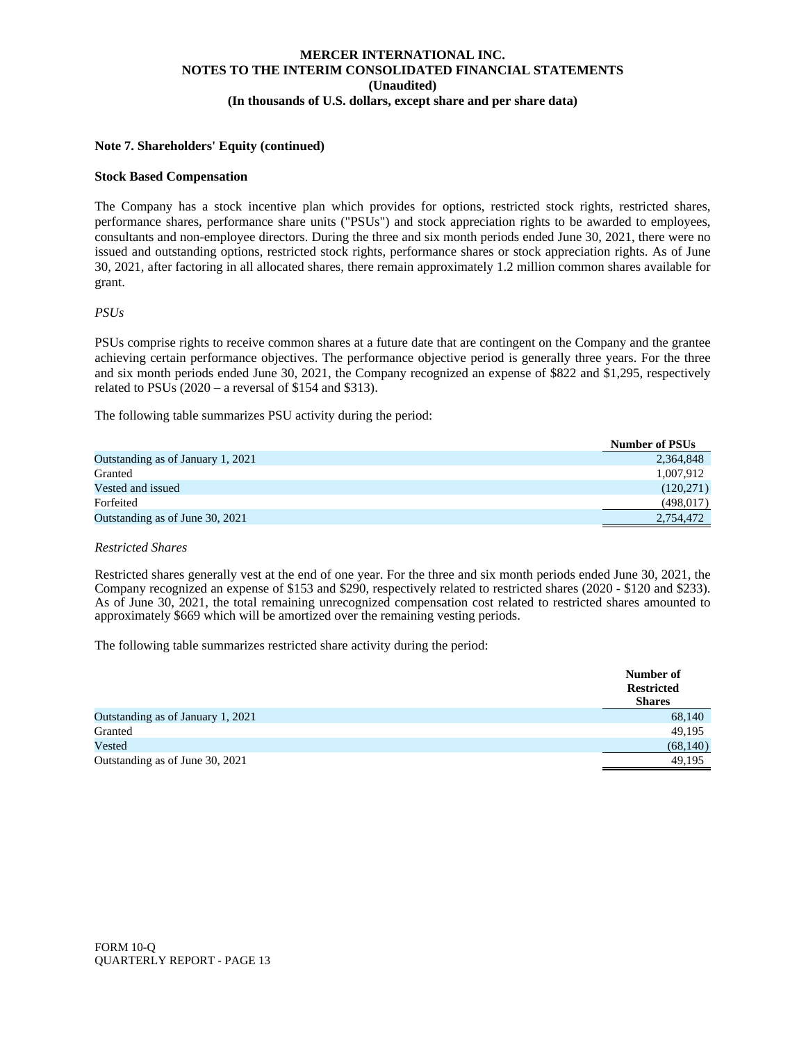### Note 7. Shareholders' Equity (continued)

**Stock Based Compensation**

The Company has a stock incentive plan which provides for options, restricted stock rights, restricted shares, performance shares, performance share units ("PSUs") and stock appreciation rights to be awarded to employees, consultants and non-employee directors. During the three and six month periods ended June 30, 2021, there were no issued and outstanding options, restricted stock rights, performance shares or stock appreciation rights. As of June 30, 2021, after factoring in all allocated shares, there remain approximately 1.2 million common shares available for grant.

*PSUs*

PSUs comprise rights to receive common shares at a future date that are contingent on the Company and the grantee achieving certain performance objectives. The performance objective period is generally three years. For the three and six month periods ended June 30, 2021, the Company recognized an expense of $822 and $1,295, respectively related to PSUs (2020 – a reversal of $154 and $313).

The following table summarizes PSU activity during the period:

| | Number of PSUs |
|---|---|
| Outstanding as of January 1, 2021 | 2,364,848 |
| Granted | 1,007,912 |
| Vested and issued | (120,271) |
| Forfeited | (498,017) |
| Outstanding as of June 30, 2021 | 2,754,472 |

*Restricted Shares*

Restricted shares generally vest at the end of one year. For the three and six month periods ended June 30, 2021, the Company recognized an expense of $153 and $290, respectively related to restricted shares (2020 - $120 and $233). As of June 30, 2021, the total remaining unrecognized compensation cost related to restricted shares amounted to approximately $669 which will be amortized over the remaining vesting periods.

The following table summarizes restricted share activity during the period:

| | Number of Restricted Shares |
|---|---|
| Outstanding as of January 1, 2021 | 68,140 |
| Granted | 49,195 |
| Vested | (68,140) |
| Outstanding as of June 30, 2021 | 49,195 |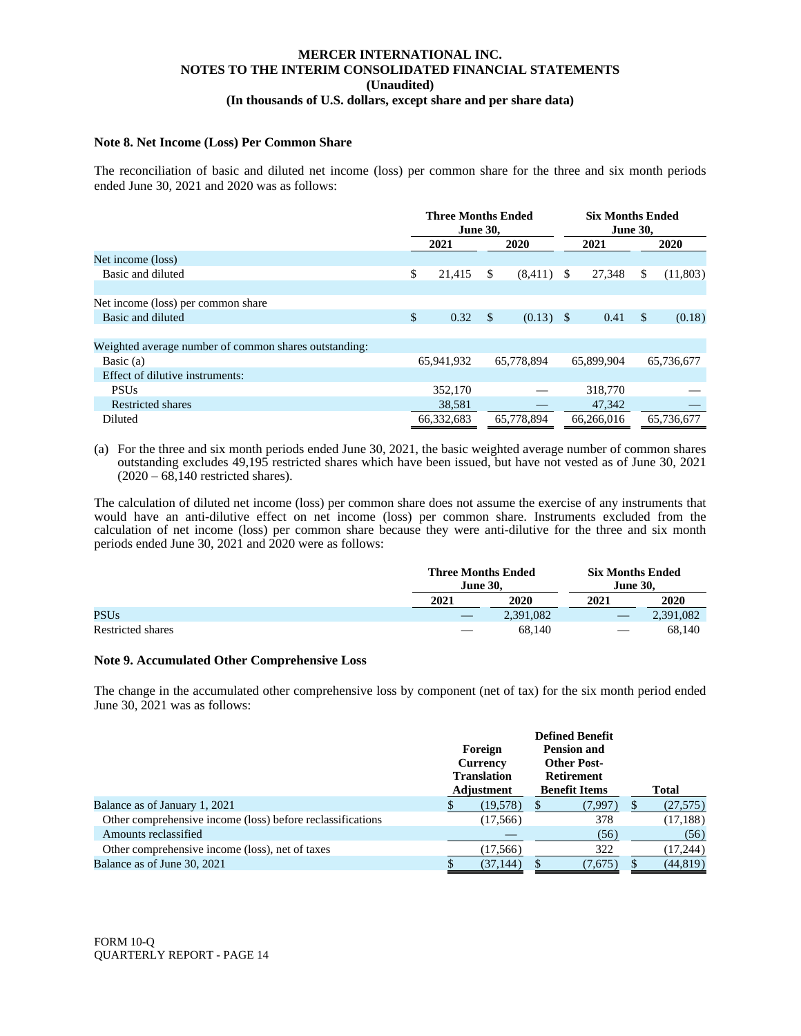**MERCER INTERNATIONAL INC.**
**NOTES TO THE INTERIM CONSOLIDATED FINANCIAL STATEMENTS**
**(Unaudited)**
**(In thousands of U.S. dollars, except share and per share data)**

### Note 8. Net Income (Loss) Per Common Share

The reconciliation of basic and diluted net income (loss) per common share for the three and six month periods ended June 30, 2021 and 2020 was as follows:

| | Three Months Ended June 30, | | Six Months Ended June 30, | |
|---|---|---|---|---|
| | 2021 | 2020 | 2021 | 2020 |
| Net income (loss) | | | | |
| Basic and diluted | $ 21,415 | $ (8,411) | $ 27,348 | $ (11,803) |
| Net income (loss) per common share | | | | |
| Basic and diluted | $ 0.32 | $ (0.13) | $ 0.41 | $ (0.18) |
| Weighted average number of common shares outstanding: | | | | |
| Basic (a) | 65,941,932 | 65,778,894 | 65,899,904 | 65,736,677 |
| Effect of dilutive instruments: | | | | |
| PSUs | 352,170 | — | 318,770 | — |
| Restricted shares | 38,581 | — | 47,342 | — |
| Diluted | 66,332,683 | 65,778,894 | 66,266,016 | 65,736,677 |

(a) For the three and six month periods ended June 30, 2021, the basic weighted average number of common shares outstanding excludes 49,195 restricted shares which have been issued, but have not vested as of June 30, 2021 (2020 – 68,140 restricted shares).

The calculation of diluted net income (loss) per common share does not assume the exercise of any instruments that would have an anti-dilutive effect on net income (loss) per common share. Instruments excluded from the calculation of net income (loss) per common share because they were anti-dilutive for the three and six month periods ended June 30, 2021 and 2020 were as follows:

| | Three Months Ended June 30, | | Six Months Ended June 30, | |
|---|---|---|---|---|
| | 2021 | 2020 | 2021 | 2020 |
| PSUs | — | 2,391,082 | — | 2,391,082 |
| Restricted shares | — | 68,140 | — | 68,140 |

### Note 9. Accumulated Other Comprehensive Loss

The change in the accumulated other comprehensive loss by component (net of tax) for the six month period ended June 30, 2021 was as follows:

| | Foreign Currency Translation Adjustment | Defined Benefit Pension and Other Post-Retirement Benefit Items | Total |
|---|---|---|---|
| Balance as of January 1, 2021 | $ (19,578) | $ (7,997) | $ (27,575) |
| Other comprehensive income (loss) before reclassifications | (17,566) | 378 | (17,188) |
| Amounts reclassified | — | (56) | (56) |
| Other comprehensive income (loss), net of taxes | (17,566) | 322 | (17,244) |
| Balance as of June 30, 2021 | $ (37,144) | $ (7,675) | $ (44,819) |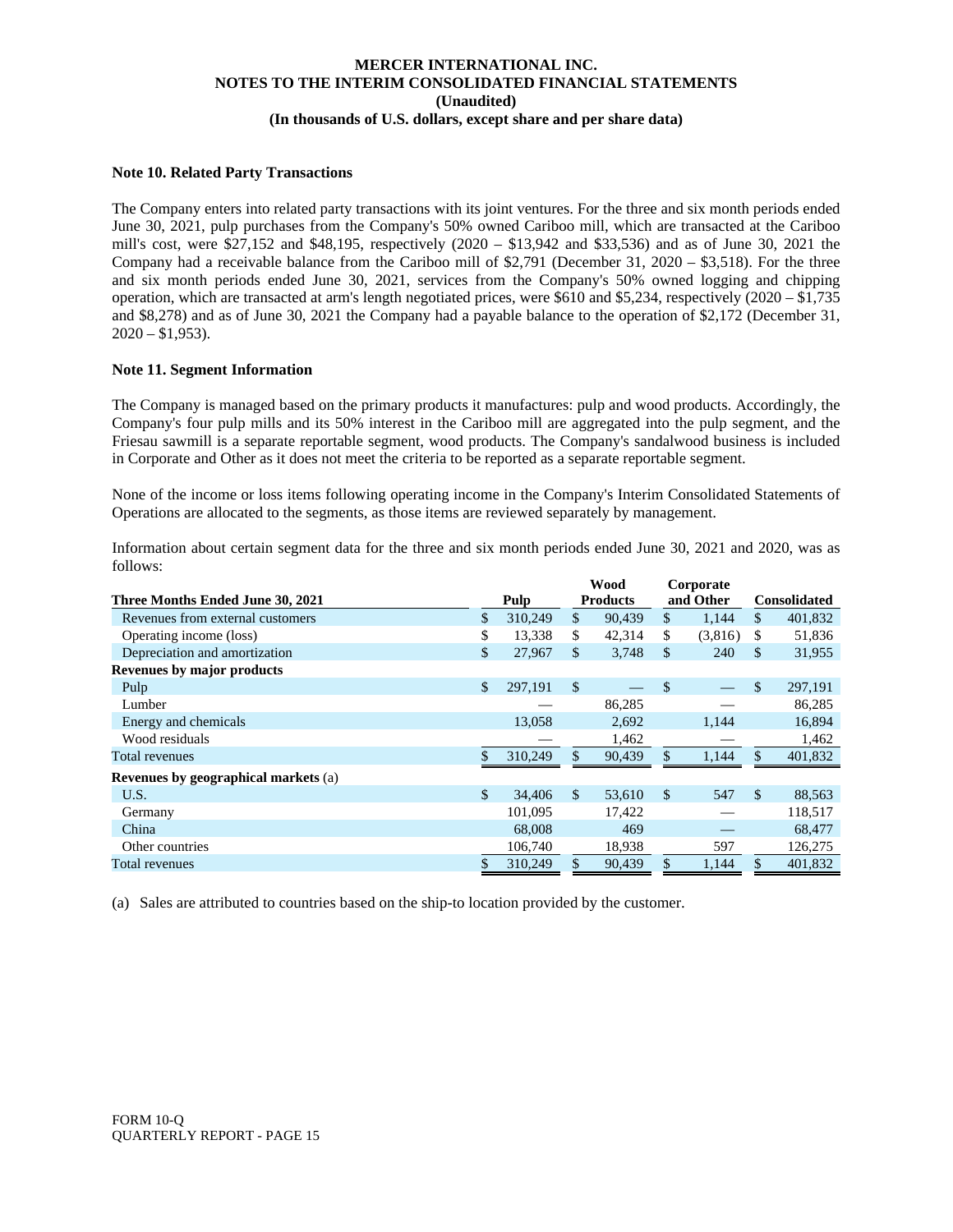**MERCER INTERNATIONAL INC.**
**NOTES TO THE INTERIM CONSOLIDATED FINANCIAL STATEMENTS**
**(Unaudited)**
**(In thousands of U.S. dollars, except share and per share data)**

### Note 10. Related Party Transactions

The Company enters into related party transactions with its joint ventures. For the three and six month periods ended June 30, 2021, pulp purchases from the Company's 50% owned Cariboo mill, which are transacted at the Cariboo mill's cost, were $27,152 and $48,195, respectively (2020 – $13,942 and $33,536) and as of June 30, 2021 the Company had a receivable balance from the Cariboo mill of $2,791 (December 31, 2020 – $3,518). For the three and six month periods ended June 30, 2021, services from the Company's 50% owned logging and chipping operation, which are transacted at arm's length negotiated prices, were $610 and $5,234, respectively (2020 – $1,735 and $8,278) and as of June 30, 2021 the Company had a payable balance to the operation of $2,172 (December 31, 2020 – $1,953).

### Note 11. Segment Information

The Company is managed based on the primary products it manufactures: pulp and wood products. Accordingly, the Company's four pulp mills and its 50% interest in the Cariboo mill are aggregated into the pulp segment, and the Friesau sawmill is a separate reportable segment, wood products. The Company's sandalwood business is included in Corporate and Other as it does not meet the criteria to be reported as a separate reportable segment.

None of the income or loss items following operating income in the Company's Interim Consolidated Statements of Operations are allocated to the segments, as those items are reviewed separately by management.

Information about certain segment data for the three and six month periods ended June 30, 2021 and 2020, was as follows:

| Three Months Ended June 30, 2021 | Pulp | Wood Products | Corporate and Other | Consolidated |
|---|---|---|---|---|
| Revenues from external customers | $ 310,249 | $ 90,439 | $ 1,144 | $ 401,832 |
| Operating income (loss) | $ 13,338 | $ 42,314 | $ (3,816) | $ 51,836 |
| Depreciation and amortization | $ 27,967 | $ 3,748 | $ 240 | $ 31,955 |
| **Revenues by major products** | | | | |
| Pulp | $ 297,191 | $ — | $ — | $ 297,191 |
| Lumber | — | 86,285 | — | 86,285 |
| Energy and chemicals | 13,058 | 2,692 | 1,144 | 16,894 |
| Wood residuals | — | 1,462 | — | 1,462 |
| Total revenues | $ 310,249 | $ 90,439 | $ 1,144 | $ 401,832 |
| **Revenues by geographical markets** (a) | | | | |
| U.S. | $ 34,406 | $ 53,610 | $ 547 | $ 88,563 |
| Germany | 101,095 | 17,422 | — | 118,517 |
| China | 68,008 | 469 | — | 68,477 |
| Other countries | 106,740 | 18,938 | 597 | 126,275 |
| Total revenues | $ 310,249 | $ 90,439 | $ 1,144 | $ 401,832 |

(a) Sales are attributed to countries based on the ship-to location provided by the customer.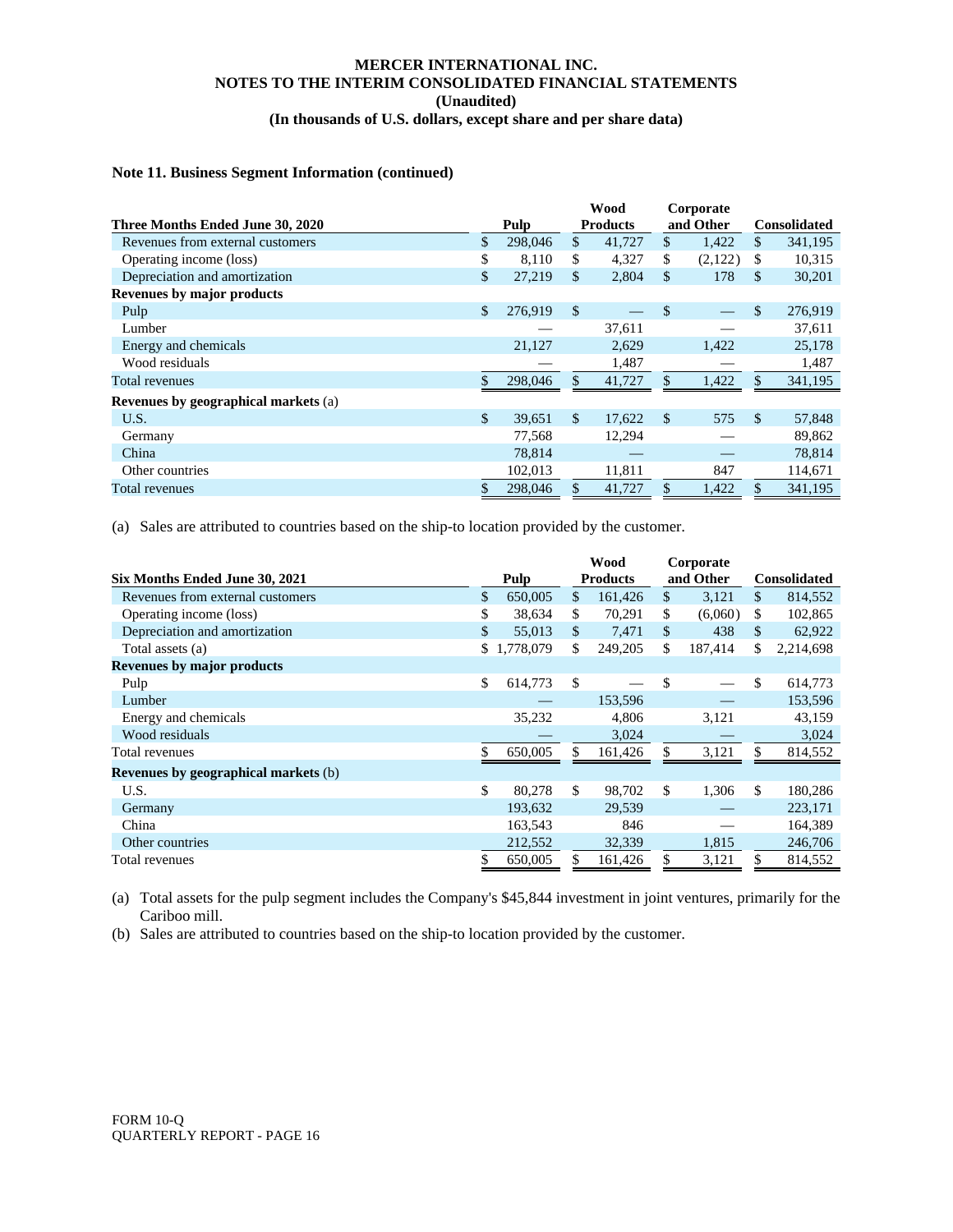**MERCER INTERNATIONAL INC.**
**NOTES TO THE INTERIM CONSOLIDATED FINANCIAL STATEMENTS**
**(Unaudited)**
**(In thousands of U.S. dollars, except share and per share data)**

### Note 11. Business Segment Information (continued)

| Three Months Ended June 30, 2020 | Pulp | Wood Products | Corporate and Other | Consolidated |
|---|---|---|---|---|
| Revenues from external customers | $ 298,046 | $ 41,727 | $ 1,422 | $ 341,195 |
| Operating income (loss) | $ 8,110 | $ 4,327 | $ (2,122) | $ 10,315 |
| Depreciation and amortization | $ 27,219 | $ 2,804 | $ 178 | $ 30,201 |
| **Revenues by major products** | | | | |
| Pulp | $ 276,919 | $ — | $ — | $ 276,919 |
| Lumber | — | 37,611 | — | 37,611 |
| Energy and chemicals | 21,127 | 2,629 | 1,422 | 25,178 |
| Wood residuals | — | 1,487 | — | 1,487 |
| Total revenues | $ 298,046 | $ 41,727 | $ 1,422 | $ 341,195 |
| **Revenues by geographical markets** (a) | | | | |
| U.S. | $ 39,651 | $ 17,622 | $ 575 | $ 57,848 |
| Germany | 77,568 | 12,294 | — | 89,862 |
| China | 78,814 | — | — | 78,814 |
| Other countries | 102,013 | 11,811 | 847 | 114,671 |
| Total revenues | $ 298,046 | $ 41,727 | $ 1,422 | $ 341,195 |

(a) Sales are attributed to countries based on the ship-to location provided by the customer.

| Six Months Ended June 30, 2021 | Pulp | Wood Products | Corporate and Other | Consolidated |
|---|---|---|---|---|
| Revenues from external customers | $ 650,005 | $ 161,426 | $ 3,121 | $ 814,552 |
| Operating income (loss) | $ 38,634 | $ 70,291 | $ (6,060) | $ 102,865 |
| Depreciation and amortization | $ 55,013 | $ 7,471 | $ 438 | $ 62,922 |
| Total assets (a) | $ 1,778,079 | $ 249,205 | $ 187,414 | $ 2,214,698 |
| **Revenues by major products** | | | | |
| Pulp | $ 614,773 | $ — | $ — | $ 614,773 |
| Lumber | — | 153,596 | — | 153,596 |
| Energy and chemicals | 35,232 | 4,806 | 3,121 | 43,159 |
| Wood residuals | — | 3,024 | — | 3,024 |
| Total revenues | $ 650,005 | $ 161,426 | $ 3,121 | $ 814,552 |
| **Revenues by geographical markets** (b) | | | | |
| U.S. | $ 80,278 | $ 98,702 | $ 1,306 | $ 180,286 |
| Germany | 193,632 | 29,539 | — | 223,171 |
| China | 163,543 | 846 | — | 164,389 |
| Other countries | 212,552 | 32,339 | 1,815 | 246,706 |
| Total revenues | $ 650,005 | $ 161,426 | $ 3,121 | $ 814,552 |

(a) Total assets for the pulp segment includes the Company's $45,844 investment in joint ventures, primarily for the Cariboo mill.
(b) Sales are attributed to countries based on the ship-to location provided by the customer.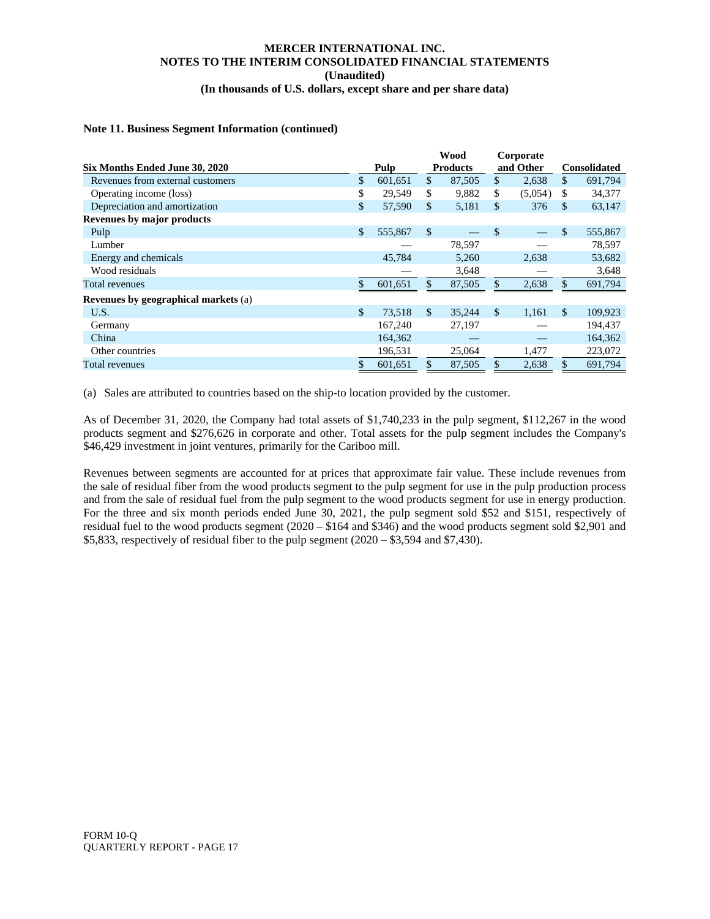**Note 11. Business Segment Information (continued)**

| Six Months Ended June 30, 2020 | Pulp | Wood Products | Corporate and Other | Consolidated |
|---|---|---|---|---|
| Revenues from external customers | $ 601,651 | $ 87,505 | $ 2,638 | $ 691,794 |
| Operating income (loss) | $ 29,549 | $ 9,882 | $ (5,054) | $ 34,377 |
| Depreciation and amortization | $ 57,590 | $ 5,181 | $ 376 | $ 63,147 |
| **Revenues by major products** | | | | |
| Pulp | $ 555,867 | $ — | $ — | $ 555,867 |
| Lumber | — | 78,597 | — | 78,597 |
| Energy and chemicals | 45,784 | 5,260 | 2,638 | 53,682 |
| Wood residuals | — | 3,648 | — | 3,648 |
| Total revenues | $ 601,651 | $ 87,505 | $ 2,638 | $ 691,794 |
| **Revenues by geographical markets** (a) | | | | |
| U.S. | $ 73,518 | $ 35,244 | $ 1,161 | $ 109,923 |
| Germany | 167,240 | 27,197 | — | 194,437 |
| China | 164,362 | — | — | 164,362 |
| Other countries | 196,531 | 25,064 | 1,477 | 223,072 |
| Total revenues | $ 601,651 | $ 87,505 | $ 2,638 | $ 691,794 |

(a) Sales are attributed to countries based on the ship-to location provided by the customer.

As of December 31, 2020, the Company had total assets of $1,740,233 in the pulp segment, $112,267 in the wood products segment and $276,626 in corporate and other. Total assets for the pulp segment includes the Company's $46,429 investment in joint ventures, primarily for the Cariboo mill.

Revenues between segments are accounted for at prices that approximate fair value. These include revenues from the sale of residual fiber from the wood products segment to the pulp segment for use in the pulp production process and from the sale of residual fuel from the pulp segment to the wood products segment for use in energy production. For the three and six month periods ended June 30, 2021, the pulp segment sold $52 and $151, respectively of residual fuel to the wood products segment (2020 – $164 and $346) and the wood products segment sold $2,901 and $5,833, respectively of residual fiber to the pulp segment (2020 – $3,594 and $7,430).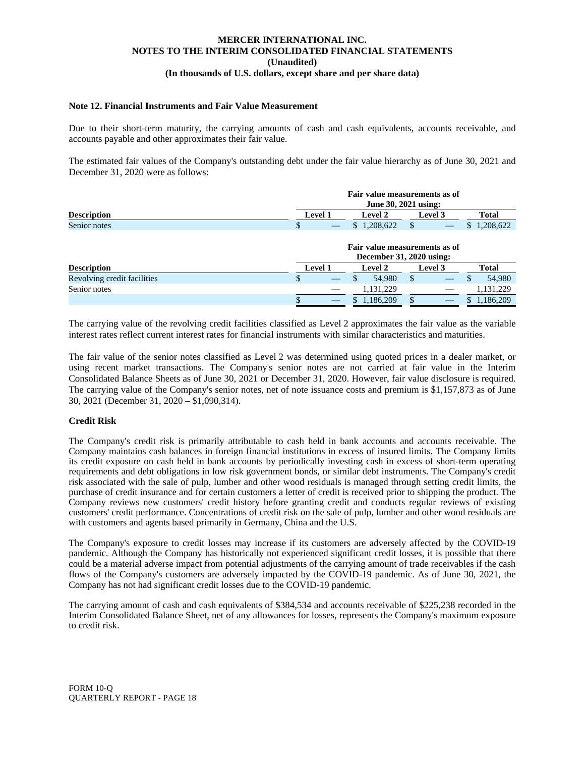MERCER INTERNATIONAL INC.
NOTES TO THE INTERIM CONSOLIDATED FINANCIAL STATEMENTS
(Unaudited)
(In thousands of U.S. dollars, except share and per share data)

### Note 12. Financial Instruments and Fair Value Measurement

Due to their short-term maturity, the carrying amounts of cash and cash equivalents, accounts receivable, and accounts payable and other approximates their fair value.

The estimated fair values of the Company's outstanding debt under the fair value hierarchy as of June 30, 2021 and December 31, 2020 were as follows:

| | Fair value measurements as of June 30, 2021 using: | | | |
|---|---|---|---|---|
| **Description** | **Level 1** | **Level 2** | **Level 3** | **Total** |
| Senior notes | $ — | $ 1,208,622 | $ — | $ 1,208,622 |

| | Fair value measurements as of December 31, 2020 using: | | | |
|---|---|---|---|---|
| **Description** | **Level 1** | **Level 2** | **Level 3** | **Total** |
| Revolving credit facilities | $ — | $ 54,980 | $ — | $ 54,980 |
| Senior notes | — | 1,131,229 | — | 1,131,229 |
| | $ — | $ 1,186,209 | $ — | $ 1,186,209 |

The carrying value of the revolving credit facilities classified as Level 2 approximates the fair value as the variable interest rates reflect current interest rates for financial instruments with similar characteristics and maturities.

The fair value of the senior notes classified as Level 2 was determined using quoted prices in a dealer market, or using recent market transactions. The Company's senior notes are not carried at fair value in the Interim Consolidated Balance Sheets as of June 30, 2021 or December 31, 2020. However, fair value disclosure is required. The carrying value of the Company's senior notes, net of note issuance costs and premium is $1,157,873 as of June 30, 2021 (December 31, 2020 – $1,090,314).

**Credit Risk**

The Company's credit risk is primarily attributable to cash held in bank accounts and accounts receivable. The Company maintains cash balances in foreign financial institutions in excess of insured limits. The Company limits its credit exposure on cash held in bank accounts by periodically investing cash in excess of short-term operating requirements and debt obligations in low risk government bonds, or similar debt instruments. The Company's credit risk associated with the sale of pulp, lumber and other wood residuals is managed through setting credit limits, the purchase of credit insurance and for certain customers a letter of credit is received prior to shipping the product. The Company reviews new customers' credit history before granting credit and conducts regular reviews of existing customers' credit performance. Concentrations of credit risk on the sale of pulp, lumber and other wood residuals are with customers and agents based primarily in Germany, China and the U.S.

The Company's exposure to credit losses may increase if its customers are adversely affected by the COVID-19 pandemic. Although the Company has historically not experienced significant credit losses, it is possible that there could be a material adverse impact from potential adjustments of the carrying amount of trade receivables if the cash flows of the Company's customers are adversely impacted by the COVID-19 pandemic. As of June 30, 2021, the Company has not had significant credit losses due to the COVID-19 pandemic.

The carrying amount of cash and cash equivalents of $384,534 and accounts receivable of $225,238 recorded in the Interim Consolidated Balance Sheet, net of any allowances for losses, represents the Company's maximum exposure to credit risk.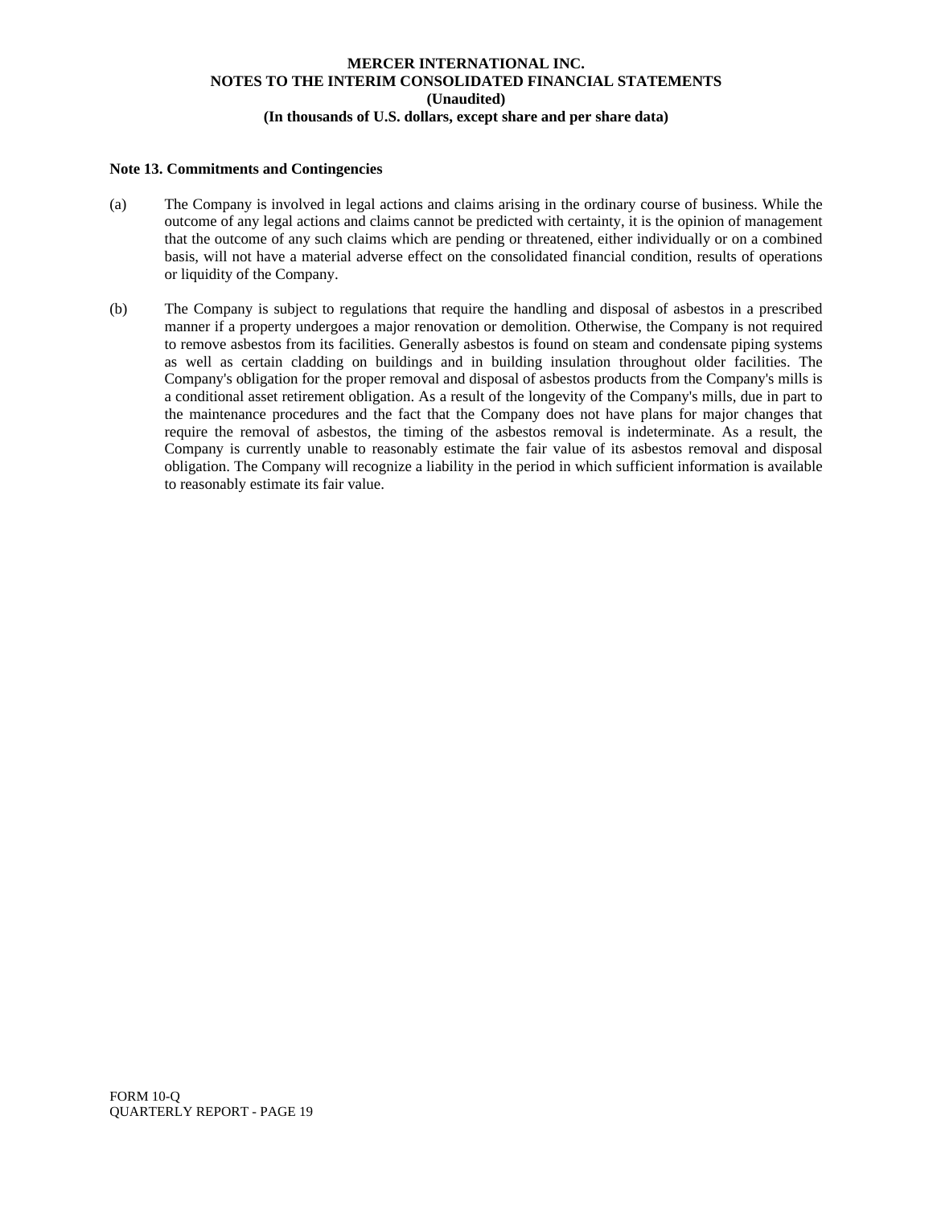**Note 13. Commitments and Contingencies**

(a) The Company is involved in legal actions and claims arising in the ordinary course of business. While the outcome of any legal actions and claims cannot be predicted with certainty, it is the opinion of management that the outcome of any such claims which are pending or threatened, either individually or on a combined basis, will not have a material adverse effect on the consolidated financial condition, results of operations or liquidity of the Company.

(b) The Company is subject to regulations that require the handling and disposal of asbestos in a prescribed manner if a property undergoes a major renovation or demolition. Otherwise, the Company is not required to remove asbestos from its facilities. Generally asbestos is found on steam and condensate piping systems as well as certain cladding on buildings and in building insulation throughout older facilities. The Company's obligation for the proper removal and disposal of asbestos products from the Company's mills is a conditional asset retirement obligation. As a result of the longevity of the Company's mills, due in part to the maintenance procedures and the fact that the Company does not have plans for major changes that require the removal of asbestos, the timing of the asbestos removal is indeterminate. As a result, the Company is currently unable to reasonably estimate the fair value of its asbestos removal and disposal obligation. The Company will recognize a liability in the period in which sufficient information is available to reasonably estimate its fair value.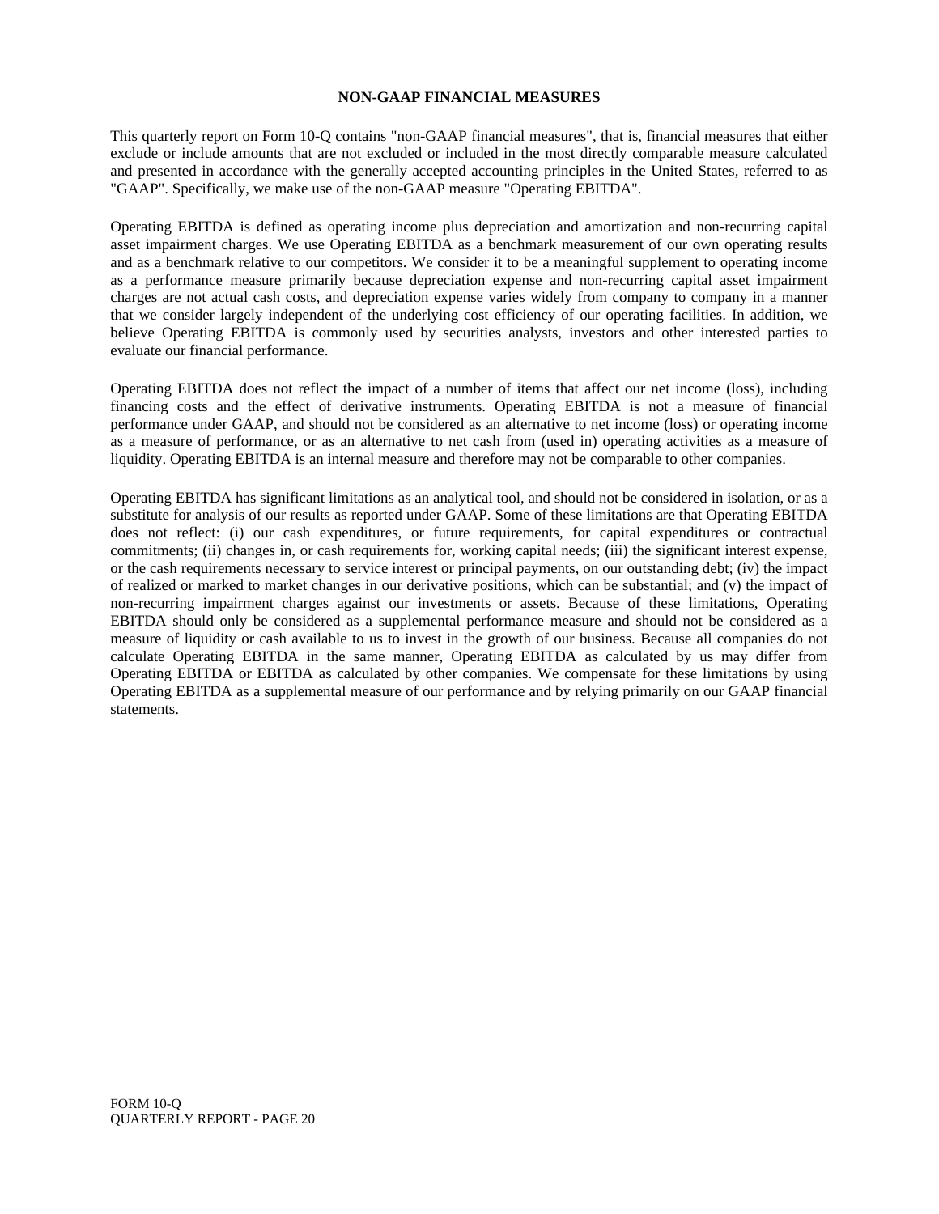## NON-GAAP FINANCIAL MEASURES

This quarterly report on Form 10-Q contains "non-GAAP financial measures", that is, financial measures that either exclude or include amounts that are not excluded or included in the most directly comparable measure calculated and presented in accordance with the generally accepted accounting principles in the United States, referred to as "GAAP". Specifically, we make use of the non-GAAP measure "Operating EBITDA".

Operating EBITDA is defined as operating income plus depreciation and amortization and non-recurring capital asset impairment charges. We use Operating EBITDA as a benchmark measurement of our own operating results and as a benchmark relative to our competitors. We consider it to be a meaningful supplement to operating income as a performance measure primarily because depreciation expense and non-recurring capital asset impairment charges are not actual cash costs, and depreciation expense varies widely from company to company in a manner that we consider largely independent of the underlying cost efficiency of our operating facilities. In addition, we believe Operating EBITDA is commonly used by securities analysts, investors and other interested parties to evaluate our financial performance.

Operating EBITDA does not reflect the impact of a number of items that affect our net income (loss), including financing costs and the effect of derivative instruments. Operating EBITDA is not a measure of financial performance under GAAP, and should not be considered as an alternative to net income (loss) or operating income as a measure of performance, or as an alternative to net cash from (used in) operating activities as a measure of liquidity. Operating EBITDA is an internal measure and therefore may not be comparable to other companies.

Operating EBITDA has significant limitations as an analytical tool, and should not be considered in isolation, or as a substitute for analysis of our results as reported under GAAP. Some of these limitations are that Operating EBITDA does not reflect: (i) our cash expenditures, or future requirements, for capital expenditures or contractual commitments; (ii) changes in, or cash requirements for, working capital needs; (iii) the significant interest expense, or the cash requirements necessary to service interest or principal payments, on our outstanding debt; (iv) the impact of realized or marked to market changes in our derivative positions, which can be substantial; and (v) the impact of non-recurring impairment charges against our investments or assets. Because of these limitations, Operating EBITDA should only be considered as a supplemental performance measure and should not be considered as a measure of liquidity or cash available to us to invest in the growth of our business. Because all companies do not calculate Operating EBITDA in the same manner, Operating EBITDA as calculated by us may differ from Operating EBITDA or EBITDA as calculated by other companies. We compensate for these limitations by using Operating EBITDA as a supplemental measure of our performance and by relying primarily on our GAAP financial statements.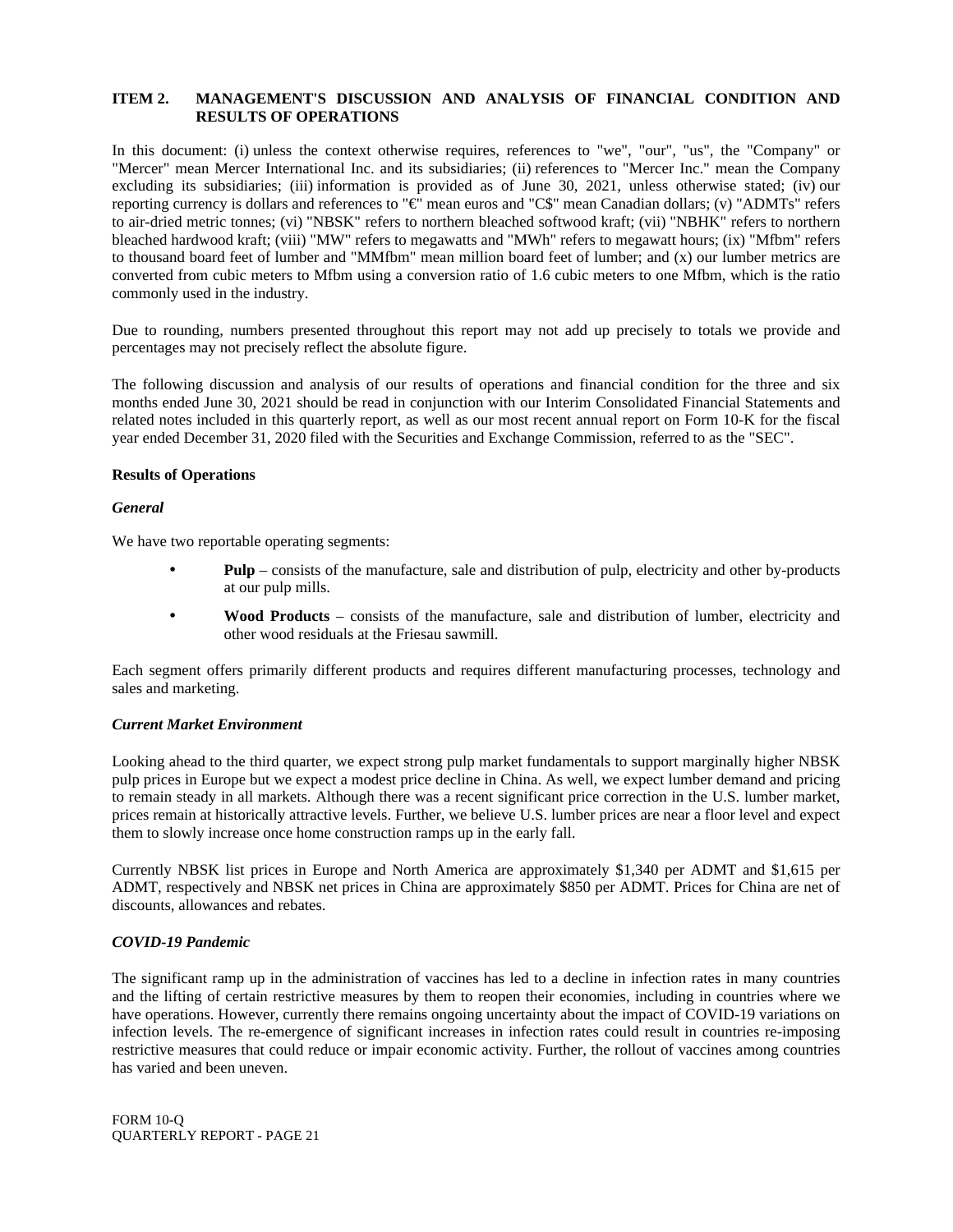## ITEM 2. MANAGEMENT'S DISCUSSION AND ANALYSIS OF FINANCIAL CONDITION AND RESULTS OF OPERATIONS

In this document: (i) unless the context otherwise requires, references to "we", "our", "us", the "Company" or "Mercer" mean Mercer International Inc. and its subsidiaries; (ii) references to "Mercer Inc." mean the Company excluding its subsidiaries; (iii) information is provided as of June 30, 2021, unless otherwise stated; (iv) our reporting currency is dollars and references to "€" mean euros and "C$" mean Canadian dollars; (v) "ADMTs" refers to air-dried metric tonnes; (vi) "NBSK" refers to northern bleached softwood kraft; (vii) "NBHK" refers to northern bleached hardwood kraft; (viii) "MW" refers to megawatts and "MWh" refers to megawatt hours; (ix) "Mfbm" refers to thousand board feet of lumber and "MMfbm" mean million board feet of lumber; and (x) our lumber metrics are converted from cubic meters to Mfbm using a conversion ratio of 1.6 cubic meters to one Mfbm, which is the ratio commonly used in the industry.

Due to rounding, numbers presented throughout this report may not add up precisely to totals we provide and percentages may not precisely reflect the absolute figure.

The following discussion and analysis of our results of operations and financial condition for the three and six months ended June 30, 2021 should be read in conjunction with our Interim Consolidated Financial Statements and related notes included in this quarterly report, as well as our most recent annual report on Form 10-K for the fiscal year ended December 31, 2020 filed with the Securities and Exchange Commission, referred to as the "SEC".

### Results of Operations

#### *General*

We have two reportable operating segments:

- **Pulp** – consists of the manufacture, sale and distribution of pulp, electricity and other by-products at our pulp mills.
- **Wood Products** – consists of the manufacture, sale and distribution of lumber, electricity and other wood residuals at the Friesau sawmill.

Each segment offers primarily different products and requires different manufacturing processes, technology and sales and marketing.

#### *Current Market Environment*

Looking ahead to the third quarter, we expect strong pulp market fundamentals to support marginally higher NBSK pulp prices in Europe but we expect a modest price decline in China. As well, we expect lumber demand and pricing to remain steady in all markets. Although there was a recent significant price correction in the U.S. lumber market, prices remain at historically attractive levels. Further, we believe U.S. lumber prices are near a floor level and expect them to slowly increase once home construction ramps up in the early fall.

Currently NBSK list prices in Europe and North America are approximately $1,340 per ADMT and $1,615 per ADMT, respectively and NBSK net prices in China are approximately $850 per ADMT. Prices for China are net of discounts, allowances and rebates.

#### *COVID-19 Pandemic*

The significant ramp up in the administration of vaccines has led to a decline in infection rates in many countries and the lifting of certain restrictive measures by them to reopen their economies, including in countries where we have operations. However, currently there remains ongoing uncertainty about the impact of COVID-19 variations on infection levels. The re-emergence of significant increases in infection rates could result in countries re-imposing restrictive measures that could reduce or impair economic activity. Further, the rollout of vaccines among countries has varied and been uneven.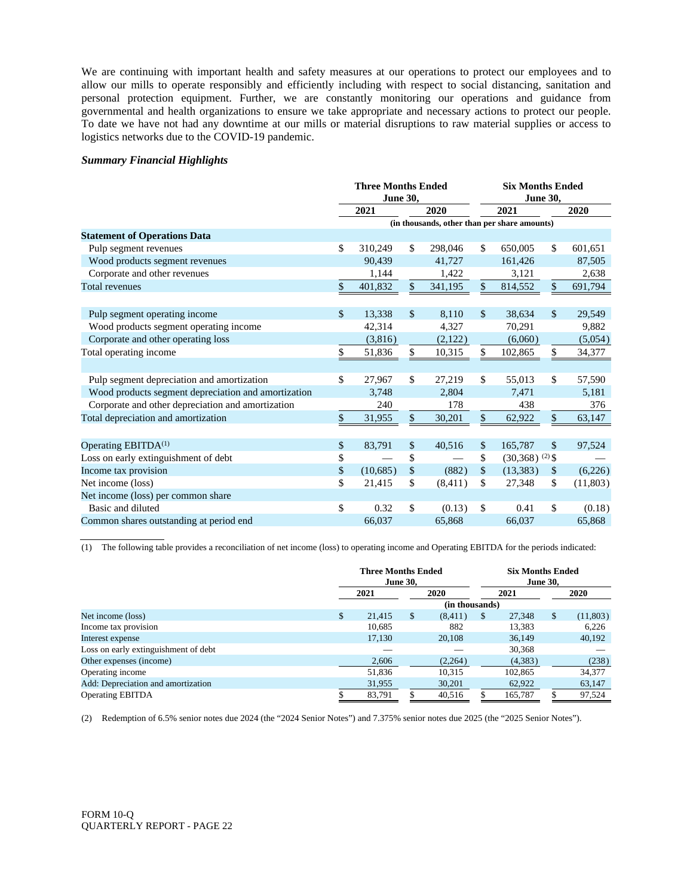We are continuing with important health and safety measures at our operations to protect our employees and to allow our mills to operate responsibly and efficiently including with respect to social distancing, sanitation and personal protection equipment. Further, we are constantly monitoring our operations and guidance from governmental and health organizations to ensure we take appropriate and necessary actions to protect our people. To date we have not had any downtime at our mills or material disruptions to raw material supplies or access to logistics networks due to the COVID-19 pandemic.

***Summary Financial Highlights***

| | Three Months Ended June 30, | | Six Months Ended June 30, | |
|---|---|---|---|---|
| | 2021 | 2020 | 2021 | 2020 |
| | (in thousands, other than per share amounts) | | | |
| **Statement of Operations Data** | | | | |
| Pulp segment revenues | $ 310,249 | $ 298,046 | $ 650,005 | $ 601,651 |
| Wood products segment revenues | 90,439 | 41,727 | 161,426 | 87,505 |
| Corporate and other revenues | 1,144 | 1,422 | 3,121 | 2,638 |
| Total revenues | $ 401,832 | $ 341,195 | $ 814,552 | $ 691,794 |
| | | | | |
| Pulp segment operating income | $ 13,338 | $ 8,110 | $ 38,634 | $ 29,549 |
| Wood products segment operating income | 42,314 | 4,327 | 70,291 | 9,882 |
| Corporate and other operating loss | (3,816) | (2,122) | (6,060) | (5,054) |
| Total operating income | $ 51,836 | $ 10,315 | $ 102,865 | $ 34,377 |
| | | | | |
| Pulp segment depreciation and amortization | $ 27,967 | $ 27,219 | $ 55,013 | $ 57,590 |
| Wood products segment depreciation and amortization | 3,748 | 2,804 | 7,471 | 5,181 |
| Corporate and other depreciation and amortization | 240 | 178 | 438 | 376 |
| Total depreciation and amortization | $ 31,955 | $ 30,201 | $ 62,922 | $ 63,147 |
| | | | | |
| Operating EBITDA[(1)] | $ 83,791 | $ 40,516 | $ 165,787 | $ 97,524 |
| Loss on early extinguishment of debt | $ — | $ — | $ (30,368) [(2)] | $ — |
| Income tax provision | $ (10,685) | $ (882) | $ (13,383) | $ (6,226) |
| Net income (loss) | $ 21,415 | $ (8,411) | $ 27,348 | $ (11,803) |
| Net income (loss) per common share | | | | |
| Basic and diluted | $ 0.32 | $ (0.13) | $ 0.41 | $ (0.18) |
| Common shares outstanding at period end | 66,037 | 65,868 | 66,037 | 65,868 |

(1) The following table provides a reconciliation of net income (loss) to operating income and Operating EBITDA for the periods indicated:

| | Three Months Ended June 30, | | Six Months Ended June 30, | |
|---|---|---|---|---|
| | 2021 | 2020 | 2021 | 2020 |
| | (in thousands) | | | |
| Net income (loss) | $ 21,415 | $ (8,411) | $ 27,348 | $ (11,803) |
| Income tax provision | 10,685 | 882 | 13,383 | 6,226 |
| Interest expense | 17,130 | 20,108 | 36,149 | 40,192 |
| Loss on early extinguishment of debt | — | — | 30,368 | — |
| Other expenses (income) | 2,606 | (2,264) | (4,383) | (238) |
| Operating income | 51,836 | 10,315 | 102,865 | 34,377 |
| Add: Depreciation and amortization | 31,955 | 30,201 | 62,922 | 63,147 |
| Operating EBITDA | $ 83,791 | $ 40,516 | $ 165,787 | $ 97,524 |

(2) Redemption of 6.5% senior notes due 2024 (the "2024 Senior Notes") and 7.375% senior notes due 2025 (the "2025 Senior Notes").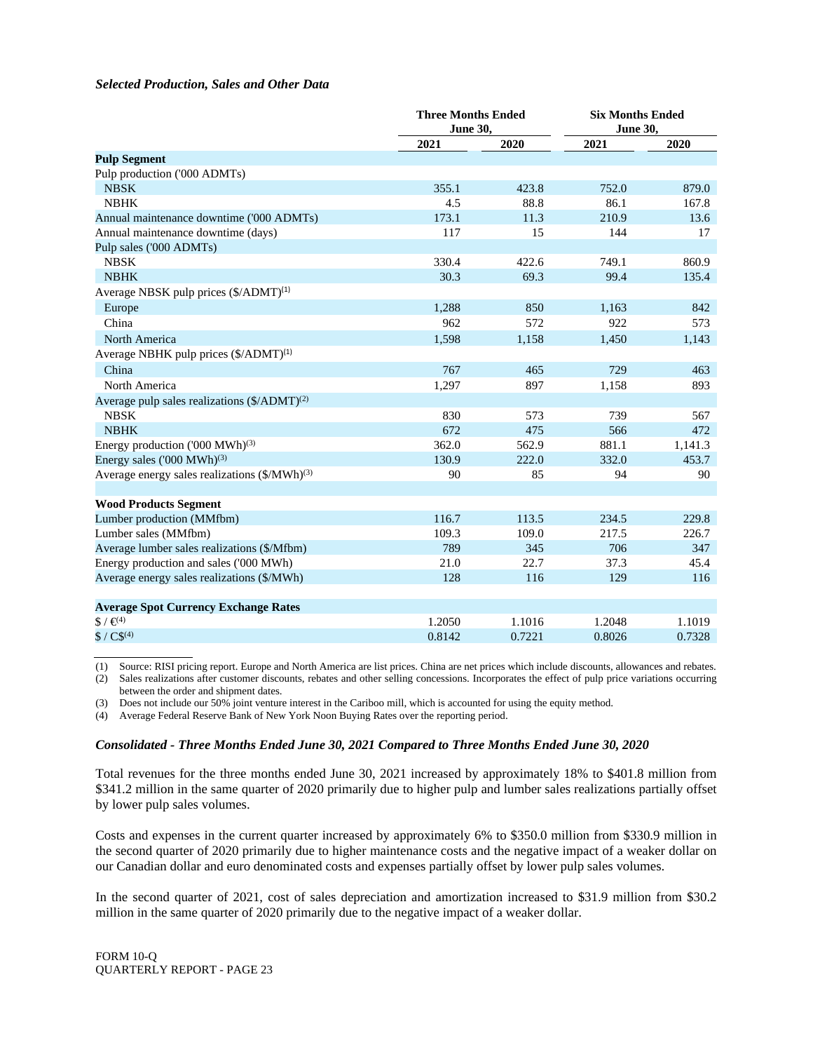***Selected Production, Sales and Other Data***

| | Three Months Ended June 30, | | Six Months Ended June 30, | |
|---|---|---|---|---|
| | **2021** | **2020** | **2021** | **2020** |
| **Pulp Segment** | | | | |
| Pulp production ('000 ADMTs) | | | | |
| NBSK | 355.1 | 423.8 | 752.0 | 879.0 |
| NBHK | 4.5 | 88.8 | 86.1 | 167.8 |
| Annual maintenance downtime ('000 ADMTs) | 173.1 | 11.3 | 210.9 | 13.6 |
| Annual maintenance downtime (days) | 117 | 15 | 144 | 17 |
| Pulp sales ('000 ADMTs) | | | | |
| NBSK | 330.4 | 422.6 | 749.1 | 860.9 |
| NBHK | 30.3 | 69.3 | 99.4 | 135.4 |
| Average NBSK pulp prices ($/ADMT)(1) | | | | |
| Europe | 1,288 | 850 | 1,163 | 842 |
| China | 962 | 572 | 922 | 573 |
| North America | 1,598 | 1,158 | 1,450 | 1,143 |
| Average NBHK pulp prices ($/ADMT)(1) | | | | |
| China | 767 | 465 | 729 | 463 |
| North America | 1,297 | 897 | 1,158 | 893 |
| Average pulp sales realizations ($/ADMT)(2) | | | | |
| NBSK | 830 | 573 | 739 | 567 |
| NBHK | 672 | 475 | 566 | 472 |
| Energy production ('000 MWh)(3) | 362.0 | 562.9 | 881.1 | 1,141.3 |
| Energy sales ('000 MWh)(3) | 130.9 | 222.0 | 332.0 | 453.7 |
| Average energy sales realizations ($/MWh)(3) | 90 | 85 | 94 | 90 |
| **Wood Products Segment** | | | | |
| Lumber production (MMfbm) | 116.7 | 113.5 | 234.5 | 229.8 |
| Lumber sales (MMfbm) | 109.3 | 109.0 | 217.5 | 226.7 |
| Average lumber sales realizations ($/Mfbm) | 789 | 345 | 706 | 347 |
| Energy production and sales ('000 MWh) | 21.0 | 22.7 | 37.3 | 45.4 |
| Average energy sales realizations ($/MWh) | 128 | 116 | 129 | 116 |
| **Average Spot Currency Exchange Rates** | | | | |
| $ / €(4) | 1.2050 | 1.1016 | 1.2048 | 1.1019 |
| $ / C$(4) | 0.8142 | 0.7221 | 0.8026 | 0.7328 |

(1) Source: RISI pricing report. Europe and North America are list prices. China are net prices which include discounts, allowances and rebates.
(2) Sales realizations after customer discounts, rebates and other selling concessions. Incorporates the effect of pulp price variations occurring between the order and shipment dates.
(3) Does not include our 50% joint venture interest in the Cariboo mill, which is accounted for using the equity method.
(4) Average Federal Reserve Bank of New York Noon Buying Rates over the reporting period.

***Consolidated - Three Months Ended June 30, 2021 Compared to Three Months Ended June 30, 2020***

Total revenues for the three months ended June 30, 2021 increased by approximately 18% to $401.8 million from $341.2 million in the same quarter of 2020 primarily due to higher pulp and lumber sales realizations partially offset by lower pulp sales volumes.

Costs and expenses in the current quarter increased by approximately 6% to $350.0 million from $330.9 million in the second quarter of 2020 primarily due to higher maintenance costs and the negative impact of a weaker dollar on our Canadian dollar and euro denominated costs and expenses partially offset by lower pulp sales volumes.

In the second quarter of 2021, cost of sales depreciation and amortization increased to $31.9 million from $30.2 million in the same quarter of 2020 primarily due to the negative impact of a weaker dollar.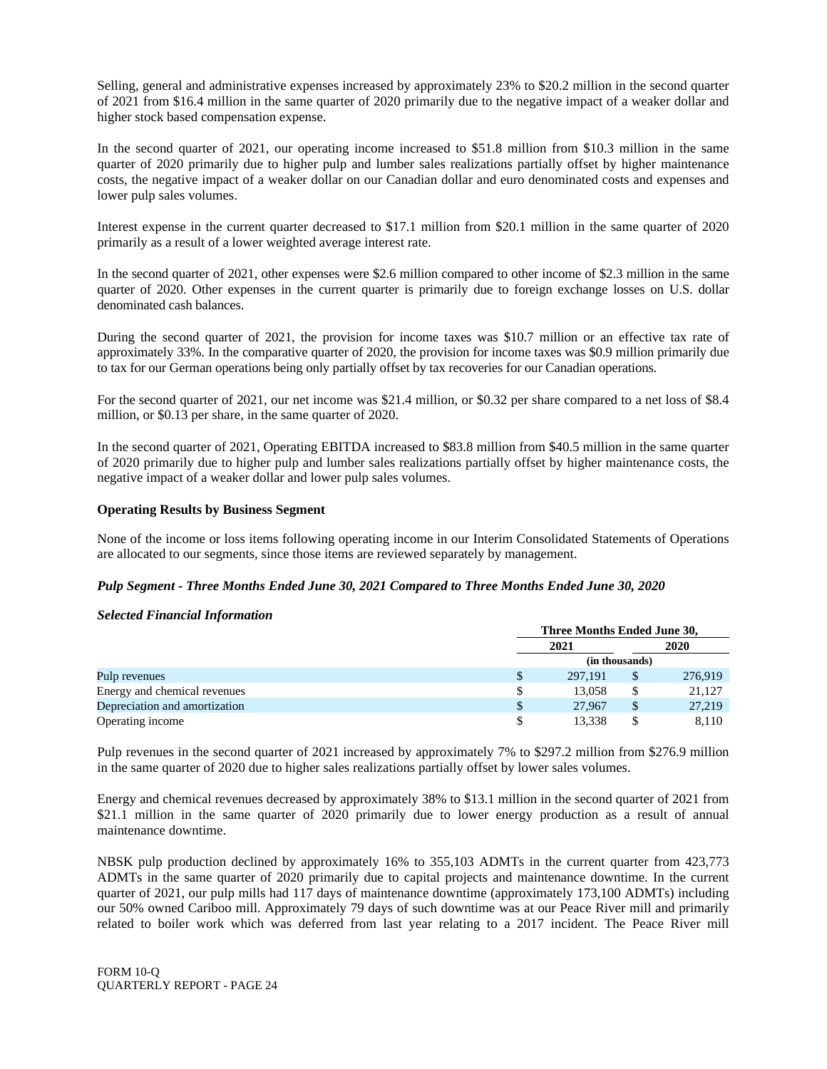Selling, general and administrative expenses increased by approximately 23% to $20.2 million in the second quarter of 2021 from $16.4 million in the same quarter of 2020 primarily due to the negative impact of a weaker dollar and higher stock based compensation expense.

In the second quarter of 2021, our operating income increased to $51.8 million from $10.3 million in the same quarter of 2020 primarily due to higher pulp and lumber sales realizations partially offset by higher maintenance costs, the negative impact of a weaker dollar on our Canadian dollar and euro denominated costs and expenses and lower pulp sales volumes.

Interest expense in the current quarter decreased to $17.1 million from $20.1 million in the same quarter of 2020 primarily as a result of a lower weighted average interest rate.

In the second quarter of 2021, other expenses were $2.6 million compared to other income of $2.3 million in the same quarter of 2020. Other expenses in the current quarter is primarily due to foreign exchange losses on U.S. dollar denominated cash balances.

During the second quarter of 2021, the provision for income taxes was $10.7 million or an effective tax rate of approximately 33%. In the comparative quarter of 2020, the provision for income taxes was $0.9 million primarily due to tax for our German operations being only partially offset by tax recoveries for our Canadian operations.

For the second quarter of 2021, our net income was $21.4 million, or $0.32 per share compared to a net loss of $8.4 million, or $0.13 per share, in the same quarter of 2020.

In the second quarter of 2021, Operating EBITDA increased to $83.8 million from $40.5 million in the same quarter of 2020 primarily due to higher pulp and lumber sales realizations partially offset by higher maintenance costs, the negative impact of a weaker dollar and lower pulp sales volumes.

**Operating Results by Business Segment**

None of the income or loss items following operating income in our Interim Consolidated Statements of Operations are allocated to our segments, since those items are reviewed separately by management.

***Pulp Segment - Three Months Ended June 30, 2021 Compared to Three Months Ended June 30, 2020***

***Selected Financial Information***

| | Three Months Ended June 30, | |
|---|---|---|
| | 2021 | 2020 |
| | (in thousands) | |
| Pulp revenues | $ 297,191 | $ 276,919 |
| Energy and chemical revenues | $ 13,058 | $ 21,127 |
| Depreciation and amortization | $ 27,967 | $ 27,219 |
| Operating income | $ 13,338 | $ 8,110 |

Pulp revenues in the second quarter of 2021 increased by approximately 7% to $297.2 million from $276.9 million in the same quarter of 2020 due to higher sales realizations partially offset by lower sales volumes.

Energy and chemical revenues decreased by approximately 38% to $13.1 million in the second quarter of 2021 from $21.1 million in the same quarter of 2020 primarily due to lower energy production as a result of annual maintenance downtime.

NBSK pulp production declined by approximately 16% to 355,103 ADMTs in the current quarter from 423,773 ADMTs in the same quarter of 2020 primarily due to capital projects and maintenance downtime. In the current quarter of 2021, our pulp mills had 117 days of maintenance downtime (approximately 173,100 ADMTs) including our 50% owned Cariboo mill. Approximately 79 days of such downtime was at our Peace River mill and primarily related to boiler work which was deferred from last year relating to a 2017 incident. The Peace River mill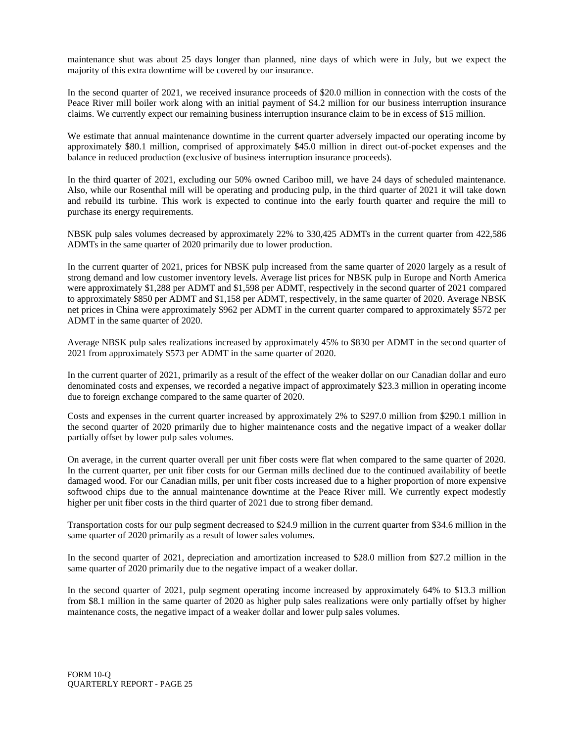maintenance shut was about 25 days longer than planned, nine days of which were in July, but we expect the majority of this extra downtime will be covered by our insurance.

In the second quarter of 2021, we received insurance proceeds of $20.0 million in connection with the costs of the Peace River mill boiler work along with an initial payment of $4.2 million for our business interruption insurance claims. We currently expect our remaining business interruption insurance claim to be in excess of $15 million.

We estimate that annual maintenance downtime in the current quarter adversely impacted our operating income by approximately $80.1 million, comprised of approximately $45.0 million in direct out-of-pocket expenses and the balance in reduced production (exclusive of business interruption insurance proceeds).

In the third quarter of 2021, excluding our 50% owned Cariboo mill, we have 24 days of scheduled maintenance. Also, while our Rosenthal mill will be operating and producing pulp, in the third quarter of 2021 it will take down and rebuild its turbine. This work is expected to continue into the early fourth quarter and require the mill to purchase its energy requirements.

NBSK pulp sales volumes decreased by approximately 22% to 330,425 ADMTs in the current quarter from 422,586 ADMTs in the same quarter of 2020 primarily due to lower production.

In the current quarter of 2021, prices for NBSK pulp increased from the same quarter of 2020 largely as a result of strong demand and low customer inventory levels. Average list prices for NBSK pulp in Europe and North America were approximately $1,288 per ADMT and $1,598 per ADMT, respectively in the second quarter of 2021 compared to approximately $850 per ADMT and $1,158 per ADMT, respectively, in the same quarter of 2020. Average NBSK net prices in China were approximately $962 per ADMT in the current quarter compared to approximately $572 per ADMT in the same quarter of 2020.

Average NBSK pulp sales realizations increased by approximately 45% to $830 per ADMT in the second quarter of 2021 from approximately $573 per ADMT in the same quarter of 2020.

In the current quarter of 2021, primarily as a result of the effect of the weaker dollar on our Canadian dollar and euro denominated costs and expenses, we recorded a negative impact of approximately $23.3 million in operating income due to foreign exchange compared to the same quarter of 2020.

Costs and expenses in the current quarter increased by approximately 2% to $297.0 million from $290.1 million in the second quarter of 2020 primarily due to higher maintenance costs and the negative impact of a weaker dollar partially offset by lower pulp sales volumes.

On average, in the current quarter overall per unit fiber costs were flat when compared to the same quarter of 2020. In the current quarter, per unit fiber costs for our German mills declined due to the continued availability of beetle damaged wood. For our Canadian mills, per unit fiber costs increased due to a higher proportion of more expensive softwood chips due to the annual maintenance downtime at the Peace River mill. We currently expect modestly higher per unit fiber costs in the third quarter of 2021 due to strong fiber demand.

Transportation costs for our pulp segment decreased to $24.9 million in the current quarter from $34.6 million in the same quarter of 2020 primarily as a result of lower sales volumes.

In the second quarter of 2021, depreciation and amortization increased to $28.0 million from $27.2 million in the same quarter of 2020 primarily due to the negative impact of a weaker dollar.

In the second quarter of 2021, pulp segment operating income increased by approximately 64% to $13.3 million from $8.1 million in the same quarter of 2020 as higher pulp sales realizations were only partially offset by higher maintenance costs, the negative impact of a weaker dollar and lower pulp sales volumes.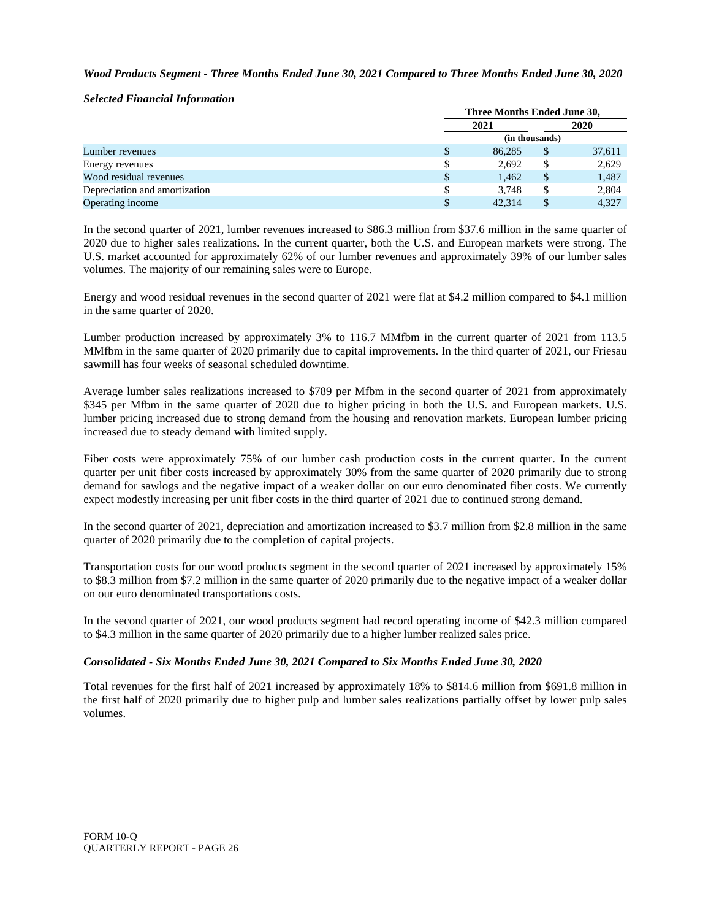***Wood Products Segment - Three Months Ended June 30, 2021 Compared to Three Months Ended June 30, 2020***

***Selected Financial Information***

| | Three Months Ended June 30, | |
|---|---|---|
| | 2021 | 2020 |
| | (in thousands) | |
| Lumber revenues | $ 86,285 | $ 37,611 |
| Energy revenues | $ 2,692 | $ 2,629 |
| Wood residual revenues | $ 1,462 | $ 1,487 |
| Depreciation and amortization | $ 3,748 | $ 2,804 |
| Operating income | $ 42,314 | $ 4,327 |

In the second quarter of 2021, lumber revenues increased to $86.3 million from $37.6 million in the same quarter of 2020 due to higher sales realizations. In the current quarter, both the U.S. and European markets were strong. The U.S. market accounted for approximately 62% of our lumber revenues and approximately 39% of our lumber sales volumes. The majority of our remaining sales were to Europe.

Energy and wood residual revenues in the second quarter of 2021 were flat at $4.2 million compared to $4.1 million in the same quarter of 2020.

Lumber production increased by approximately 3% to 116.7 MMfbm in the current quarter of 2021 from 113.5 MMfbm in the same quarter of 2020 primarily due to capital improvements. In the third quarter of 2021, our Friesau sawmill has four weeks of seasonal scheduled downtime.

Average lumber sales realizations increased to $789 per Mfbm in the second quarter of 2021 from approximately $345 per Mfbm in the same quarter of 2020 due to higher pricing in both the U.S. and European markets. U.S. lumber pricing increased due to strong demand from the housing and renovation markets. European lumber pricing increased due to steady demand with limited supply.

Fiber costs were approximately 75% of our lumber cash production costs in the current quarter. In the current quarter per unit fiber costs increased by approximately 30% from the same quarter of 2020 primarily due to strong demand for sawlogs and the negative impact of a weaker dollar on our euro denominated fiber costs. We currently expect modestly increasing per unit fiber costs in the third quarter of 2021 due to continued strong demand.

In the second quarter of 2021, depreciation and amortization increased to $3.7 million from $2.8 million in the same quarter of 2020 primarily due to the completion of capital projects.

Transportation costs for our wood products segment in the second quarter of 2021 increased by approximately 15% to $8.3 million from $7.2 million in the same quarter of 2020 primarily due to the negative impact of a weaker dollar on our euro denominated transportations costs.

In the second quarter of 2021, our wood products segment had record operating income of $42.3 million compared to $4.3 million in the same quarter of 2020 primarily due to a higher lumber realized sales price.

***Consolidated - Six Months Ended June 30, 2021 Compared to Six Months Ended June 30, 2020***

Total revenues for the first half of 2021 increased by approximately 18% to $814.6 million from $691.8 million in the first half of 2020 primarily due to higher pulp and lumber sales realizations partially offset by lower pulp sales volumes.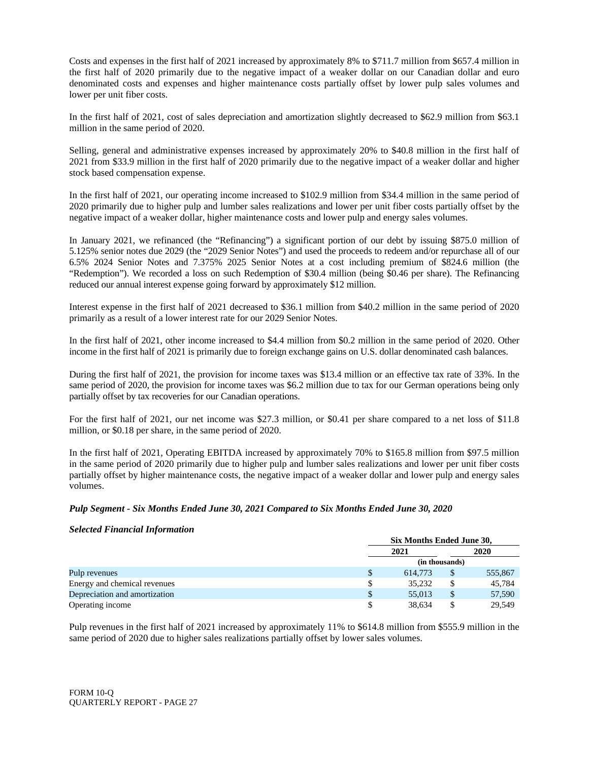Costs and expenses in the first half of 2021 increased by approximately 8% to $711.7 million from $657.4 million in the first half of 2020 primarily due to the negative impact of a weaker dollar on our Canadian dollar and euro denominated costs and expenses and higher maintenance costs partially offset by lower pulp sales volumes and lower per unit fiber costs.

In the first half of 2021, cost of sales depreciation and amortization slightly decreased to $62.9 million from $63.1 million in the same period of 2020.

Selling, general and administrative expenses increased by approximately 20% to $40.8 million in the first half of 2021 from $33.9 million in the first half of 2020 primarily due to the negative impact of a weaker dollar and higher stock based compensation expense.

In the first half of 2021, our operating income increased to $102.9 million from $34.4 million in the same period of 2020 primarily due to higher pulp and lumber sales realizations and lower per unit fiber costs partially offset by the negative impact of a weaker dollar, higher maintenance costs and lower pulp and energy sales volumes.

In January 2021, we refinanced (the "Refinancing") a significant portion of our debt by issuing $875.0 million of 5.125% senior notes due 2029 (the "2029 Senior Notes") and used the proceeds to redeem and/or repurchase all of our 6.5% 2024 Senior Notes and 7.375% 2025 Senior Notes at a cost including premium of $824.6 million (the "Redemption"). We recorded a loss on such Redemption of $30.4 million (being $0.46 per share). The Refinancing reduced our annual interest expense going forward by approximately $12 million.

Interest expense in the first half of 2021 decreased to $36.1 million from $40.2 million in the same period of 2020 primarily as a result of a lower interest rate for our 2029 Senior Notes.

In the first half of 2021, other income increased to $4.4 million from $0.2 million in the same period of 2020. Other income in the first half of 2021 is primarily due to foreign exchange gains on U.S. dollar denominated cash balances.

During the first half of 2021, the provision for income taxes was $13.4 million or an effective tax rate of 33%. In the same period of 2020, the provision for income taxes was $6.2 million due to tax for our German operations being only partially offset by tax recoveries for our Canadian operations.

For the first half of 2021, our net income was $27.3 million, or $0.41 per share compared to a net loss of $11.8 million, or $0.18 per share, in the same period of 2020.

In the first half of 2021, Operating EBITDA increased by approximately 70% to $165.8 million from $97.5 million in the same period of 2020 primarily due to higher pulp and lumber sales realizations and lower per unit fiber costs partially offset by higher maintenance costs, the negative impact of a weaker dollar and lower pulp and energy sales volumes.

***Pulp Segment - Six Months Ended June 30, 2021 Compared to Six Months Ended June 30, 2020***

***Selected Financial Information***

| | Six Months Ended June 30, | |
|---|---|---|
| | 2021 | 2020 |
| | (in thousands) | |
| Pulp revenues | $ 614,773 | $ 555,867 |
| Energy and chemical revenues | $ 35,232 | $ 45,784 |
| Depreciation and amortization | $ 55,013 | $ 57,590 |
| Operating income | $ 38,634 | $ 29,549 |

Pulp revenues in the first half of 2021 increased by approximately 11% to $614.8 million from $555.9 million in the same period of 2020 due to higher sales realizations partially offset by lower sales volumes.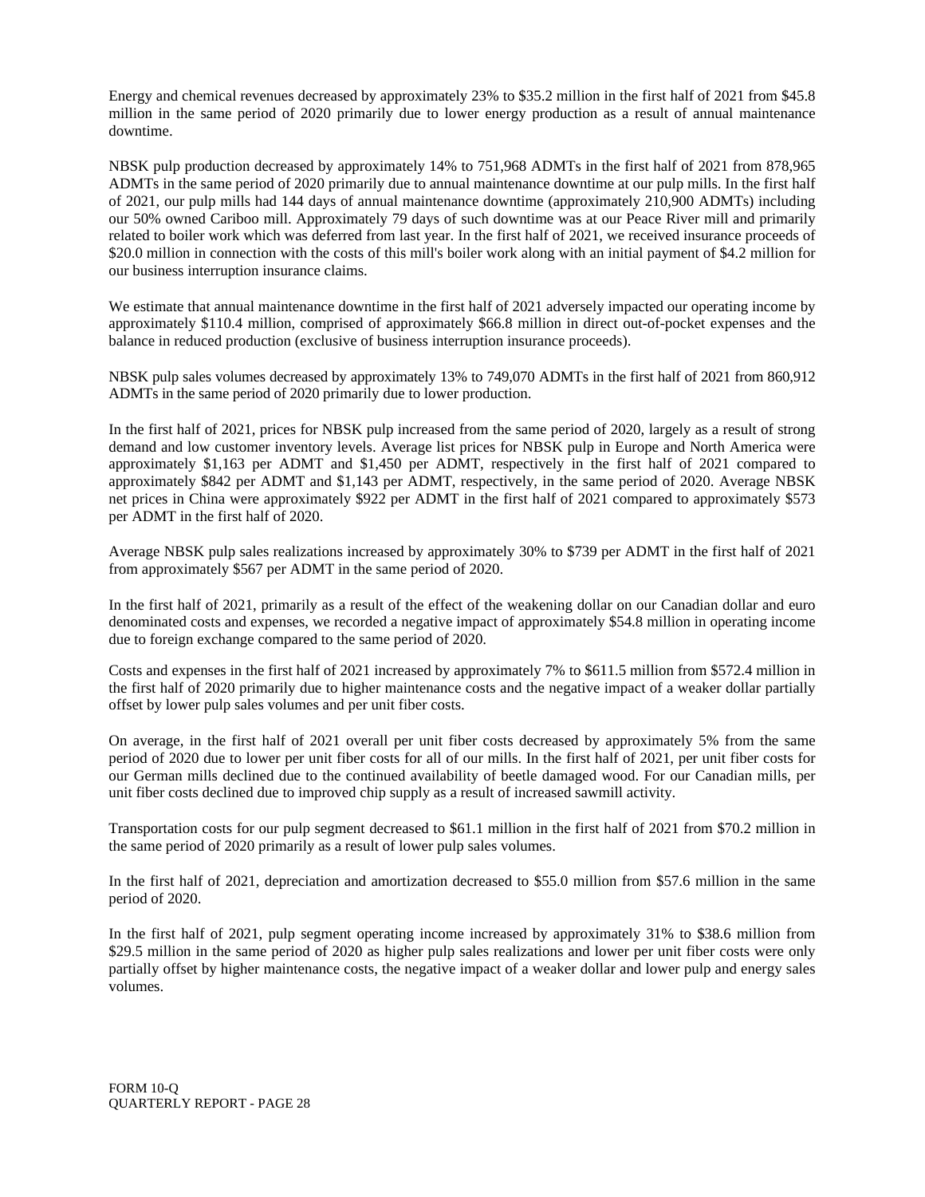Energy and chemical revenues decreased by approximately 23% to $35.2 million in the first half of 2021 from $45.8 million in the same period of 2020 primarily due to lower energy production as a result of annual maintenance downtime.

NBSK pulp production decreased by approximately 14% to 751,968 ADMTs in the first half of 2021 from 878,965 ADMTs in the same period of 2020 primarily due to annual maintenance downtime at our pulp mills. In the first half of 2021, our pulp mills had 144 days of annual maintenance downtime (approximately 210,900 ADMTs) including our 50% owned Cariboo mill. Approximately 79 days of such downtime was at our Peace River mill and primarily related to boiler work which was deferred from last year. In the first half of 2021, we received insurance proceeds of $20.0 million in connection with the costs of this mill's boiler work along with an initial payment of $4.2 million for our business interruption insurance claims.

We estimate that annual maintenance downtime in the first half of 2021 adversely impacted our operating income by approximately $110.4 million, comprised of approximately $66.8 million in direct out-of-pocket expenses and the balance in reduced production (exclusive of business interruption insurance proceeds).

NBSK pulp sales volumes decreased by approximately 13% to 749,070 ADMTs in the first half of 2021 from 860,912 ADMTs in the same period of 2020 primarily due to lower production.

In the first half of 2021, prices for NBSK pulp increased from the same period of 2020, largely as a result of strong demand and low customer inventory levels. Average list prices for NBSK pulp in Europe and North America were approximately $1,163 per ADMT and $1,450 per ADMT, respectively in the first half of 2021 compared to approximately $842 per ADMT and $1,143 per ADMT, respectively, in the same period of 2020. Average NBSK net prices in China were approximately $922 per ADMT in the first half of 2021 compared to approximately $573 per ADMT in the first half of 2020.

Average NBSK pulp sales realizations increased by approximately 30% to $739 per ADMT in the first half of 2021 from approximately $567 per ADMT in the same period of 2020.

In the first half of 2021, primarily as a result of the effect of the weakening dollar on our Canadian dollar and euro denominated costs and expenses, we recorded a negative impact of approximately $54.8 million in operating income due to foreign exchange compared to the same period of 2020.

Costs and expenses in the first half of 2021 increased by approximately 7% to $611.5 million from $572.4 million in the first half of 2020 primarily due to higher maintenance costs and the negative impact of a weaker dollar partially offset by lower pulp sales volumes and per unit fiber costs.

On average, in the first half of 2021 overall per unit fiber costs decreased by approximately 5% from the same period of 2020 due to lower per unit fiber costs for all of our mills. In the first half of 2021, per unit fiber costs for our German mills declined due to the continued availability of beetle damaged wood. For our Canadian mills, per unit fiber costs declined due to improved chip supply as a result of increased sawmill activity.

Transportation costs for our pulp segment decreased to $61.1 million in the first half of 2021 from $70.2 million in the same period of 2020 primarily as a result of lower pulp sales volumes.

In the first half of 2021, depreciation and amortization decreased to $55.0 million from $57.6 million in the same period of 2020.

In the first half of 2021, pulp segment operating income increased by approximately 31% to $38.6 million from $29.5 million in the same period of 2020 as higher pulp sales realizations and lower per unit fiber costs were only partially offset by higher maintenance costs, the negative impact of a weaker dollar and lower pulp and energy sales volumes.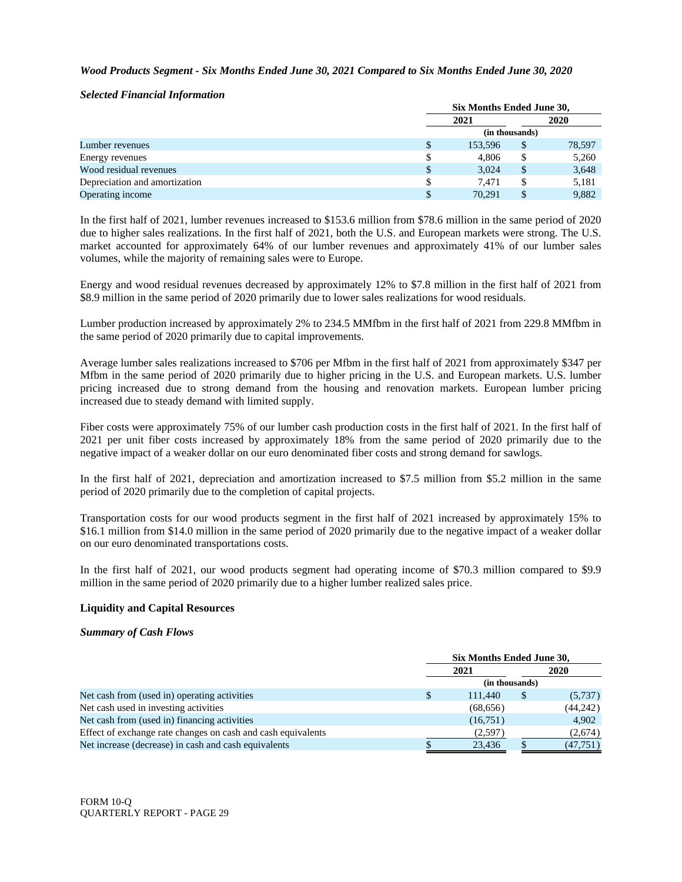*Wood Products Segment - Six Months Ended June 30, 2021 Compared to Six Months Ended June 30, 2020*

*Selected Financial Information*

| | Six Months Ended June 30, | |
|---|---|---|
| | 2021 | 2020 |
| | (in thousands) | |
| Lumber revenues | $ 153,596 | $ 78,597 |
| Energy revenues | $ 4,806 | $ 5,260 |
| Wood residual revenues | $ 3,024 | $ 3,648 |
| Depreciation and amortization | $ 7,471 | $ 5,181 |
| Operating income | $ 70,291 | $ 9,882 |

In the first half of 2021, lumber revenues increased to $153.6 million from $78.6 million in the same period of 2020 due to higher sales realizations. In the first half of 2021, both the U.S. and European markets were strong. The U.S. market accounted for approximately 64% of our lumber revenues and approximately 41% of our lumber sales volumes, while the majority of remaining sales were to Europe.

Energy and wood residual revenues decreased by approximately 12% to $7.8 million in the first half of 2021 from $8.9 million in the same period of 2020 primarily due to lower sales realizations for wood residuals.

Lumber production increased by approximately 2% to 234.5 MMfbm in the first half of 2021 from 229.8 MMfbm in the same period of 2020 primarily due to capital improvements.

Average lumber sales realizations increased to $706 per Mfbm in the first half of 2021 from approximately $347 per Mfbm in the same period of 2020 primarily due to higher pricing in the U.S. and European markets. U.S. lumber pricing increased due to strong demand from the housing and renovation markets. European lumber pricing increased due to steady demand with limited supply.

Fiber costs were approximately 75% of our lumber cash production costs in the first half of 2021. In the first half of 2021 per unit fiber costs increased by approximately 18% from the same period of 2020 primarily due to the negative impact of a weaker dollar on our euro denominated fiber costs and strong demand for sawlogs.

In the first half of 2021, depreciation and amortization increased to $7.5 million from $5.2 million in the same period of 2020 primarily due to the completion of capital projects.

Transportation costs for our wood products segment in the first half of 2021 increased by approximately 15% to $16.1 million from $14.0 million in the same period of 2020 primarily due to the negative impact of a weaker dollar on our euro denominated transportations costs.

In the first half of 2021, our wood products segment had operating income of $70.3 million compared to $9.9 million in the same period of 2020 primarily due to a higher lumber realized sales price.

**Liquidity and Capital Resources**

*Summary of Cash Flows*

| | Six Months Ended June 30, | |
|---|---|---|
| | 2021 | 2020 |
| | (in thousands) | |
| Net cash from (used in) operating activities | $ 111,440 | $ (5,737) |
| Net cash used in investing activities | (68,656) | (44,242) |
| Net cash from (used in) financing activities | (16,751) | 4,902 |
| Effect of exchange rate changes on cash and cash equivalents | (2,597) | (2,674) |
| Net increase (decrease) in cash and cash equivalents | $ 23,436 | $ (47,751) |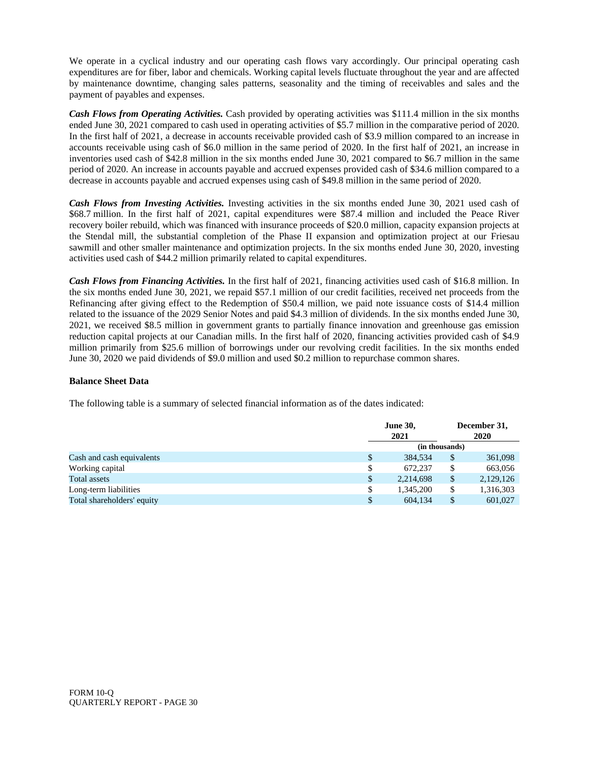We operate in a cyclical industry and our operating cash flows vary accordingly. Our principal operating cash expenditures are for fiber, labor and chemicals. Working capital levels fluctuate throughout the year and are affected by maintenance downtime, changing sales patterns, seasonality and the timing of receivables and sales and the payment of payables and expenses.

***Cash Flows from Operating Activities.*** Cash provided by operating activities was $111.4 million in the six months ended June 30, 2021 compared to cash used in operating activities of $5.7 million in the comparative period of 2020. In the first half of 2021, a decrease in accounts receivable provided cash of $3.9 million compared to an increase in accounts receivable using cash of $6.0 million in the same period of 2020. In the first half of 2021, an increase in inventories used cash of $42.8 million in the six months ended June 30, 2021 compared to $6.7 million in the same period of 2020. An increase in accounts payable and accrued expenses provided cash of $34.6 million compared to a decrease in accounts payable and accrued expenses using cash of $49.8 million in the same period of 2020.

***Cash Flows from Investing Activities.*** Investing activities in the six months ended June 30, 2021 used cash of $68.7 million. In the first half of 2021, capital expenditures were $87.4 million and included the Peace River recovery boiler rebuild, which was financed with insurance proceeds of $20.0 million, capacity expansion projects at the Stendal mill, the substantial completion of the Phase II expansion and optimization project at our Friesau sawmill and other smaller maintenance and optimization projects. In the six months ended June 30, 2020, investing activities used cash of $44.2 million primarily related to capital expenditures.

***Cash Flows from Financing Activities.*** In the first half of 2021, financing activities used cash of $16.8 million. In the six months ended June 30, 2021, we repaid $57.1 million of our credit facilities, received net proceeds from the Refinancing after giving effect to the Redemption of $50.4 million, we paid note issuance costs of $14.4 million related to the issuance of the 2029 Senior Notes and paid $4.3 million of dividends. In the six months ended June 30, 2021, we received $8.5 million in government grants to partially finance innovation and greenhouse gas emission reduction capital projects at our Canadian mills. In the first half of 2020, financing activities provided cash of $4.9 million primarily from $25.6 million of borrowings under our revolving credit facilities. In the six months ended June 30, 2020 we paid dividends of $9.0 million and used $0.2 million to repurchase common shares.

**Balance Sheet Data**

The following table is a summary of selected financial information as of the dates indicated:

| | June 30, 2021 | December 31, 2020 |
|---|---|---|
| | (in thousands) | |
| Cash and cash equivalents | $ 384,534 | $ 361,098 |
| Working capital | $ 672,237 | $ 663,056 |
| Total assets | $ 2,214,698 | $ 2,129,126 |
| Long-term liabilities | $ 1,345,200 | $ 1,316,303 |
| Total shareholders' equity | $ 604,134 | $ 601,027 |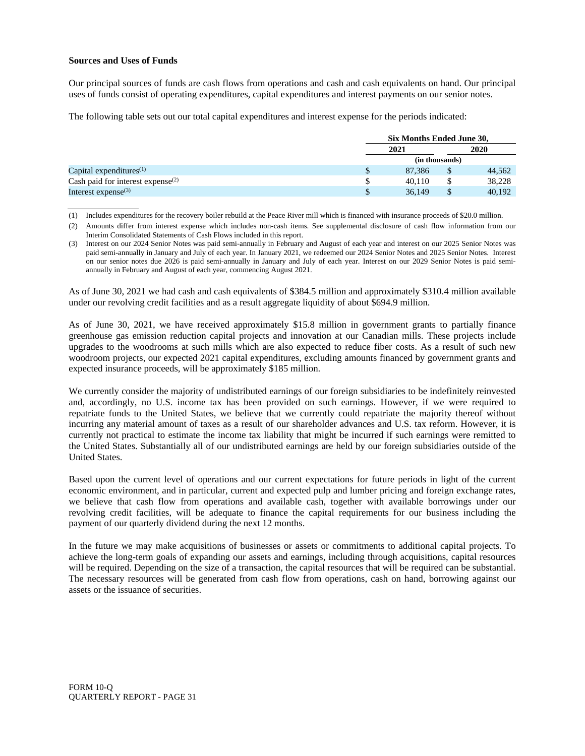**Sources and Uses of Funds**

Our principal sources of funds are cash flows from operations and cash and cash equivalents on hand. Our principal uses of funds consist of operating expenditures, capital expenditures and interest payments on our senior notes.

The following table sets out our total capital expenditures and interest expense for the periods indicated:

| | Six Months Ended June 30, | |
|---|---|---|
| | 2021 | 2020 |
| | (in thousands) | |
| Capital expenditures[(1)] | $ 87,386 | $ 44,562 |
| Cash paid for interest expense[(2)] | $ 40,110 | $ 38,228 |
| Interest expense[(3)] | $ 36,149 | $ 40,192 |

(1) Includes expenditures for the recovery boiler rebuild at the Peace River mill which is financed with insurance proceeds of $20.0 million.

(2) Amounts differ from interest expense which includes non-cash items. See supplemental disclosure of cash flow information from our Interim Consolidated Statements of Cash Flows included in this report.

(3) Interest on our 2024 Senior Notes was paid semi-annually in February and August of each year and interest on our 2025 Senior Notes was paid semi-annually in January and July of each year. In January 2021, we redeemed our 2024 Senior Notes and 2025 Senior Notes. Interest on our senior notes due 2026 is paid semi-annually in January and July of each year. Interest on our 2029 Senior Notes is paid semi-annually in February and August of each year, commencing August 2021.

As of June 30, 2021 we had cash and cash equivalents of $384.5 million and approximately $310.4 million available under our revolving credit facilities and as a result aggregate liquidity of about $694.9 million.

As of June 30, 2021, we have received approximately $15.8 million in government grants to partially finance greenhouse gas emission reduction capital projects and innovation at our Canadian mills. These projects include upgrades to the woodrooms at such mills which are also expected to reduce fiber costs. As a result of such new woodroom projects, our expected 2021 capital expenditures, excluding amounts financed by government grants and expected insurance proceeds, will be approximately $185 million.

We currently consider the majority of undistributed earnings of our foreign subsidiaries to be indefinitely reinvested and, accordingly, no U.S. income tax has been provided on such earnings. However, if we were required to repatriate funds to the United States, we believe that we currently could repatriate the majority thereof without incurring any material amount of taxes as a result of our shareholder advances and U.S. tax reform. However, it is currently not practical to estimate the income tax liability that might be incurred if such earnings were remitted to the United States. Substantially all of our undistributed earnings are held by our foreign subsidiaries outside of the United States.

Based upon the current level of operations and our current expectations for future periods in light of the current economic environment, and in particular, current and expected pulp and lumber pricing and foreign exchange rates, we believe that cash flow from operations and available cash, together with available borrowings under our revolving credit facilities, will be adequate to finance the capital requirements for our business including the payment of our quarterly dividend during the next 12 months.

In the future we may make acquisitions of businesses or assets or commitments to additional capital projects. To achieve the long-term goals of expanding our assets and earnings, including through acquisitions, capital resources will be required. Depending on the size of a transaction, the capital resources that will be required can be substantial. The necessary resources will be generated from cash flow from operations, cash on hand, borrowing against our assets or the issuance of securities.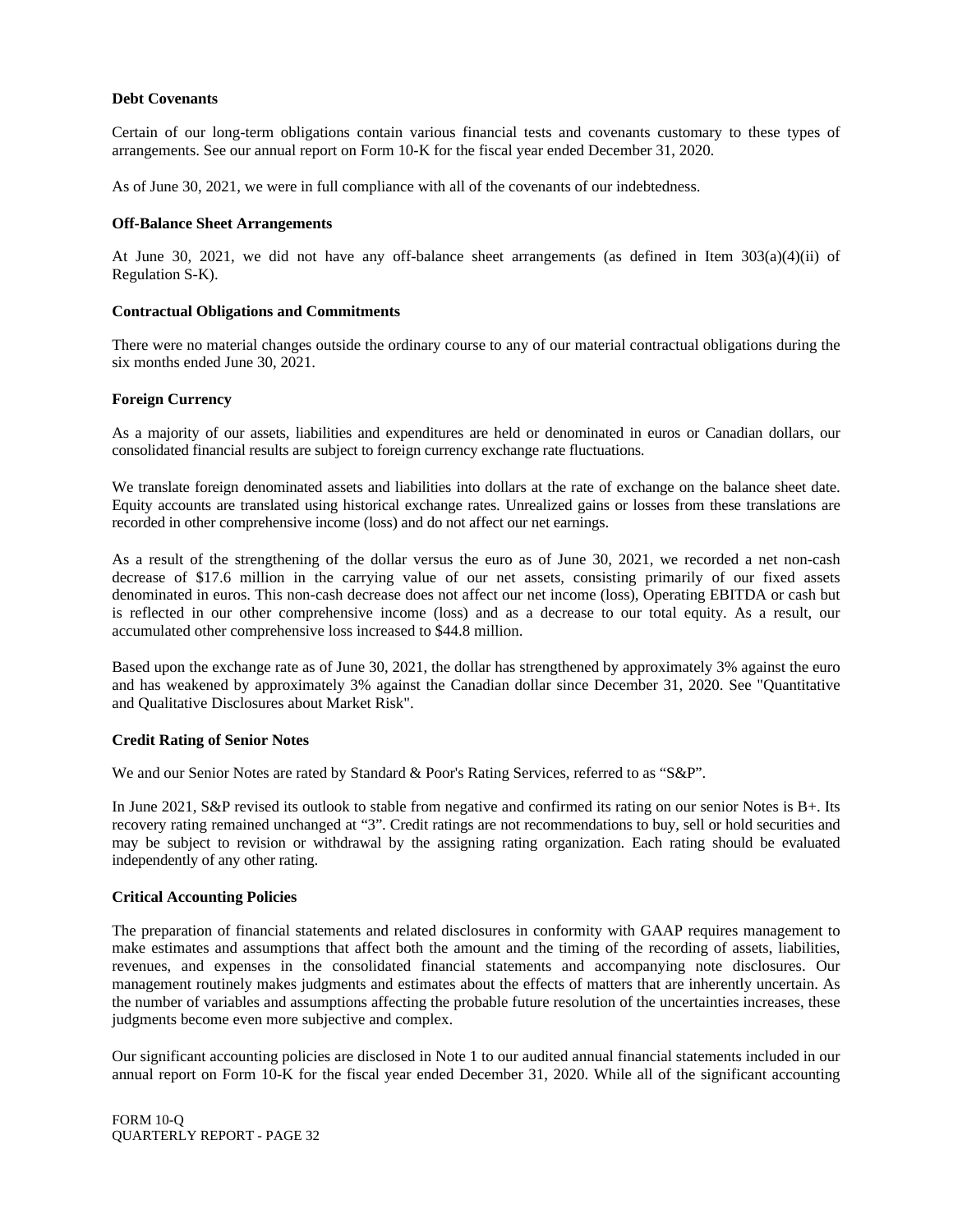**Debt Covenants**

Certain of our long-term obligations contain various financial tests and covenants customary to these types of arrangements. See our annual report on Form 10-K for the fiscal year ended December 31, 2020.

As of June 30, 2021, we were in full compliance with all of the covenants of our indebtedness.

**Off-Balance Sheet Arrangements**

At June 30, 2021, we did not have any off-balance sheet arrangements (as defined in Item 303(a)(4)(ii) of Regulation S-K).

**Contractual Obligations and Commitments**

There were no material changes outside the ordinary course to any of our material contractual obligations during the six months ended June 30, 2021.

**Foreign Currency**

As a majority of our assets, liabilities and expenditures are held or denominated in euros or Canadian dollars, our consolidated financial results are subject to foreign currency exchange rate fluctuations.

We translate foreign denominated assets and liabilities into dollars at the rate of exchange on the balance sheet date. Equity accounts are translated using historical exchange rates. Unrealized gains or losses from these translations are recorded in other comprehensive income (loss) and do not affect our net earnings.

As a result of the strengthening of the dollar versus the euro as of June 30, 2021, we recorded a net non-cash decrease of $17.6 million in the carrying value of our net assets, consisting primarily of our fixed assets denominated in euros. This non-cash decrease does not affect our net income (loss), Operating EBITDA or cash but is reflected in our other comprehensive income (loss) and as a decrease to our total equity. As a result, our accumulated other comprehensive loss increased to $44.8 million.

Based upon the exchange rate as of June 30, 2021, the dollar has strengthened by approximately 3% against the euro and has weakened by approximately 3% against the Canadian dollar since December 31, 2020. See "Quantitative and Qualitative Disclosures about Market Risk".

**Credit Rating of Senior Notes**

We and our Senior Notes are rated by Standard & Poor's Rating Services, referred to as "S&P".

In June 2021, S&P revised its outlook to stable from negative and confirmed its rating on our senior Notes is B+. Its recovery rating remained unchanged at "3". Credit ratings are not recommendations to buy, sell or hold securities and may be subject to revision or withdrawal by the assigning rating organization. Each rating should be evaluated independently of any other rating.

**Critical Accounting Policies**

The preparation of financial statements and related disclosures in conformity with GAAP requires management to make estimates and assumptions that affect both the amount and the timing of the recording of assets, liabilities, revenues, and expenses in the consolidated financial statements and accompanying note disclosures. Our management routinely makes judgments and estimates about the effects of matters that are inherently uncertain. As the number of variables and assumptions affecting the probable future resolution of the uncertainties increases, these judgments become even more subjective and complex.

Our significant accounting policies are disclosed in Note 1 to our audited annual financial statements included in our annual report on Form 10-K for the fiscal year ended December 31, 2020. While all of the significant accounting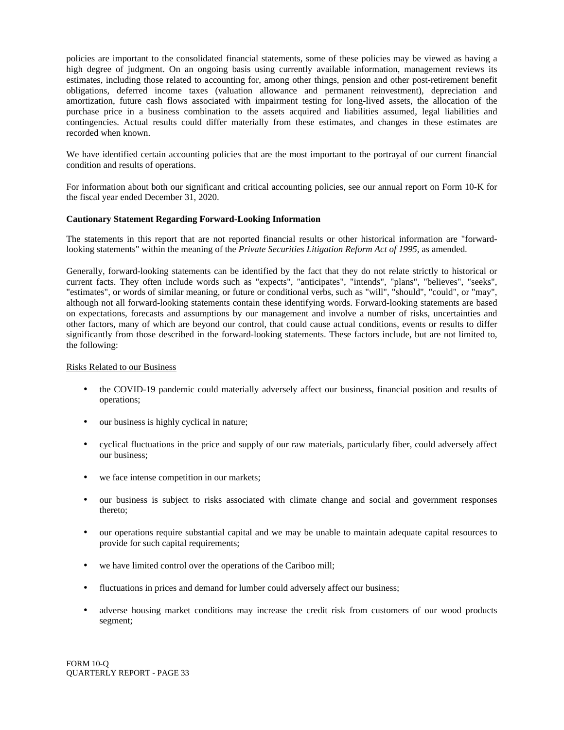policies are important to the consolidated financial statements, some of these policies may be viewed as having a high degree of judgment. On an ongoing basis using currently available information, management reviews its estimates, including those related to accounting for, among other things, pension and other post-retirement benefit obligations, deferred income taxes (valuation allowance and permanent reinvestment), depreciation and amortization, future cash flows associated with impairment testing for long-lived assets, the allocation of the purchase price in a business combination to the assets acquired and liabilities assumed, legal liabilities and contingencies. Actual results could differ materially from these estimates, and changes in these estimates are recorded when known.

We have identified certain accounting policies that are the most important to the portrayal of our current financial condition and results of operations.

For information about both our significant and critical accounting policies, see our annual report on Form 10-K for the fiscal year ended December 31, 2020.

**Cautionary Statement Regarding Forward-Looking Information**

The statements in this report that are not reported financial results or other historical information are "forward-looking statements" within the meaning of the *Private Securities Litigation Reform Act of 1995*, as amended.

Generally, forward-looking statements can be identified by the fact that they do not relate strictly to historical or current facts. They often include words such as "expects", "anticipates", "intends", "plans", "believes", "seeks", "estimates", or words of similar meaning, or future or conditional verbs, such as "will", "should", "could", or "may", although not all forward-looking statements contain these identifying words. Forward-looking statements are based on expectations, forecasts and assumptions by our management and involve a number of risks, uncertainties and other factors, many of which are beyond our control, that could cause actual conditions, events or results to differ significantly from those described in the forward-looking statements. These factors include, but are not limited to, the following:

Risks Related to our Business

- the COVID-19 pandemic could materially adversely affect our business, financial position and results of operations;
- our business is highly cyclical in nature;
- cyclical fluctuations in the price and supply of our raw materials, particularly fiber, could adversely affect our business;
- we face intense competition in our markets;
- our business is subject to risks associated with climate change and social and government responses thereto;
- our operations require substantial capital and we may be unable to maintain adequate capital resources to provide for such capital requirements;
- we have limited control over the operations of the Cariboo mill;
- fluctuations in prices and demand for lumber could adversely affect our business;
- adverse housing market conditions may increase the credit risk from customers of our wood products segment;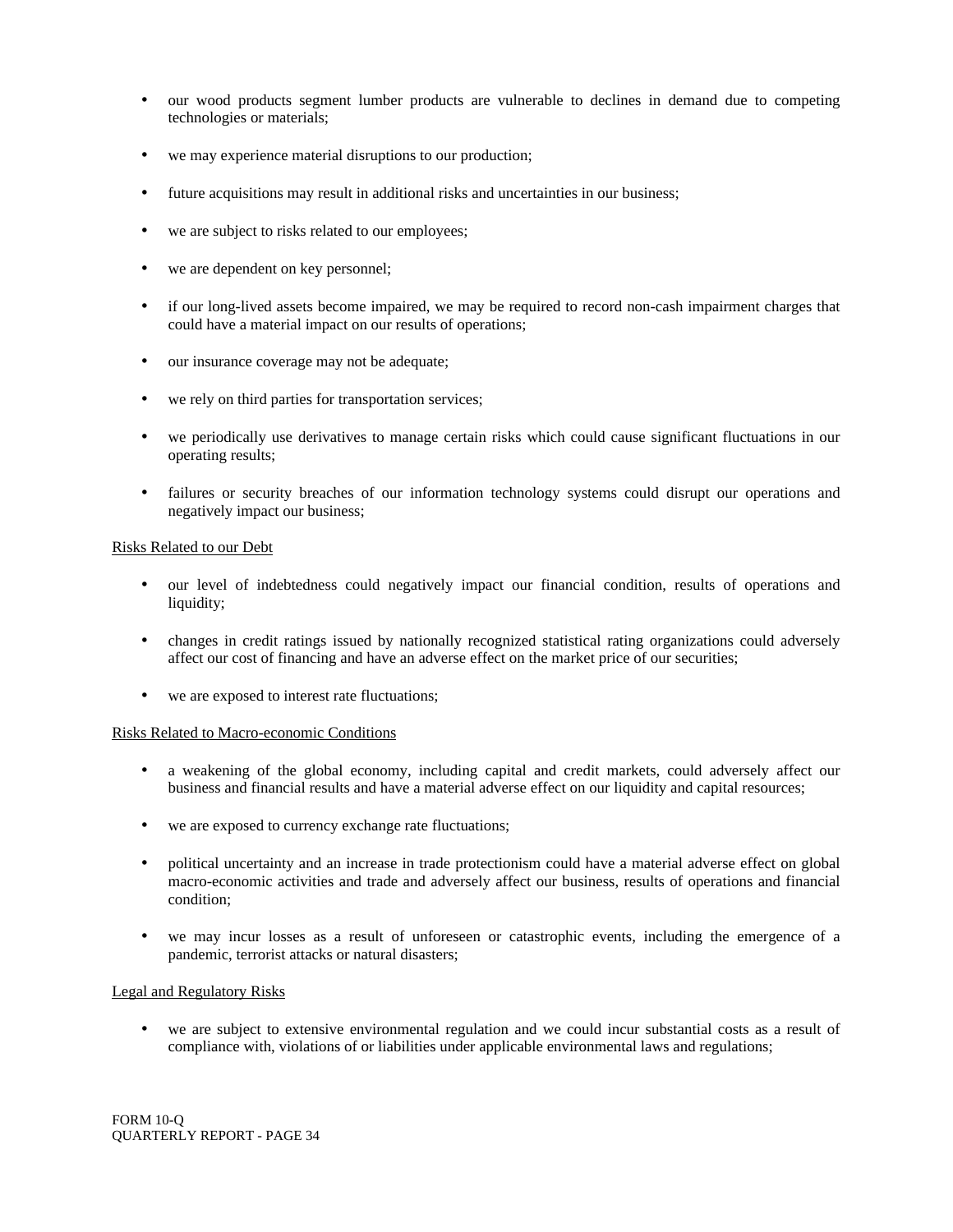- our wood products segment lumber products are vulnerable to declines in demand due to competing technologies or materials;

- we may experience material disruptions to our production;

- future acquisitions may result in additional risks and uncertainties in our business;

- we are subject to risks related to our employees;

- we are dependent on key personnel;

- if our long-lived assets become impaired, we may be required to record non-cash impairment charges that could have a material impact on our results of operations;

- our insurance coverage may not be adequate;

- we rely on third parties for transportation services;

- we periodically use derivatives to manage certain risks which could cause significant fluctuations in our operating results;

- failures or security breaches of our information technology systems could disrupt our operations and negatively impact our business;

Risks Related to our Debt

- our level of indebtedness could negatively impact our financial condition, results of operations and liquidity;

- changes in credit ratings issued by nationally recognized statistical rating organizations could adversely affect our cost of financing and have an adverse effect on the market price of our securities;

- we are exposed to interest rate fluctuations;

Risks Related to Macro-economic Conditions

- a weakening of the global economy, including capital and credit markets, could adversely affect our business and financial results and have a material adverse effect on our liquidity and capital resources;

- we are exposed to currency exchange rate fluctuations;

- political uncertainty and an increase in trade protectionism could have a material adverse effect on global macro-economic activities and trade and adversely affect our business, results of operations and financial condition;

- we may incur losses as a result of unforeseen or catastrophic events, including the emergence of a pandemic, terrorist attacks or natural disasters;

Legal and Regulatory Risks

- we are subject to extensive environmental regulation and we could incur substantial costs as a result of compliance with, violations of or liabilities under applicable environmental laws and regulations;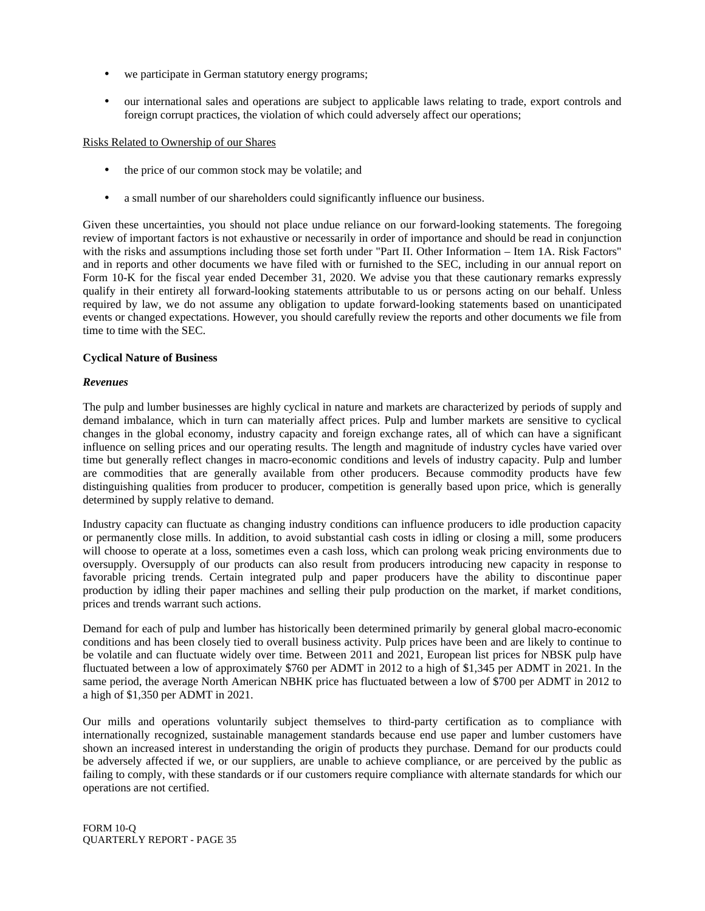- we participate in German statutory energy programs;
- our international sales and operations are subject to applicable laws relating to trade, export controls and foreign corrupt practices, the violation of which could adversely affect our operations;

Risks Related to Ownership of our Shares

- the price of our common stock may be volatile; and
- a small number of our shareholders could significantly influence our business.

Given these uncertainties, you should not place undue reliance on our forward-looking statements. The foregoing review of important factors is not exhaustive or necessarily in order of importance and should be read in conjunction with the risks and assumptions including those set forth under "Part II. Other Information – Item 1A. Risk Factors" and in reports and other documents we have filed with or furnished to the SEC, including in our annual report on Form 10-K for the fiscal year ended December 31, 2020. We advise you that these cautionary remarks expressly qualify in their entirety all forward-looking statements attributable to us or persons acting on our behalf. Unless required by law, we do not assume any obligation to update forward-looking statements based on unanticipated events or changed expectations. However, you should carefully review the reports and other documents we file from time to time with the SEC.

**Cyclical Nature of Business**

***Revenues***

The pulp and lumber businesses are highly cyclical in nature and markets are characterized by periods of supply and demand imbalance, which in turn can materially affect prices. Pulp and lumber markets are sensitive to cyclical changes in the global economy, industry capacity and foreign exchange rates, all of which can have a significant influence on selling prices and our operating results. The length and magnitude of industry cycles have varied over time but generally reflect changes in macro-economic conditions and levels of industry capacity. Pulp and lumber are commodities that are generally available from other producers. Because commodity products have few distinguishing qualities from producer to producer, competition is generally based upon price, which is generally determined by supply relative to demand.

Industry capacity can fluctuate as changing industry conditions can influence producers to idle production capacity or permanently close mills. In addition, to avoid substantial cash costs in idling or closing a mill, some producers will choose to operate at a loss, sometimes even a cash loss, which can prolong weak pricing environments due to oversupply. Oversupply of our products can also result from producers introducing new capacity in response to favorable pricing trends. Certain integrated pulp and paper producers have the ability to discontinue paper production by idling their paper machines and selling their pulp production on the market, if market conditions, prices and trends warrant such actions.

Demand for each of pulp and lumber has historically been determined primarily by general global macro-economic conditions and has been closely tied to overall business activity. Pulp prices have been and are likely to continue to be volatile and can fluctuate widely over time. Between 2011 and 2021, European list prices for NBSK pulp have fluctuated between a low of approximately $760 per ADMT in 2012 to a high of $1,345 per ADMT in 2021. In the same period, the average North American NBHK price has fluctuated between a low of $700 per ADMT in 2012 to a high of $1,350 per ADMT in 2021.

Our mills and operations voluntarily subject themselves to third-party certification as to compliance with internationally recognized, sustainable management standards because end use paper and lumber customers have shown an increased interest in understanding the origin of products they purchase. Demand for our products could be adversely affected if we, or our suppliers, are unable to achieve compliance, or are perceived by the public as failing to comply, with these standards or if our customers require compliance with alternate standards for which our operations are not certified.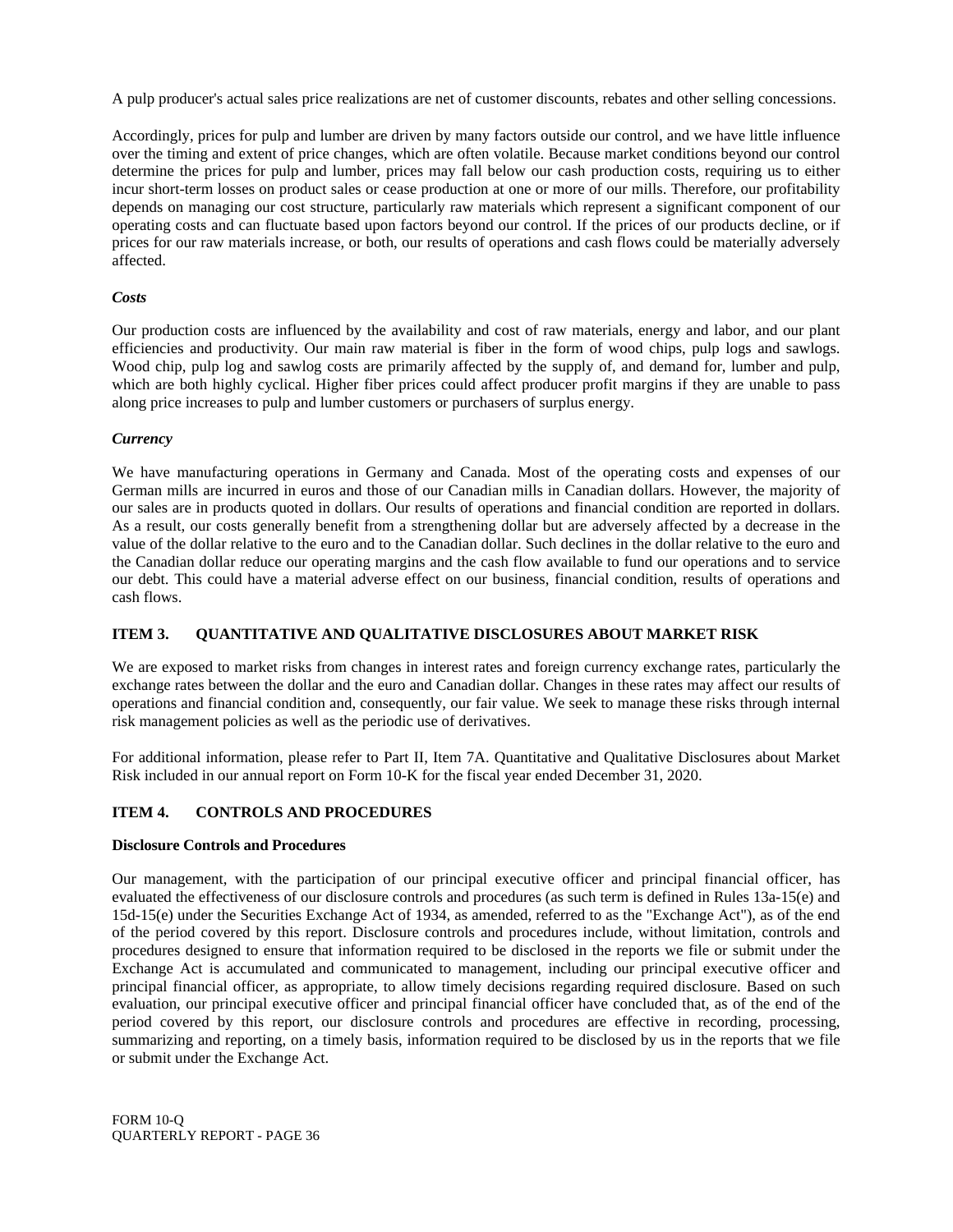A pulp producer's actual sales price realizations are net of customer discounts, rebates and other selling concessions.

Accordingly, prices for pulp and lumber are driven by many factors outside our control, and we have little influence over the timing and extent of price changes, which are often volatile. Because market conditions beyond our control determine the prices for pulp and lumber, prices may fall below our cash production costs, requiring us to either incur short-term losses on product sales or cease production at one or more of our mills. Therefore, our profitability depends on managing our cost structure, particularly raw materials which represent a significant component of our operating costs and can fluctuate based upon factors beyond our control. If the prices of our products decline, or if prices for our raw materials increase, or both, our results of operations and cash flows could be materially adversely affected.

***Costs***

Our production costs are influenced by the availability and cost of raw materials, energy and labor, and our plant efficiencies and productivity. Our main raw material is fiber in the form of wood chips, pulp logs and sawlogs. Wood chip, pulp log and sawlog costs are primarily affected by the supply of, and demand for, lumber and pulp, which are both highly cyclical. Higher fiber prices could affect producer profit margins if they are unable to pass along price increases to pulp and lumber customers or purchasers of surplus energy.

***Currency***

We have manufacturing operations in Germany and Canada. Most of the operating costs and expenses of our German mills are incurred in euros and those of our Canadian mills in Canadian dollars. However, the majority of our sales are in products quoted in dollars. Our results of operations and financial condition are reported in dollars. As a result, our costs generally benefit from a strengthening dollar but are adversely affected by a decrease in the value of the dollar relative to the euro and to the Canadian dollar. Such declines in the dollar relative to the euro and the Canadian dollar reduce our operating margins and the cash flow available to fund our operations and to service our debt. This could have a material adverse effect on our business, financial condition, results of operations and cash flows.

## ITEM 3. QUANTITATIVE AND QUALITATIVE DISCLOSURES ABOUT MARKET RISK

We are exposed to market risks from changes in interest rates and foreign currency exchange rates, particularly the exchange rates between the dollar and the euro and Canadian dollar. Changes in these rates may affect our results of operations and financial condition and, consequently, our fair value. We seek to manage these risks through internal risk management policies as well as the periodic use of derivatives.

For additional information, please refer to Part II, Item 7A. Quantitative and Qualitative Disclosures about Market Risk included in our annual report on Form 10-K for the fiscal year ended December 31, 2020.

## ITEM 4. CONTROLS AND PROCEDURES

**Disclosure Controls and Procedures**

Our management, with the participation of our principal executive officer and principal financial officer, has evaluated the effectiveness of our disclosure controls and procedures (as such term is defined in Rules 13a-15(e) and 15d-15(e) under the Securities Exchange Act of 1934, as amended, referred to as the "Exchange Act"), as of the end of the period covered by this report. Disclosure controls and procedures include, without limitation, controls and procedures designed to ensure that information required to be disclosed in the reports we file or submit under the Exchange Act is accumulated and communicated to management, including our principal executive officer and principal financial officer, as appropriate, to allow timely decisions regarding required disclosure. Based on such evaluation, our principal executive officer and principal financial officer have concluded that, as of the end of the period covered by this report, our disclosure controls and procedures are effective in recording, processing, summarizing and reporting, on a timely basis, information required to be disclosed by us in the reports that we file or submit under the Exchange Act.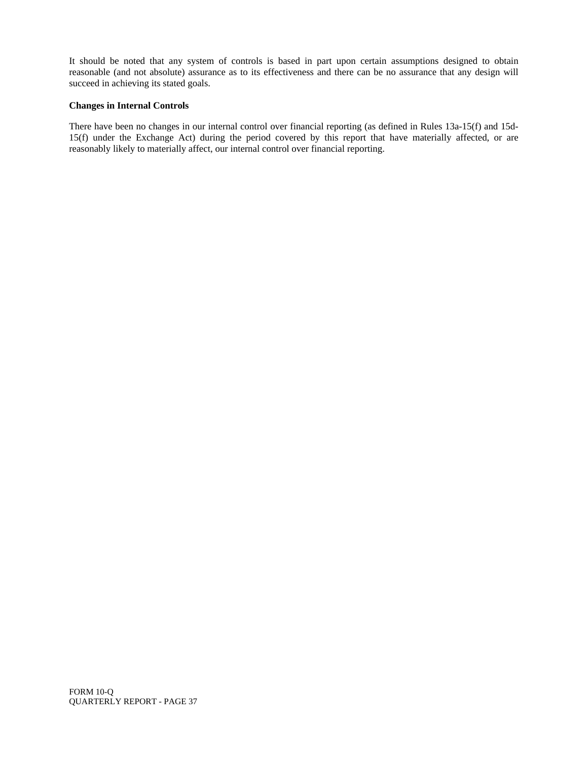It should be noted that any system of controls is based in part upon certain assumptions designed to obtain reasonable (and not absolute) assurance as to its effectiveness and there can be no assurance that any design will succeed in achieving its stated goals.

**Changes in Internal Controls**

There have been no changes in our internal control over financial reporting (as defined in Rules 13a-15(f) and 15d-15(f) under the Exchange Act) during the period covered by this report that have materially affected, or are reasonably likely to materially affect, our internal control over financial reporting.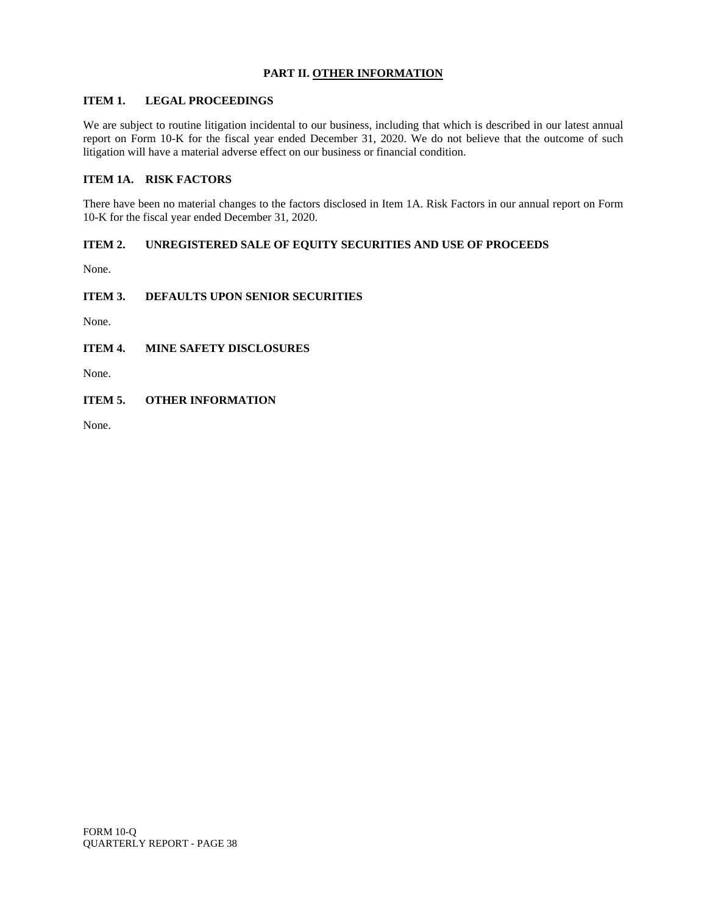# PART II. OTHER INFORMATION

## ITEM 1. LEGAL PROCEEDINGS

We are subject to routine litigation incidental to our business, including that which is described in our latest annual report on Form 10-K for the fiscal year ended December 31, 2020. We do not believe that the outcome of such litigation will have a material adverse effect on our business or financial condition.

## ITEM 1A. RISK FACTORS

There have been no material changes to the factors disclosed in Item 1A. Risk Factors in our annual report on Form 10-K for the fiscal year ended December 31, 2020.

## ITEM 2. UNREGISTERED SALE OF EQUITY SECURITIES AND USE OF PROCEEDS

None.

## ITEM 3. DEFAULTS UPON SENIOR SECURITIES

None.

## ITEM 4. MINE SAFETY DISCLOSURES

None.

## ITEM 5. OTHER INFORMATION

None.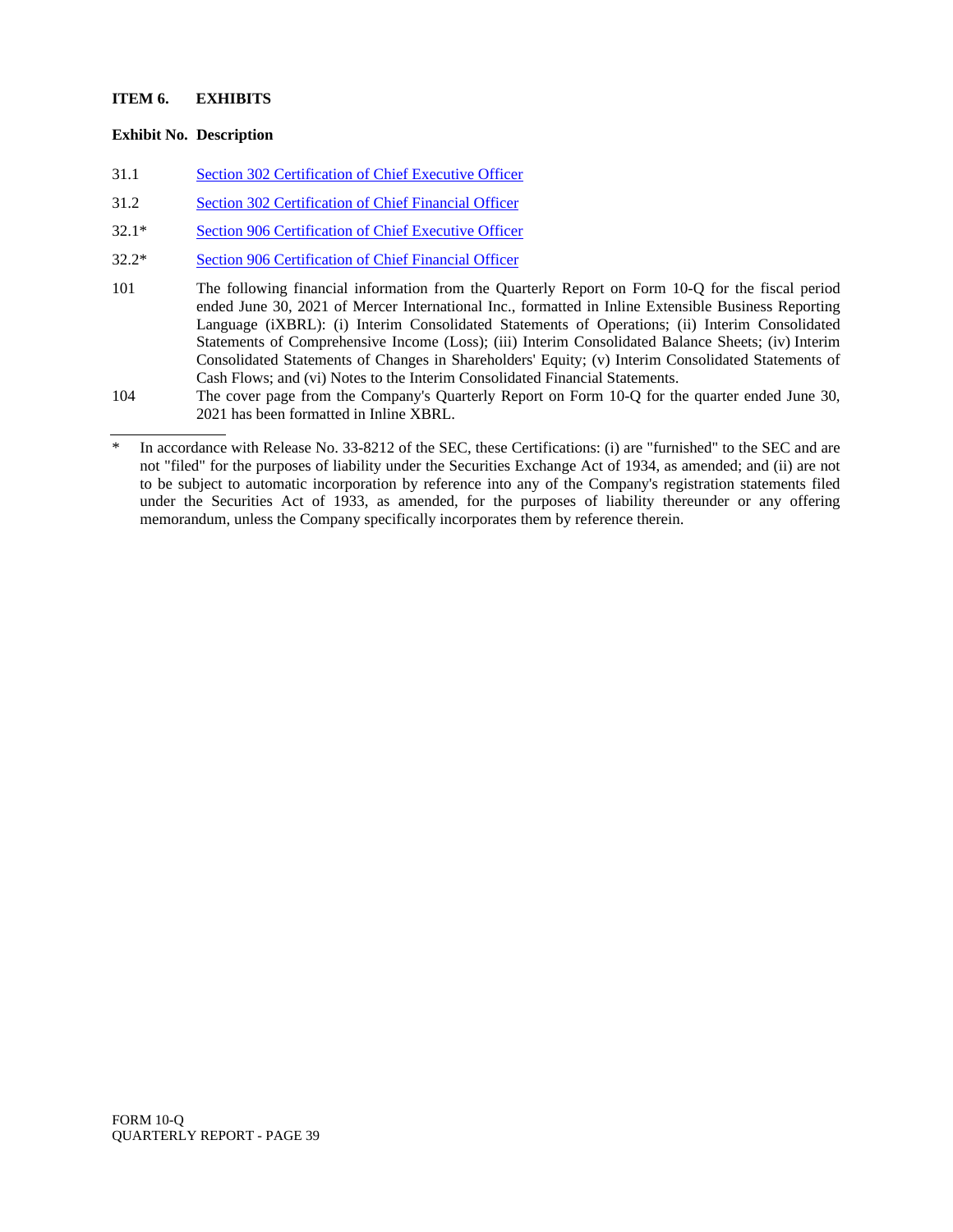### ITEM 6. EXHIBITS

| Exhibit No. | Description |
| --- | --- |
| 31.1 | Section 302 Certification of Chief Executive Officer |
| 31.2 | Section 302 Certification of Chief Financial Officer |
| 32.1* | Section 906 Certification of Chief Executive Officer |
| 32.2* | Section 906 Certification of Chief Financial Officer |
| 101 | The following financial information from the Quarterly Report on Form 10-Q for the fiscal period ended June 30, 2021 of Mercer International Inc., formatted in Inline Extensible Business Reporting Language (iXBRL): (i) Interim Consolidated Statements of Operations; (ii) Interim Consolidated Statements of Comprehensive Income (Loss); (iii) Interim Consolidated Balance Sheets; (iv) Interim Consolidated Statements of Changes in Shareholders' Equity; (v) Interim Consolidated Statements of Cash Flows; and (vi) Notes to the Interim Consolidated Financial Statements. |
| 104 | The cover page from the Company's Quarterly Report on Form 10-Q for the quarter ended June 30, 2021 has been formatted in Inline XBRL. |

---

* In accordance with Release No. 33-8212 of the SEC, these Certifications: (i) are "furnished" to the SEC and are not "filed" for the purposes of liability under the Securities Exchange Act of 1934, as amended; and (ii) are not to be subject to automatic incorporation by reference into any of the Company's registration statements filed under the Securities Act of 1933, as amended, for the purposes of liability thereunder or any offering memorandum, unless the Company specifically incorporates them by reference therein.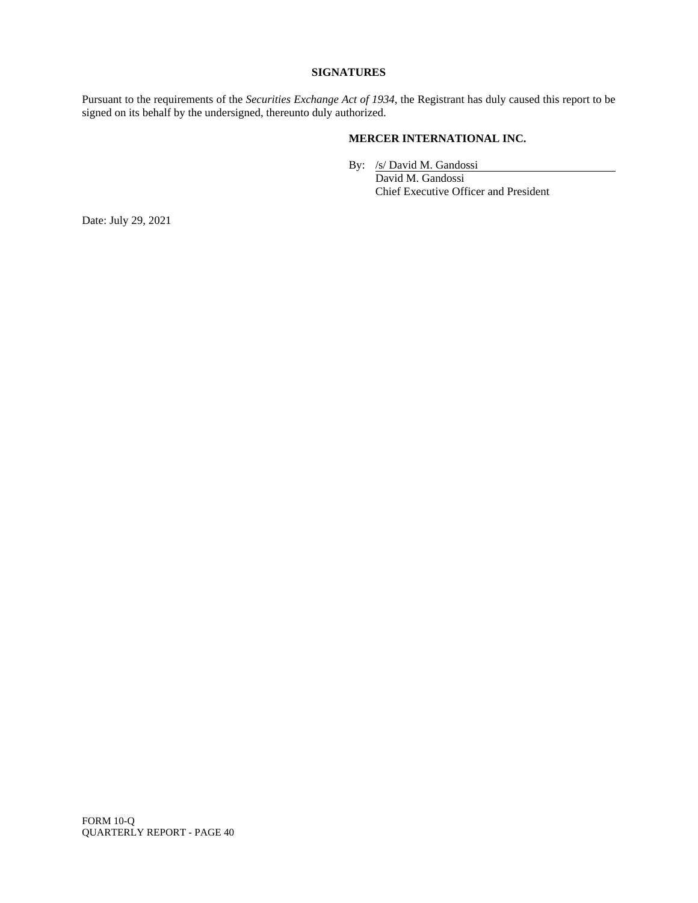## SIGNATURES

Pursuant to the requirements of the *Securities Exchange Act of 1934*, the Registrant has duly caused this report to be signed on its behalf by the undersigned, thereunto duly authorized.

**MERCER INTERNATIONAL INC.**

By: /s/ David M. Gandossi
David M. Gandossi
Chief Executive Officer and President

Date: July 29, 2021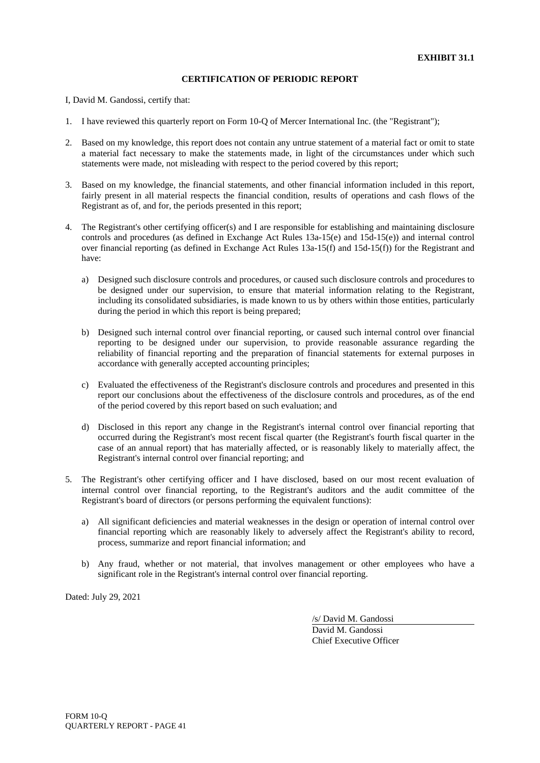**EXHIBIT 31.1**

**CERTIFICATION OF PERIODIC REPORT**

I, David M. Gandossi, certify that:

1. I have reviewed this quarterly report on Form 10-Q of Mercer International Inc. (the "Registrant");

2. Based on my knowledge, this report does not contain any untrue statement of a material fact or omit to state a material fact necessary to make the statements made, in light of the circumstances under which such statements were made, not misleading with respect to the period covered by this report;

3. Based on my knowledge, the financial statements, and other financial information included in this report, fairly present in all material respects the financial condition, results of operations and cash flows of the Registrant as of, and for, the periods presented in this report;

4. The Registrant's other certifying officer(s) and I are responsible for establishing and maintaining disclosure controls and procedures (as defined in Exchange Act Rules 13a-15(e) and 15d-15(e)) and internal control over financial reporting (as defined in Exchange Act Rules 13a-15(f) and 15d-15(f)) for the Registrant and have:

   a) Designed such disclosure controls and procedures, or caused such disclosure controls and procedures to be designed under our supervision, to ensure that material information relating to the Registrant, including its consolidated subsidiaries, is made known to us by others within those entities, particularly during the period in which this report is being prepared;

   b) Designed such internal control over financial reporting, or caused such internal control over financial reporting to be designed under our supervision, to provide reasonable assurance regarding the reliability of financial reporting and the preparation of financial statements for external purposes in accordance with generally accepted accounting principles;

   c) Evaluated the effectiveness of the Registrant's disclosure controls and procedures and presented in this report our conclusions about the effectiveness of the disclosure controls and procedures, as of the end of the period covered by this report based on such evaluation; and

   d) Disclosed in this report any change in the Registrant's internal control over financial reporting that occurred during the Registrant's most recent fiscal quarter (the Registrant's fourth fiscal quarter in the case of an annual report) that has materially affected, or is reasonably likely to materially affect, the Registrant's internal control over financial reporting; and

5. The Registrant's other certifying officer and I have disclosed, based on our most recent evaluation of internal control over financial reporting, to the Registrant's auditors and the audit committee of the Registrant's board of directors (or persons performing the equivalent functions):

   a) All significant deficiencies and material weaknesses in the design or operation of internal control over financial reporting which are reasonably likely to adversely affect the Registrant's ability to record, process, summarize and report financial information; and

   b) Any fraud, whether or not material, that involves management or other employees who have a significant role in the Registrant's internal control over financial reporting.

Dated: July 29, 2021

/s/ David M. Gandossi
David M. Gandossi
Chief Executive Officer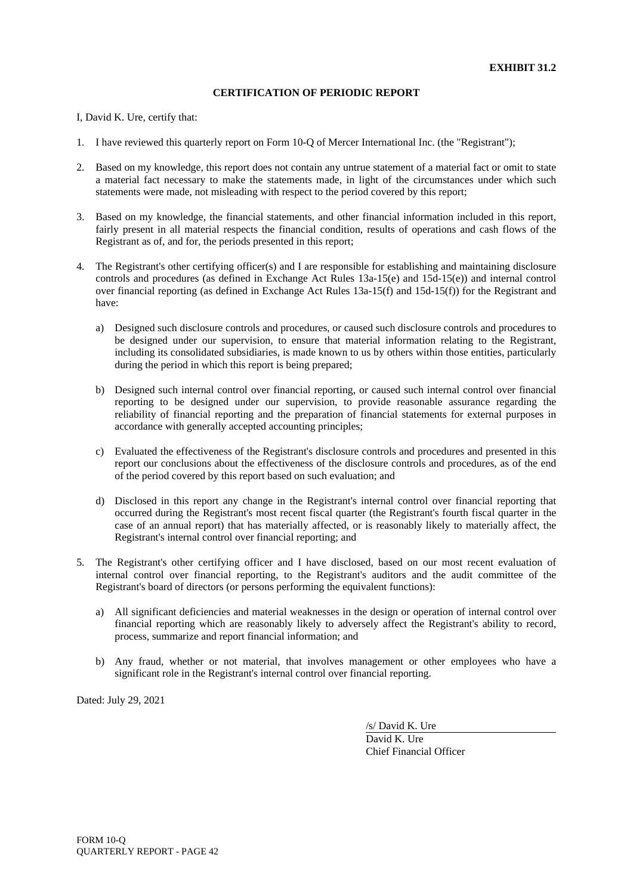**EXHIBIT 31.2**

**CERTIFICATION OF PERIODIC REPORT**

I, David K. Ure, certify that:

1. I have reviewed this quarterly report on Form 10-Q of Mercer International Inc. (the "Registrant");

2. Based on my knowledge, this report does not contain any untrue statement of a material fact or omit to state a material fact necessary to make the statements made, in light of the circumstances under which such statements were made, not misleading with respect to the period covered by this report;

3. Based on my knowledge, the financial statements, and other financial information included in this report, fairly present in all material respects the financial condition, results of operations and cash flows of the Registrant as of, and for, the periods presented in this report;

4. The Registrant's other certifying officer(s) and I are responsible for establishing and maintaining disclosure controls and procedures (as defined in Exchange Act Rules 13a-15(e) and 15d-15(e)) and internal control over financial reporting (as defined in Exchange Act Rules 13a-15(f) and 15d-15(f)) for the Registrant and have:

   a) Designed such disclosure controls and procedures, or caused such disclosure controls and procedures to be designed under our supervision, to ensure that material information relating to the Registrant, including its consolidated subsidiaries, is made known to us by others within those entities, particularly during the period in which this report is being prepared;

   b) Designed such internal control over financial reporting, or caused such internal control over financial reporting to be designed under our supervision, to provide reasonable assurance regarding the reliability of financial reporting and the preparation of financial statements for external purposes in accordance with generally accepted accounting principles;

   c) Evaluated the effectiveness of the Registrant's disclosure controls and procedures and presented in this report our conclusions about the effectiveness of the disclosure controls and procedures, as of the end of the period covered by this report based on such evaluation; and

   d) Disclosed in this report any change in the Registrant's internal control over financial reporting that occurred during the Registrant's most recent fiscal quarter (the Registrant's fourth fiscal quarter in the case of an annual report) that has materially affected, or is reasonably likely to materially affect, the Registrant's internal control over financial reporting; and

5. The Registrant's other certifying officer and I have disclosed, based on our most recent evaluation of internal control over financial reporting, to the Registrant's auditors and the audit committee of the Registrant's board of directors (or persons performing the equivalent functions):

   a) All significant deficiencies and material weaknesses in the design or operation of internal control over financial reporting which are reasonably likely to adversely affect the Registrant's ability to record, process, summarize and report financial information; and

   b) Any fraud, whether or not material, that involves management or other employees who have a significant role in the Registrant's internal control over financial reporting.

Dated: July 29, 2021

/s/ David K. Ure
David K. Ure
Chief Financial Officer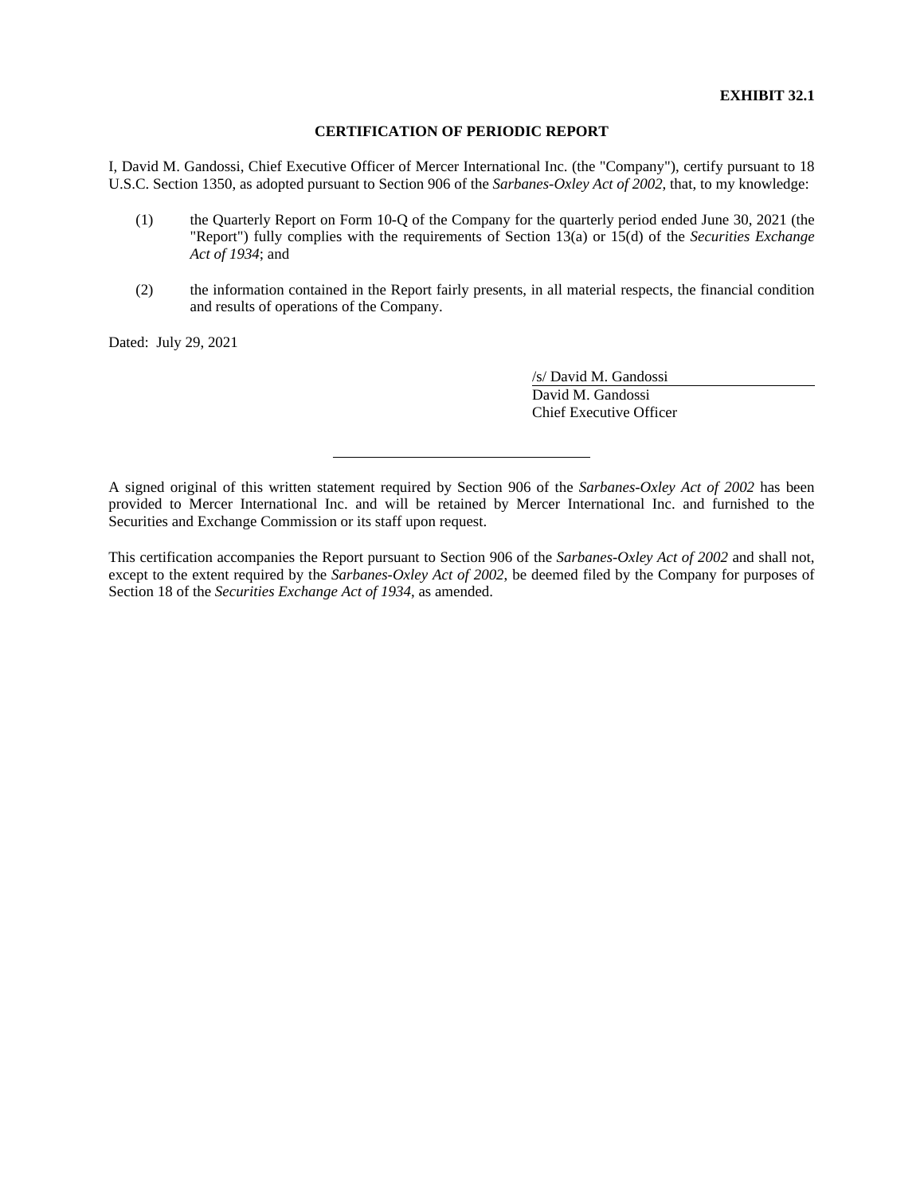**EXHIBIT 32.1**

## CERTIFICATION OF PERIODIC REPORT

I, David M. Gandossi, Chief Executive Officer of Mercer International Inc. (the "Company"), certify pursuant to 18 U.S.C. Section 1350, as adopted pursuant to Section 906 of the *Sarbanes-Oxley Act of 2002*, that, to my knowledge:

(1) the Quarterly Report on Form 10-Q of the Company for the quarterly period ended June 30, 2021 (the "Report") fully complies with the requirements of Section 13(a) or 15(d) of the *Securities Exchange Act of 1934*; and

(2) the information contained in the Report fairly presents, in all material respects, the financial condition and results of operations of the Company.

Dated: July 29, 2021

/s/ David M. Gandossi
David M. Gandossi
Chief Executive Officer

---

A signed original of this written statement required by Section 906 of the *Sarbanes-Oxley Act of 2002* has been provided to Mercer International Inc. and will be retained by Mercer International Inc. and furnished to the Securities and Exchange Commission or its staff upon request.

This certification accompanies the Report pursuant to Section 906 of the *Sarbanes-Oxley Act of 2002* and shall not, except to the extent required by the *Sarbanes-Oxley Act of 2002*, be deemed filed by the Company for purposes of Section 18 of the *Securities Exchange Act of 1934*, as amended.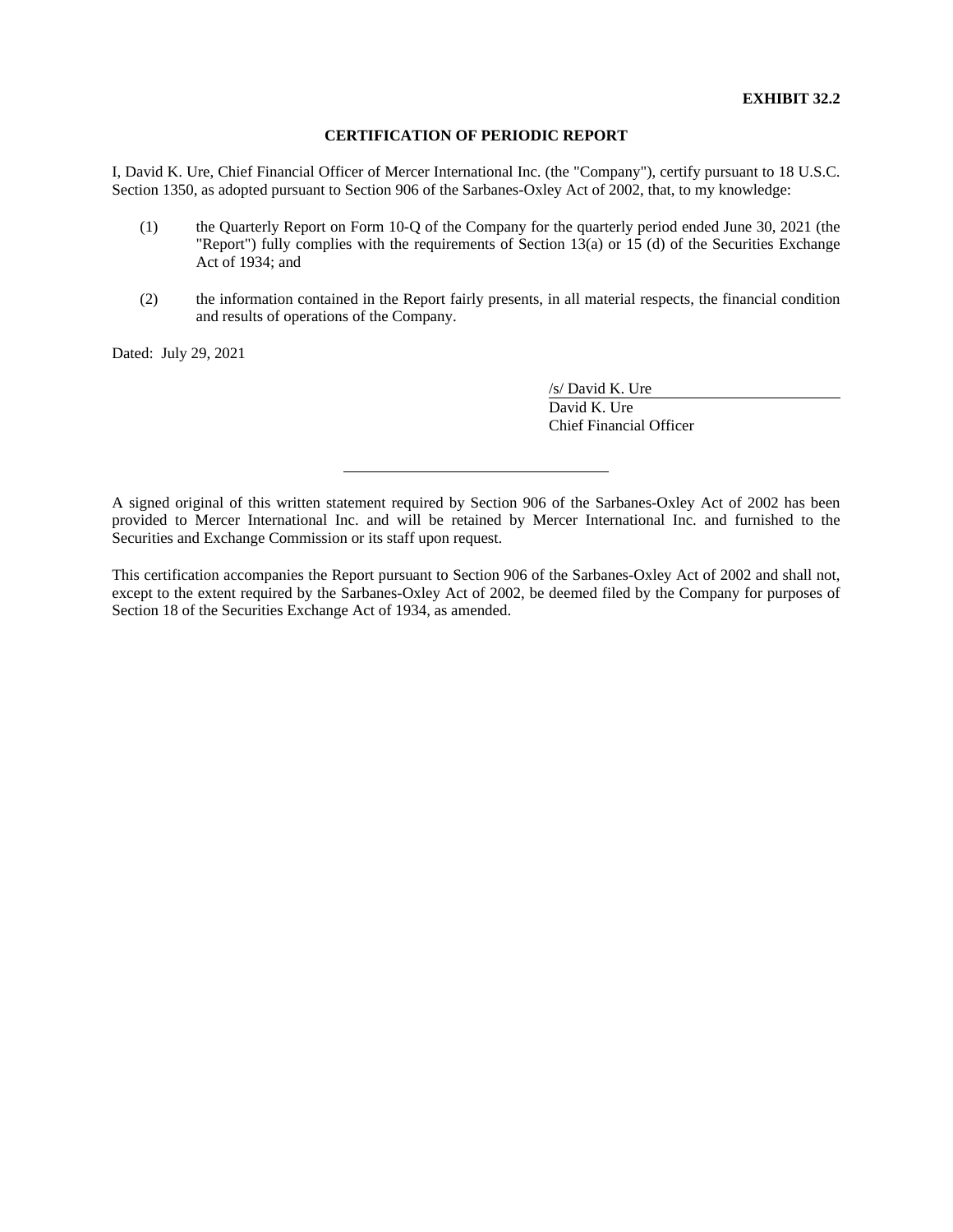**EXHIBIT 32.2**

**CERTIFICATION OF PERIODIC REPORT**

I, David K. Ure, Chief Financial Officer of Mercer International Inc. (the "Company"), certify pursuant to 18 U.S.C. Section 1350, as adopted pursuant to Section 906 of the Sarbanes-Oxley Act of 2002, that, to my knowledge:

(1) the Quarterly Report on Form 10-Q of the Company for the quarterly period ended June 30, 2021 (the "Report") fully complies with the requirements of Section 13(a) or 15 (d) of the Securities Exchange Act of 1934; and

(2) the information contained in the Report fairly presents, in all material respects, the financial condition and results of operations of the Company.

Dated: July 29, 2021

/s/ David K. Ure
David K. Ure
Chief Financial Officer

---

A signed original of this written statement required by Section 906 of the Sarbanes-Oxley Act of 2002 has been provided to Mercer International Inc. and will be retained by Mercer International Inc. and furnished to the Securities and Exchange Commission or its staff upon request.

This certification accompanies the Report pursuant to Section 906 of the Sarbanes-Oxley Act of 2002 and shall not, except to the extent required by the Sarbanes-Oxley Act of 2002, be deemed filed by the Company for purposes of Section 18 of the Securities Exchange Act of 1934, as amended.